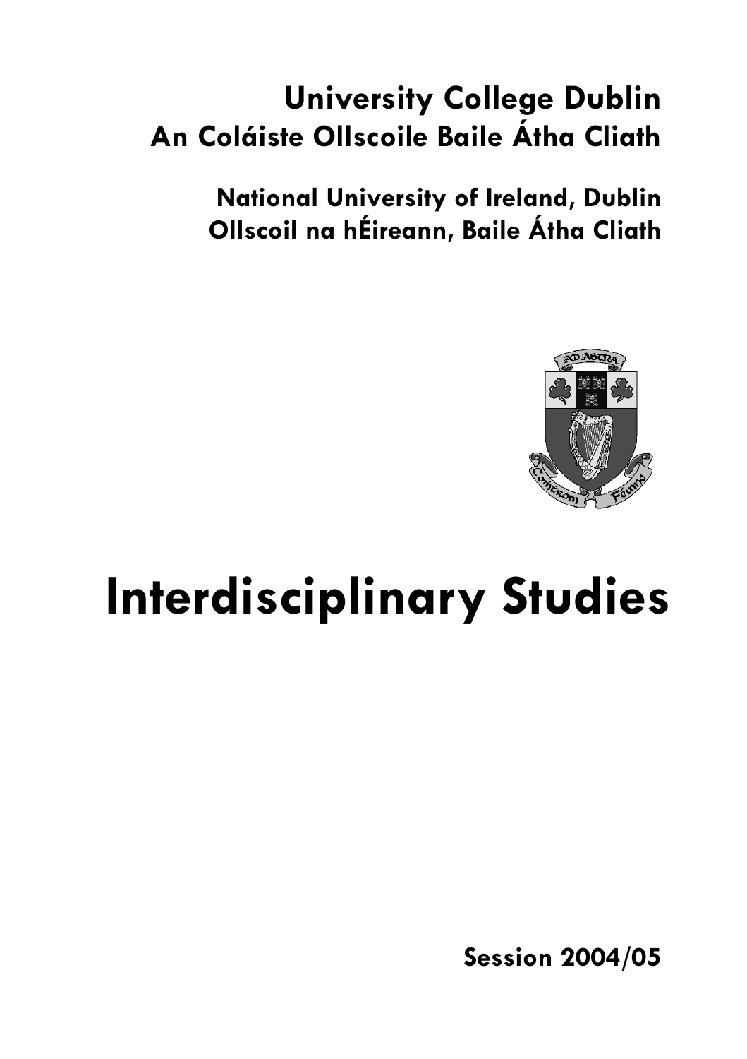**University College Dublin**
**An Coláiste Ollscoile Baile Átha Cliath**

---

**National University of Ireland, Dublin**
**Ollscoil na hÉireann, Baile Átha Cliath**

# Interdisciplinary Studies

---

**Session 2004/05**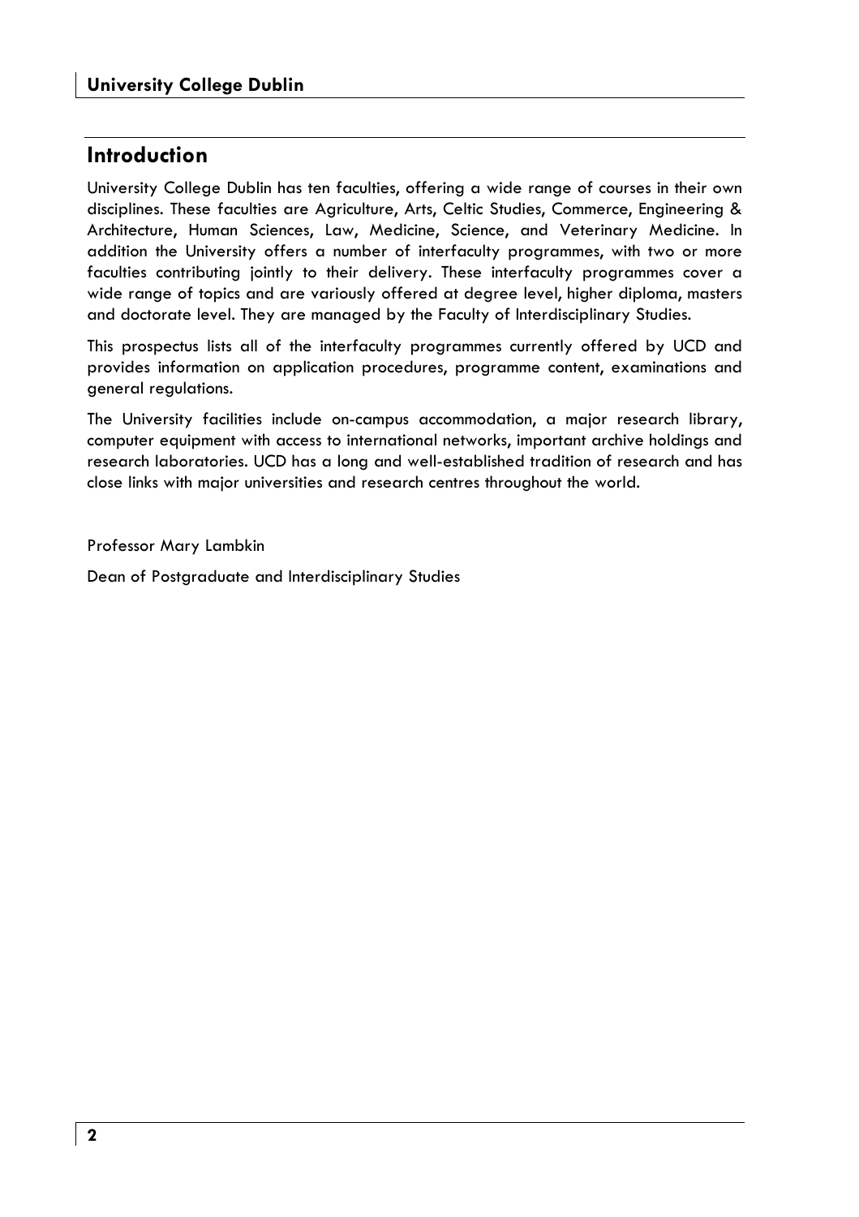## Introduction

University College Dublin has ten faculties, offering a wide range of courses in their own disciplines. These faculties are Agriculture, Arts, Celtic Studies, Commerce, Engineering & Architecture, Human Sciences, Law, Medicine, Science, and Veterinary Medicine. In addition the University offers a number of interfaculty programmes, with two or more faculties contributing jointly to their delivery. These interfaculty programmes cover a wide range of topics and are variously offered at degree level, higher diploma, masters and doctorate level. They are managed by the Faculty of Interdisciplinary Studies.

This prospectus lists all of the interfaculty programmes currently offered by UCD and provides information on application procedures, programme content, examinations and general regulations.

The University facilities include on-campus accommodation, a major research library, computer equipment with access to international networks, important archive holdings and research laboratories. UCD has a long and well-established tradition of research and has close links with major universities and research centres throughout the world.

Professor Mary Lambkin

Dean of Postgraduate and Interdisciplinary Studies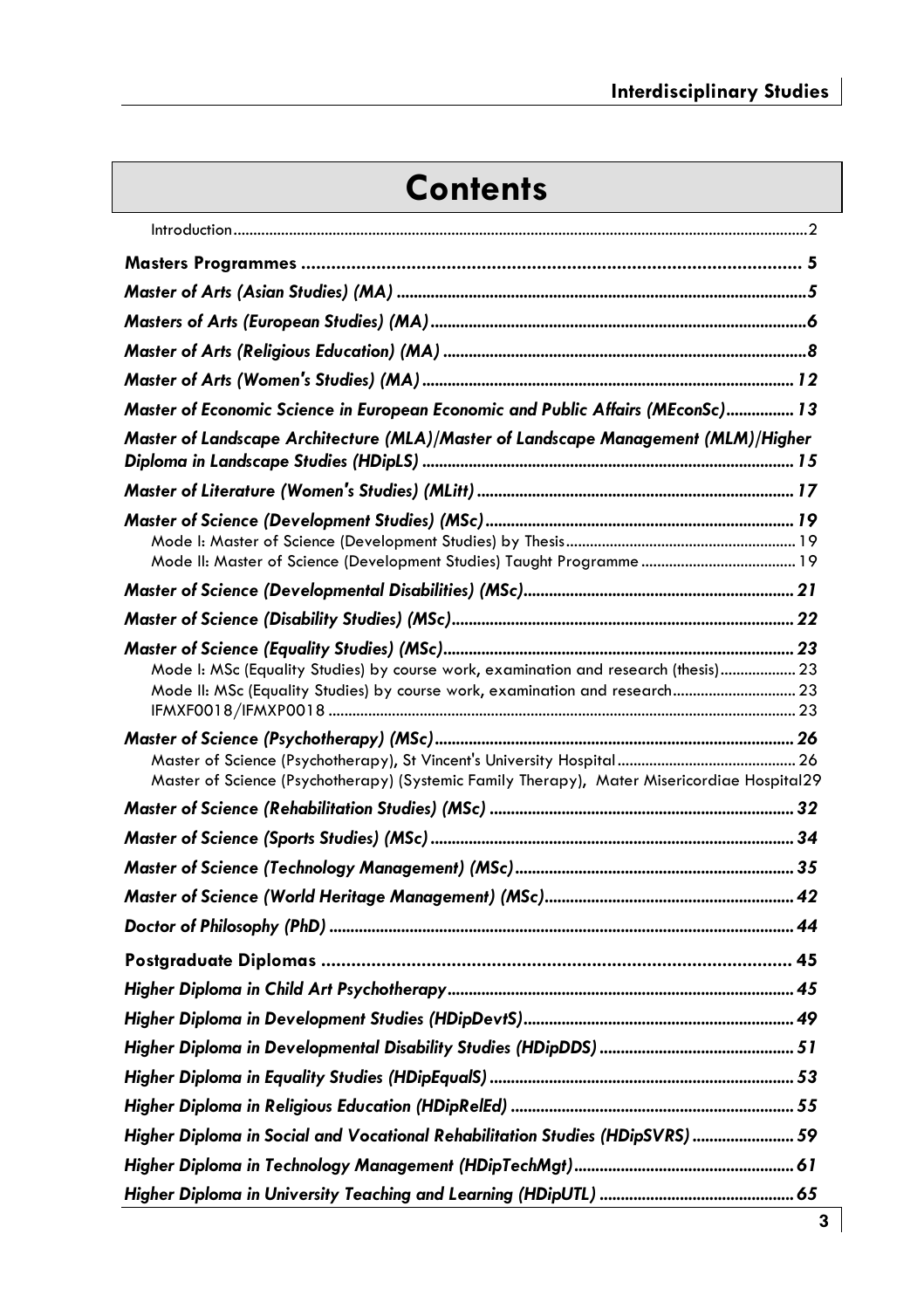# Contents

Introduction ..... 2

**Masters Programmes ..... 5**

***Master of Arts (Asian Studies) (MA) ..... 5***

***Masters of Arts (European Studies) (MA) ..... 6***

***Master of Arts (Religious Education) (MA) ..... 8***

***Master of Arts (Women's Studies) (MA) ..... 12***

***Master of Economic Science in European Economic and Public Affairs (MEconSc) ..... 13***

***Master of Landscape Architecture (MLA)/Master of Landscape Management (MLM)/Higher Diploma in Landscape Studies (HDipLS) ..... 15***

***Master of Literature (Women's Studies) (MLitt) ..... 17***

***Master of Science (Development Studies) (MSc) ..... 19***

Mode I: Master of Science (Development Studies) by Thesis ..... 19

Mode II: Master of Science (Development Studies) Taught Programme ..... 19

***Master of Science (Developmental Disabilities) (MSc) ..... 21***

***Master of Science (Disability Studies) (MSc) ..... 22***

***Master of Science (Equality Studies) (MSc) ..... 23***

Mode I: MSc (Equality Studies) by course work, examination and research (thesis) ..... 23

Mode II: MSc (Equality Studies) by course work, examination and research ..... 23

IFMXF0018/IFMXP0018 ..... 23

***Master of Science (Psychotherapy) (MSc) ..... 26***

Master of Science (Psychotherapy), St Vincent's University Hospital ..... 26

Master of Science (Psychotherapy) (Systemic Family Therapy), Mater Misericordiae Hospital ..... 29

***Master of Science (Rehabilitation Studies) (MSc) ..... 32***

***Master of Science (Sports Studies) (MSc) ..... 34***

***Master of Science (Technology Management) (MSc) ..... 35***

***Master of Science (World Heritage Management) (MSc) ..... 42***

***Doctor of Philosophy (PhD) ..... 44***

**Postgraduate Diplomas ..... 45**

***Higher Diploma in Child Art Psychotherapy ..... 45***

***Higher Diploma in Development Studies (HDipDevtS) ..... 49***

***Higher Diploma in Developmental Disability Studies (HDipDDS) ..... 51***

***Higher Diploma in Equality Studies (HDipEqualS) ..... 53***

***Higher Diploma in Religious Education (HDipRelEd) ..... 55***

***Higher Diploma in Social and Vocational Rehabilitation Studies (HDipSVRS) ..... 59***

***Higher Diploma in Technology Management (HDipTechMgt) ..... 61***

***Higher Diploma in University Teaching and Learning (HDipUTL) ..... 65***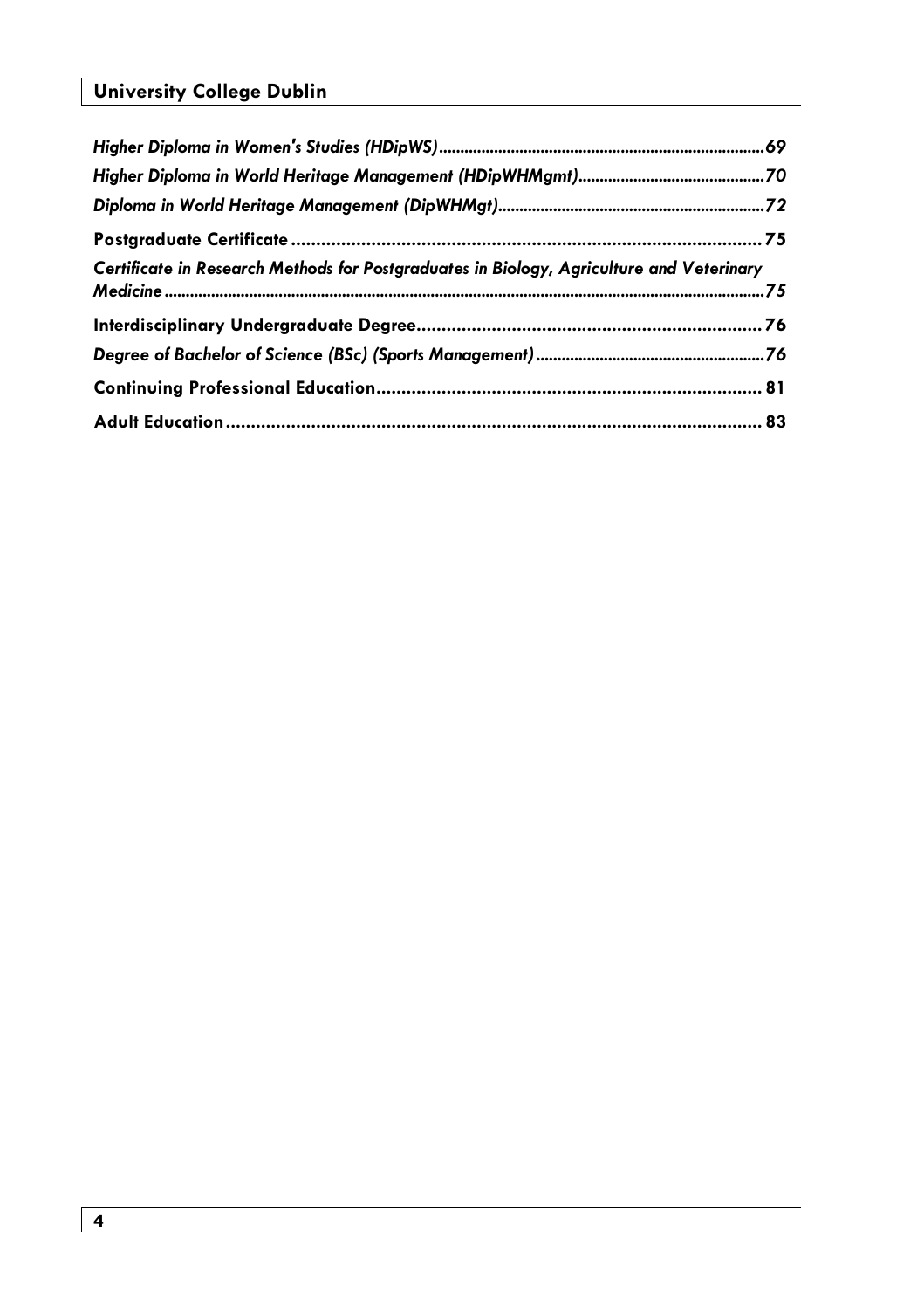*Higher Diploma in Women's Studies (HDipWS)............................................................................69*

*Higher Diploma in World Heritage Management (HDipWHMgmt)...........................................70*

*Diploma in World Heritage Management (DipWHMgt)..............................................................72*

**Postgraduate Certificate ............................................................................................. 75**

*Certificate in Research Methods for Postgraduates in Biology, Agriculture and Veterinary Medicine ...........................................................................................................................................75*

**Interdisciplinary Undergraduate Degree.................................................................... 76**

*Degree of Bachelor of Science (BSc) (Sports Management) .....................................................76*

**Continuing Professional Education............................................................................ 81**

**Adult Education .......................................................................................................... 83**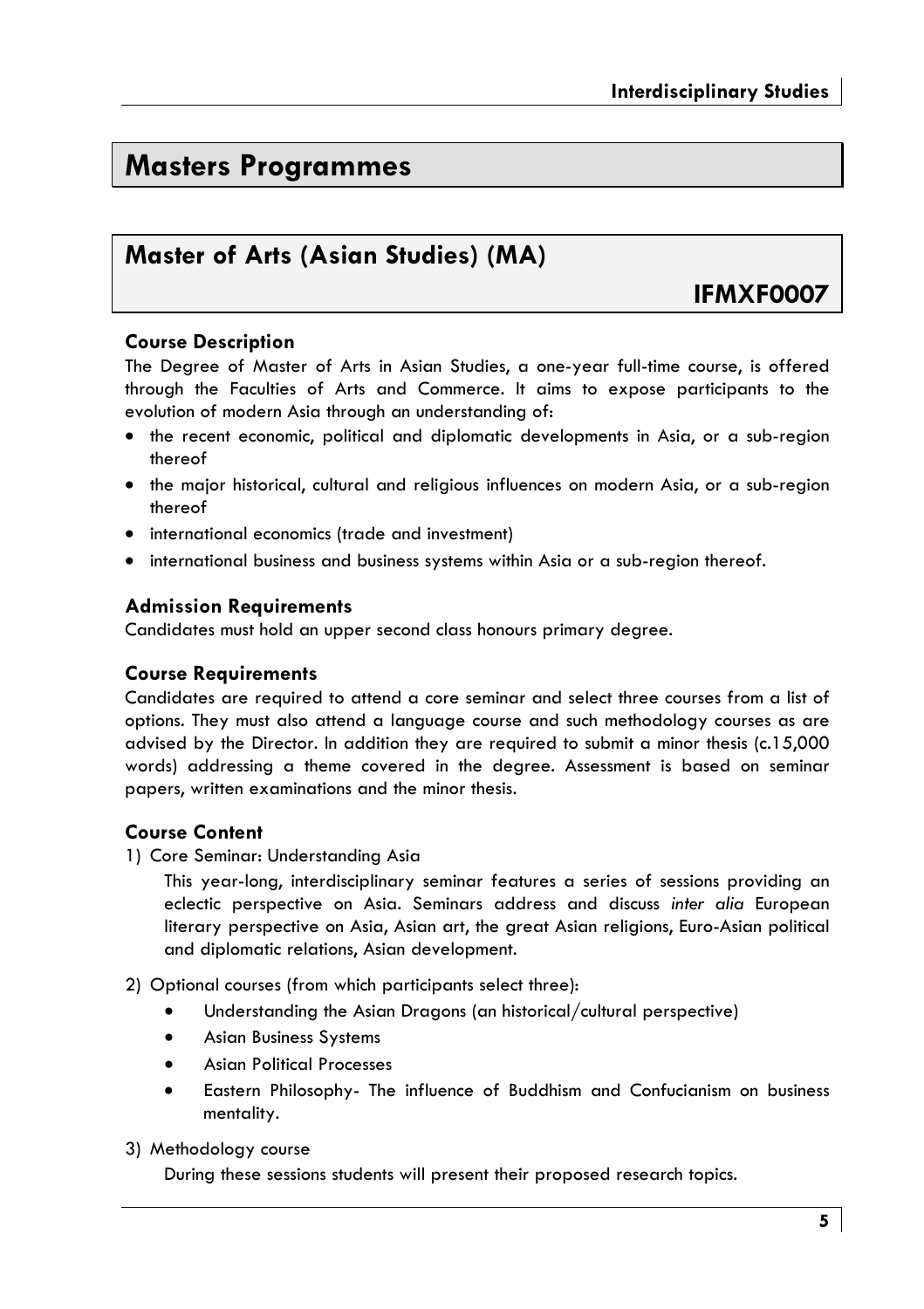# Masters Programmes

## Master of Arts (Asian Studies) (MA)

**IFMXF0007**

### Course Description

The Degree of Master of Arts in Asian Studies, a one-year full-time course, is offered through the Faculties of Arts and Commerce. It aims to expose participants to the evolution of modern Asia through an understanding of:

- the recent economic, political and diplomatic developments in Asia, or a sub-region thereof
- the major historical, cultural and religious influences on modern Asia, or a sub-region thereof
- international economics (trade and investment)
- international business and business systems within Asia or a sub-region thereof.

### Admission Requirements

Candidates must hold an upper second class honours primary degree.

### Course Requirements

Candidates are required to attend a core seminar and select three courses from a list of options. They must also attend a language course and such methodology courses as are advised by the Director. In addition they are required to submit a minor thesis (c.15,000 words) addressing a theme covered in the degree. Assessment is based on seminar papers, written examinations and the minor thesis.

### Course Content

1) Core Seminar: Understanding Asia

   This year-long, interdisciplinary seminar features a series of sessions providing an eclectic perspective on Asia. Seminars address and discuss *inter alia* European literary perspective on Asia, Asian art, the great Asian religions, Euro-Asian political and diplomatic relations, Asian development.

2) Optional courses (from which participants select three):

   - Understanding the Asian Dragons (an historical/cultural perspective)
   - Asian Business Systems
   - Asian Political Processes
   - Eastern Philosophy- The influence of Buddhism and Confucianism on business mentality.

3) Methodology course

   During these sessions students will present their proposed research topics.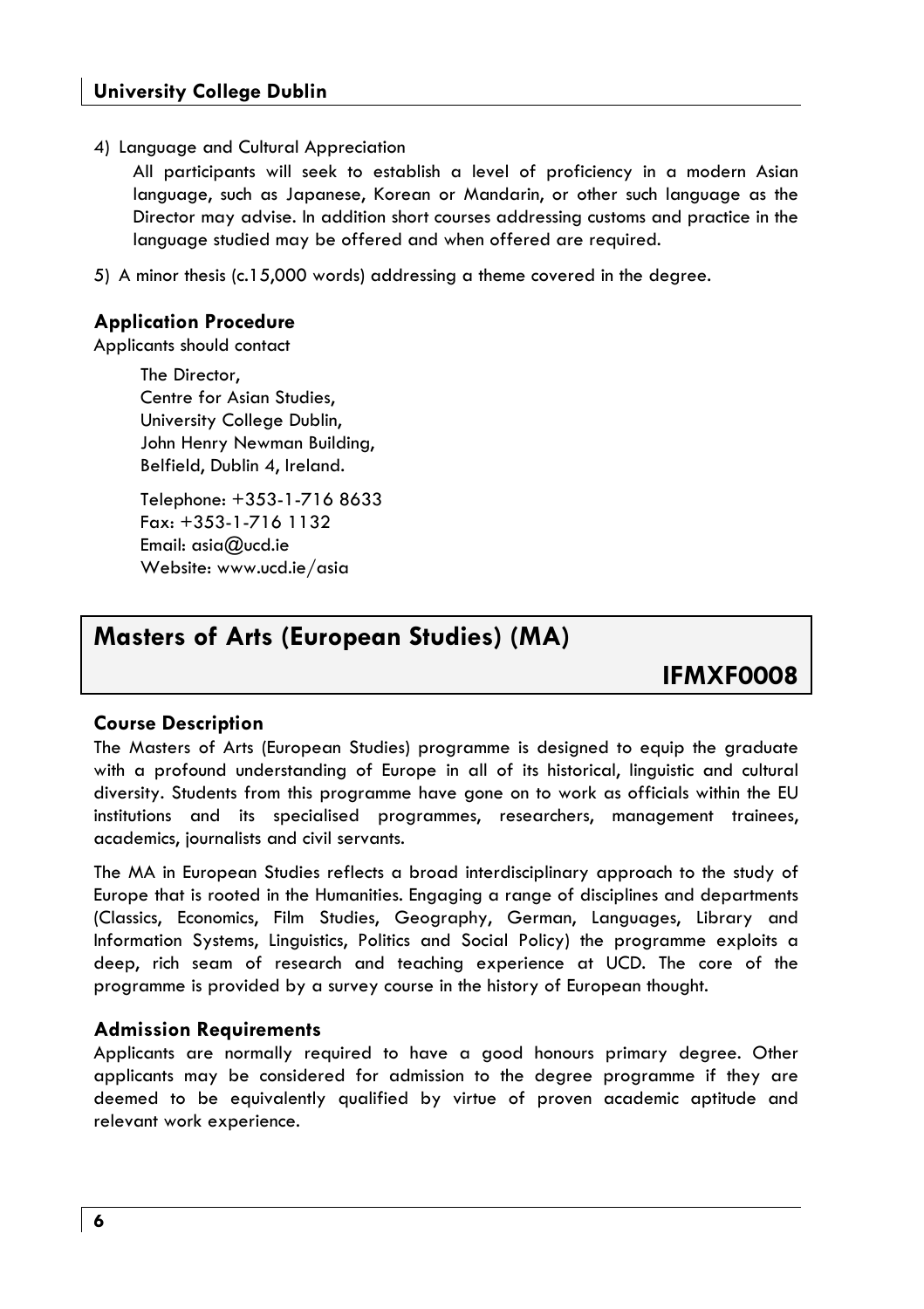4) Language and Cultural Appreciation

   All participants will seek to establish a level of proficiency in a modern Asian language, such as Japanese, Korean or Mandarin, or other such language as the Director may advise. In addition short courses addressing customs and practice in the language studied may be offered and when offered are required.

5) A minor thesis (c.15,000 words) addressing a theme covered in the degree.

### Application Procedure

Applicants should contact

> The Director,
> Centre for Asian Studies,
> University College Dublin,
> John Henry Newman Building,
> Belfield, Dublin 4, Ireland.
>
> Telephone: +353-1-716 8633
> Fax: +353-1-716 1132
> Email: asia@ucd.ie
> Website: www.ucd.ie/asia

## Masters of Arts (European Studies) (MA)

**IFMXF0008**

### Course Description

The Masters of Arts (European Studies) programme is designed to equip the graduate with a profound understanding of Europe in all of its historical, linguistic and cultural diversity. Students from this programme have gone on to work as officials within the EU institutions and its specialised programmes, researchers, management trainees, academics, journalists and civil servants.

The MA in European Studies reflects a broad interdisciplinary approach to the study of Europe that is rooted in the Humanities. Engaging a range of disciplines and departments (Classics, Economics, Film Studies, Geography, German, Languages, Library and Information Systems, Linguistics, Politics and Social Policy) the programme exploits a deep, rich seam of research and teaching experience at UCD. The core of the programme is provided by a survey course in the history of European thought.

### Admission Requirements

Applicants are normally required to have a good honours primary degree. Other applicants may be considered for admission to the degree programme if they are deemed to be equivalently qualified by virtue of proven academic aptitude and relevant work experience.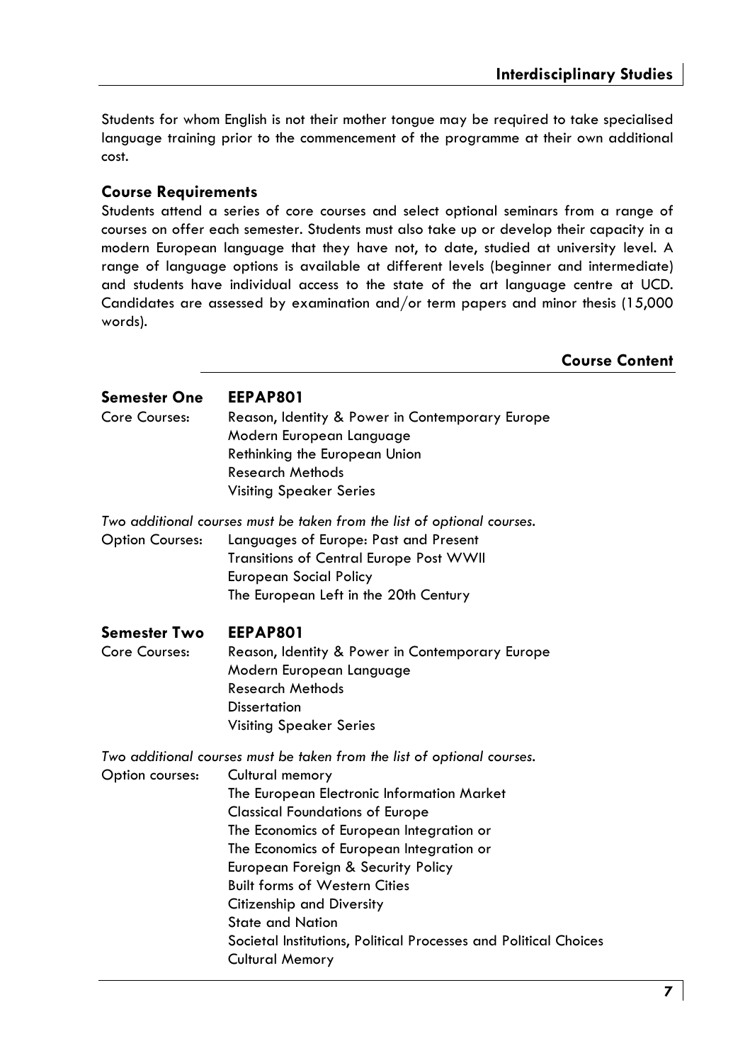Students for whom English is not their mother tongue may be required to take specialised language training prior to the commencement of the programme at their own additional cost.

### Course Requirements

Students attend a series of core courses and select optional seminars from a range of courses on offer each semester. Students must also take up or develop their capacity in a modern European language that they have not, to date, studied at university level. A range of language options is available at different levels (beginner and intermediate) and students have individual access to the state of the art language centre at UCD. Candidates are assessed by examination and/or term papers and minor thesis (15,000 words).

## Course Content

**Semester One** **EEPAP801**

Core Courses:
- Reason, Identity & Power in Contemporary Europe
- Modern European Language
- Rethinking the European Union
- Research Methods
- Visiting Speaker Series

*Two additional courses must be taken from the list of optional courses.*

Option Courses:
- Languages of Europe: Past and Present
- Transitions of Central Europe Post WWII
- European Social Policy
- The European Left in the 20th Century

**Semester Two** **EEPAP801**

Core Courses:
- Reason, Identity & Power in Contemporary Europe
- Modern European Language
- Research Methods
- Dissertation
- Visiting Speaker Series

*Two additional courses must be taken from the list of optional courses.*

Option courses:
- Cultural memory
- The European Electronic Information Market
- Classical Foundations of Europe
- The Economics of European Integration or
- The Economics of European Integration or
- European Foreign & Security Policy
- Built forms of Western Cities
- Citizenship and Diversity
- State and Nation
- Societal Institutions, Political Processes and Political Choices
- Cultural Memory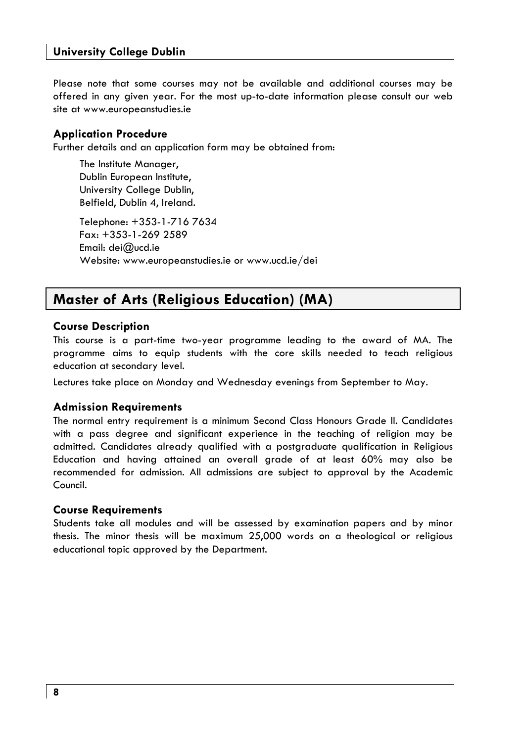Please note that some courses may not be available and additional courses may be offered in any given year. For the most up-to-date information please consult our web site at www.europeanstudies.ie

### Application Procedure

Further details and an application form may be obtained from:

The Institute Manager,
Dublin European Institute,
University College Dublin,
Belfield, Dublin 4, Ireland.

Telephone: +353-1-716 7634
Fax: +353-1-269 2589
Email: dei@ucd.ie
Website: www.europeanstudies.ie or www.ucd.ie/dei

## Master of Arts (Religious Education) (MA)

### Course Description

This course is a part-time two-year programme leading to the award of MA. The programme aims to equip students with the core skills needed to teach religious education at secondary level.

Lectures take place on Monday and Wednesday evenings from September to May.

### Admission Requirements

The normal entry requirement is a minimum Second Class Honours Grade II. Candidates with a pass degree and significant experience in the teaching of religion may be admitted. Candidates already qualified with a postgraduate qualification in Religious Education and having attained an overall grade of at least 60% may also be recommended for admission. All admissions are subject to approval by the Academic Council.

### Course Requirements

Students take all modules and will be assessed by examination papers and by minor thesis. The minor thesis will be maximum 25,000 words on a theological or religious educational topic approved by the Department.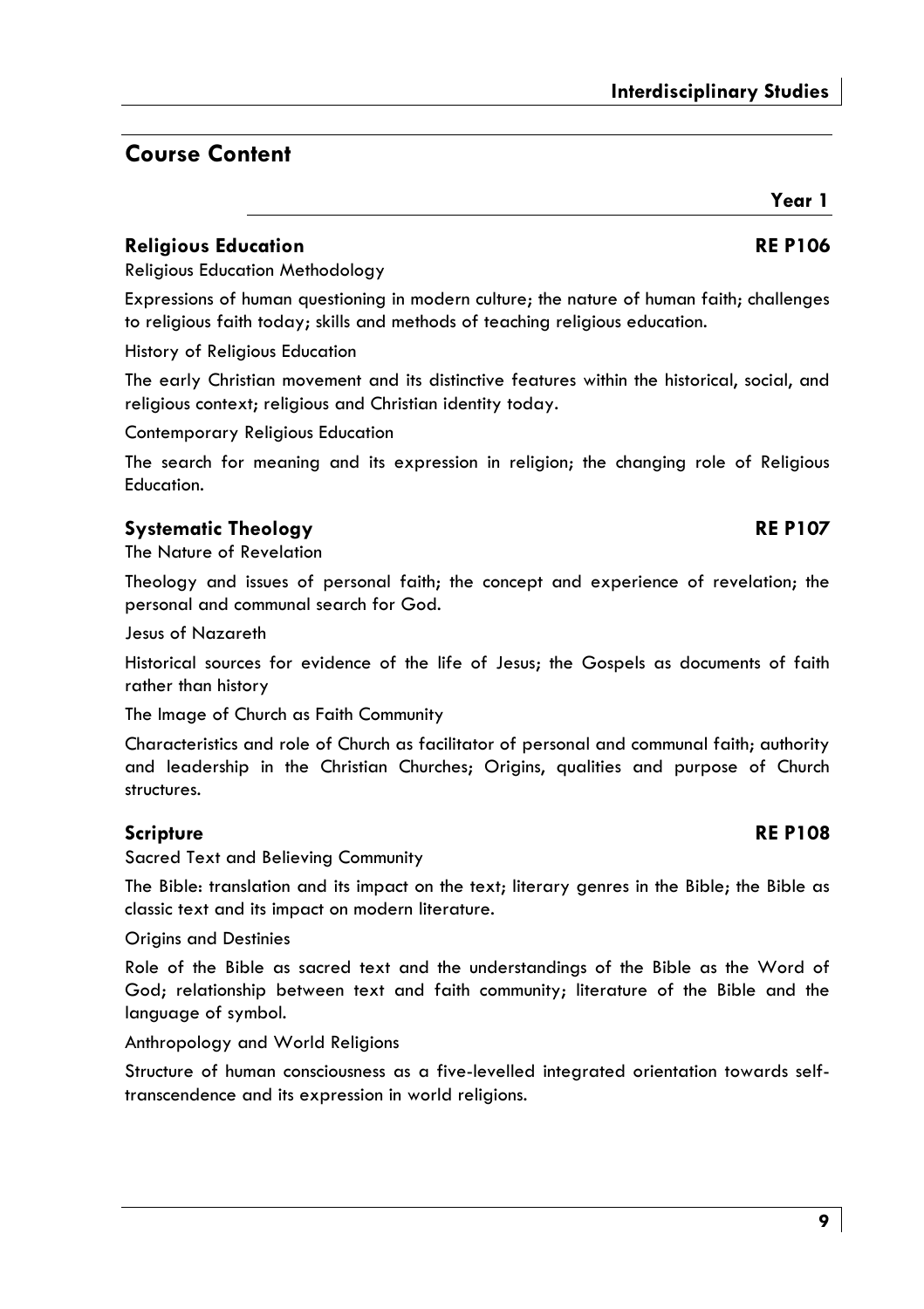## Course Content

### Year 1

### Religious Education — RE P106

Religious Education Methodology

Expressions of human questioning in modern culture; the nature of human faith; challenges to religious faith today; skills and methods of teaching religious education.

History of Religious Education

The early Christian movement and its distinctive features within the historical, social, and religious context; religious and Christian identity today.

Contemporary Religious Education

The search for meaning and its expression in religion; the changing role of Religious Education.

### Systematic Theology — RE P107

The Nature of Revelation

Theology and issues of personal faith; the concept and experience of revelation; the personal and communal search for God.

Jesus of Nazareth

Historical sources for evidence of the life of Jesus; the Gospels as documents of faith rather than history

The Image of Church as Faith Community

Characteristics and role of Church as facilitator of personal and communal faith; authority and leadership in the Christian Churches; Origins, qualities and purpose of Church structures.

### Scripture — RE P108

Sacred Text and Believing Community

The Bible: translation and its impact on the text; literary genres in the Bible; the Bible as classic text and its impact on modern literature.

Origins and Destinies

Role of the Bible as sacred text and the understandings of the Bible as the Word of God; relationship between text and faith community; literature of the Bible and the language of symbol.

Anthropology and World Religions

Structure of human consciousness as a five-levelled integrated orientation towards self-transcendence and its expression in world religions.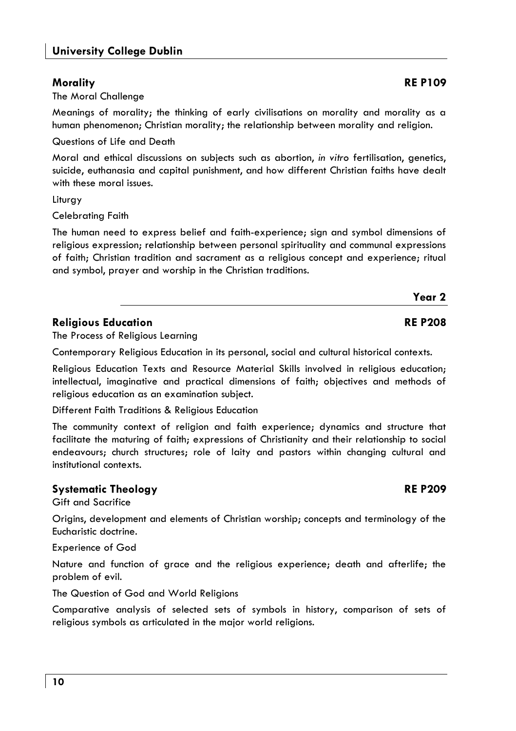## Morality — RE P109

The Moral Challenge

Meanings of morality; the thinking of early civilisations on morality and morality as a human phenomenon; Christian morality; the relationship between morality and religion.

Questions of Life and Death

Moral and ethical discussions on subjects such as abortion, *in vitro* fertilisation, genetics, suicide, euthanasia and capital punishment, and how different Christian faiths have dealt with these moral issues.

Liturgy

Celebrating Faith

The human need to express belief and faith-experience; sign and symbol dimensions of religious expression; relationship between personal spirituality and communal expressions of faith; Christian tradition and sacrament as a religious concept and experience; ritual and symbol, prayer and worship in the Christian traditions.

# Year 2

## Religious Education — RE P208

The Process of Religious Learning

Contemporary Religious Education in its personal, social and cultural historical contexts.

Religious Education Texts and Resource Material Skills involved in religious education; intellectual, imaginative and practical dimensions of faith; objectives and methods of religious education as an examination subject.

Different Faith Traditions & Religious Education

The community context of religion and faith experience; dynamics and structure that facilitate the maturing of faith; expressions of Christianity and their relationship to social endeavours; church structures; role of laity and pastors within changing cultural and institutional contexts.

## Systematic Theology — RE P209

Gift and Sacrifice

Origins, development and elements of Christian worship; concepts and terminology of the Eucharistic doctrine.

Experience of God

Nature and function of grace and the religious experience; death and afterlife; the problem of evil.

The Question of God and World Religions

Comparative analysis of selected sets of symbols in history, comparison of sets of religious symbols as articulated in the major world religions.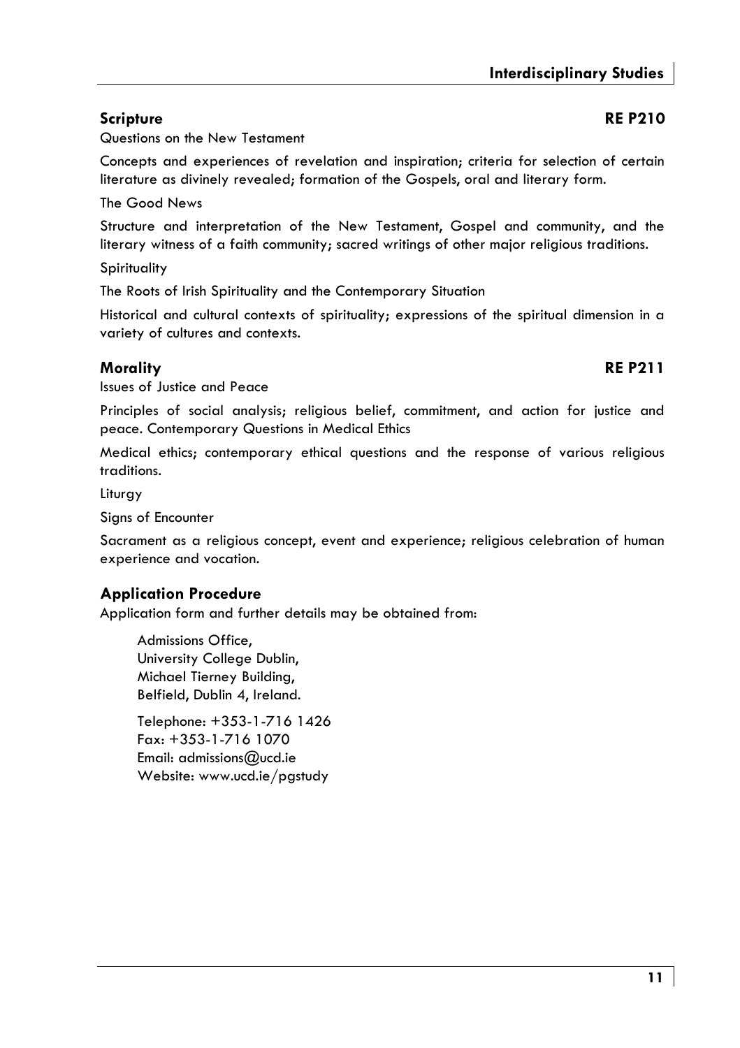### Scripture RE P210

Questions on the New Testament

Concepts and experiences of revelation and inspiration; criteria for selection of certain literature as divinely revealed; formation of the Gospels, oral and literary form.

The Good News

Structure and interpretation of the New Testament, Gospel and community, and the literary witness of a faith community; sacred writings of other major religious traditions.

Spirituality

The Roots of Irish Spirituality and the Contemporary Situation

Historical and cultural contexts of spirituality; expressions of the spiritual dimension in a variety of cultures and contexts.

### Morality RE P211

Issues of Justice and Peace

Principles of social analysis; religious belief, commitment, and action for justice and peace. Contemporary Questions in Medical Ethics

Medical ethics; contemporary ethical questions and the response of various religious traditions.

Liturgy

Signs of Encounter

Sacrament as a religious concept, event and experience; religious celebration of human experience and vocation.

### Application Procedure

Application form and further details may be obtained from:

Admissions Office,
University College Dublin,
Michael Tierney Building,
Belfield, Dublin 4, Ireland.

Telephone: +353-1-716 1426
Fax: +353-1-716 1070
Email: admissions@ucd.ie
Website: www.ucd.ie/pgstudy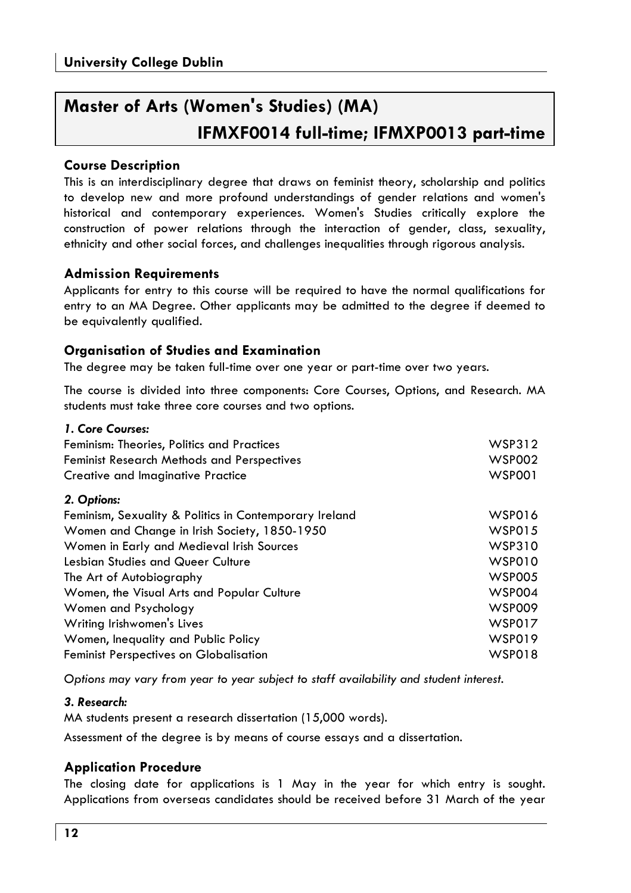# Master of Arts (Women's Studies) (MA)

## IFMXF0014 full-time; IFMXP0013 part-time

### Course Description

This is an interdisciplinary degree that draws on feminist theory, scholarship and politics to develop new and more profound understandings of gender relations and women's historical and contemporary experiences. Women's Studies critically explore the construction of power relations through the interaction of gender, class, sexuality, ethnicity and other social forces, and challenges inequalities through rigorous analysis.

### Admission Requirements

Applicants for entry to this course will be required to have the normal qualifications for entry to an MA Degree. Other applicants may be admitted to the degree if deemed to be equivalently qualified.

### Organisation of Studies and Examination

The degree may be taken full-time over one year or part-time over two years.

The course is divided into three components: Core Courses, Options, and Research. MA students must take three core courses and two options.

*1. Core Courses:*

| | |
|---|---|
| Feminism: Theories, Politics and Practices | WSP312 |
| Feminist Research Methods and Perspectives | WSP002 |
| Creative and Imaginative Practice | WSP001 |

*2. Options:*

| | |
|---|---|
| Feminism, Sexuality & Politics in Contemporary Ireland | WSP016 |
| Women and Change in Irish Society, 1850-1950 | WSP015 |
| Women in Early and Medieval Irish Sources | WSP310 |
| Lesbian Studies and Queer Culture | WSP010 |
| The Art of Autobiography | WSP005 |
| Women, the Visual Arts and Popular Culture | WSP004 |
| Women and Psychology | WSP009 |
| Writing Irishwomen's Lives | WSP017 |
| Women, Inequality and Public Policy | WSP019 |
| Feminist Perspectives on Globalisation | WSP018 |

*Options may vary from year to year subject to staff availability and student interest.*

*3. Research:*

MA students present a research dissertation (15,000 words).

Assessment of the degree is by means of course essays and a dissertation.

### Application Procedure

The closing date for applications is 1 May in the year for which entry is sought. Applications from overseas candidates should be received before 31 March of the year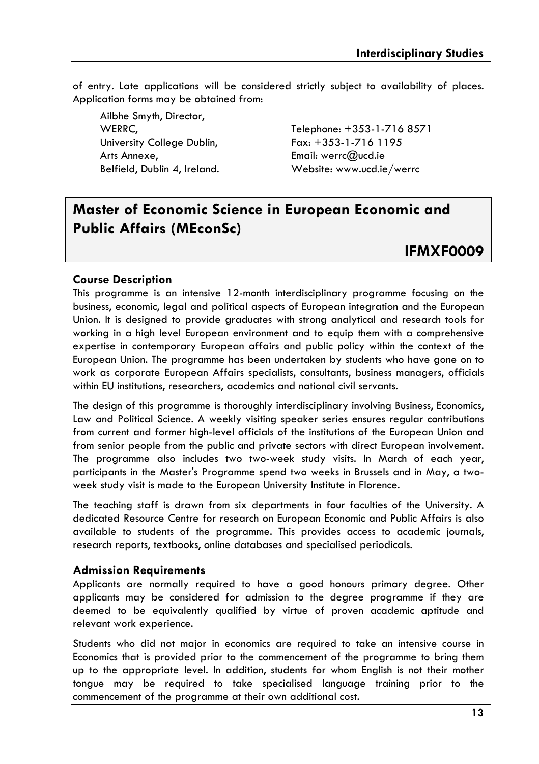of entry. Late applications will be considered strictly subject to availability of places. Application forms may be obtained from:

Ailbhe Smyth, Director,
WERRC,
University College Dublin,
Arts Annexe,
Belfield, Dublin 4, Ireland.

Telephone: +353-1-716 8571
Fax: +353-1-716 1195
Email: werrc@ucd.ie
Website: www.ucd.ie/werrc

## Master of Economic Science in European Economic and Public Affairs (MEconSc)

**IFMXF0009**

### Course Description

This programme is an intensive 12-month interdisciplinary programme focusing on the business, economic, legal and political aspects of European integration and the European Union. It is designed to provide graduates with strong analytical and research tools for working in a high level European environment and to equip them with a comprehensive expertise in contemporary European affairs and public policy within the context of the European Union. The programme has been undertaken by students who have gone on to work as corporate European Affairs specialists, consultants, business managers, officials within EU institutions, researchers, academics and national civil servants.

The design of this programme is thoroughly interdisciplinary involving Business, Economics, Law and Political Science. A weekly visiting speaker series ensures regular contributions from current and former high-level officials of the institutions of the European Union and from senior people from the public and private sectors with direct European involvement. The programme also includes two two-week study visits. In March of each year, participants in the Master's Programme spend two weeks in Brussels and in May, a two-week study visit is made to the European University Institute in Florence.

The teaching staff is drawn from six departments in four faculties of the University. A dedicated Resource Centre for research on European Economic and Public Affairs is also available to students of the programme. This provides access to academic journals, research reports, textbooks, online databases and specialised periodicals.

### Admission Requirements

Applicants are normally required to have a good honours primary degree. Other applicants may be considered for admission to the degree programme if they are deemed to be equivalently qualified by virtue of proven academic aptitude and relevant work experience.

Students who did not major in economics are required to take an intensive course in Economics that is provided prior to the commencement of the programme to bring them up to the appropriate level. In addition, students for whom English is not their mother tongue may be required to take specialised language training prior to the commencement of the programme at their own additional cost.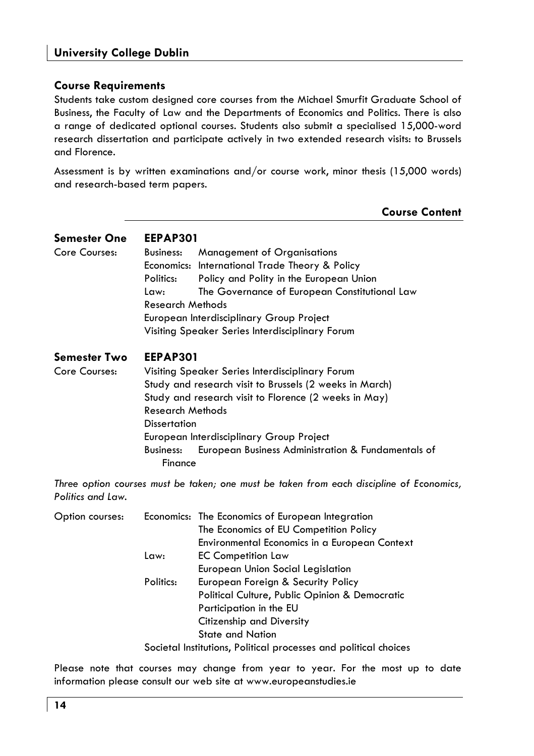## Course Requirements

Students take custom designed core courses from the Michael Smurfit Graduate School of Business, the Faculty of Law and the Departments of Economics and Politics. There is also a range of dedicated optional courses. Students also submit a specialised 15,000-word research dissertation and participate actively in two extended research visits: to Brussels and Florence.

Assessment is by written examinations and/or course work, minor thesis (15,000 words) and research-based term papers.

## Course Content

### Semester One — EEPAP301

Core Courses:

- Business: Management of Organisations
- Economics: International Trade Theory & Policy
- Politics: Policy and Polity in the European Union
- Law: The Governance of European Constitutional Law
- Research Methods
- European Interdisciplinary Group Project
- Visiting Speaker Series Interdisciplinary Forum

### Semester Two — EEPAP301

Core Courses:

- Visiting Speaker Series Interdisciplinary Forum
- Study and research visit to Brussels (2 weeks in March)
- Study and research visit to Florence (2 weeks in May)
- Research Methods
- Dissertation
- European Interdisciplinary Group Project
- Business: European Business Administration & Fundamentals of Finance

*Three option courses must be taken; one must be taken from each discipline of Economics, Politics and Law.*

Option courses:

- Economics:
  - The Economics of European Integration
  - The Economics of EU Competition Policy
  - Environmental Economics in a European Context
- Law:
  - EC Competition Law
  - European Union Social Legislation
- Politics:
  - European Foreign & Security Policy
  - Political Culture, Public Opinion & Democratic Participation in the EU
  - Citizenship and Diversity
  - State and Nation
- Societal Institutions, Political processes and political choices

Please note that courses may change from year to year. For the most up to date information please consult our web site at www.europeanstudies.ie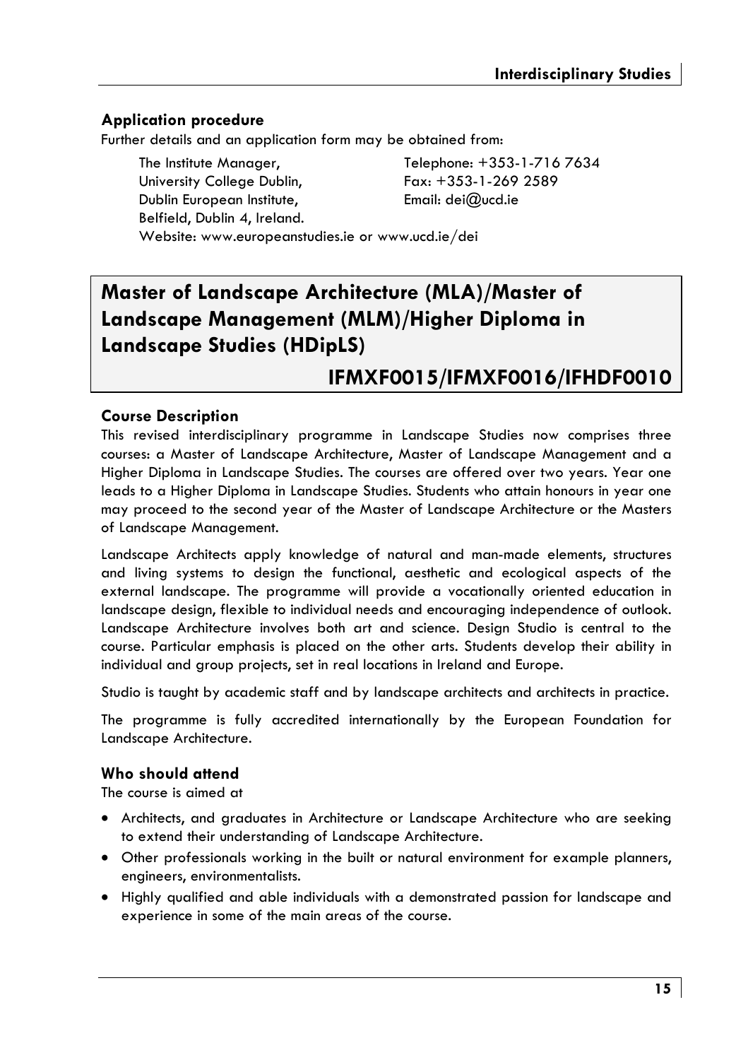### Application procedure

Further details and an application form may be obtained from:

The Institute Manager,
University College Dublin,
Dublin European Institute,
Belfield, Dublin 4, Ireland.

Telephone: +353-1-716 7634
Fax: +353-1-269 2589
Email: dei@ucd.ie

Website: www.europeanstudies.ie or www.ucd.ie/dei

## Master of Landscape Architecture (MLA)/Master of Landscape Management (MLM)/Higher Diploma in Landscape Studies (HDipLS)

## IFMXF0015/IFMXF0016/IFHDF0010

### Course Description

This revised interdisciplinary programme in Landscape Studies now comprises three courses: a Master of Landscape Architecture, Master of Landscape Management and a Higher Diploma in Landscape Studies. The courses are offered over two years. Year one leads to a Higher Diploma in Landscape Studies. Students who attain honours in year one may proceed to the second year of the Master of Landscape Architecture or the Masters of Landscape Management.

Landscape Architects apply knowledge of natural and man-made elements, structures and living systems to design the functional, aesthetic and ecological aspects of the external landscape. The programme will provide a vocationally oriented education in landscape design, flexible to individual needs and encouraging independence of outlook. Landscape Architecture involves both art and science. Design Studio is central to the course. Particular emphasis is placed on the other arts. Students develop their ability in individual and group projects, set in real locations in Ireland and Europe.

Studio is taught by academic staff and by landscape architects and architects in practice.

The programme is fully accredited internationally by the European Foundation for Landscape Architecture.

### Who should attend

The course is aimed at

- Architects, and graduates in Architecture or Landscape Architecture who are seeking to extend their understanding of Landscape Architecture.
- Other professionals working in the built or natural environment for example planners, engineers, environmentalists.
- Highly qualified and able individuals with a demonstrated passion for landscape and experience in some of the main areas of the course.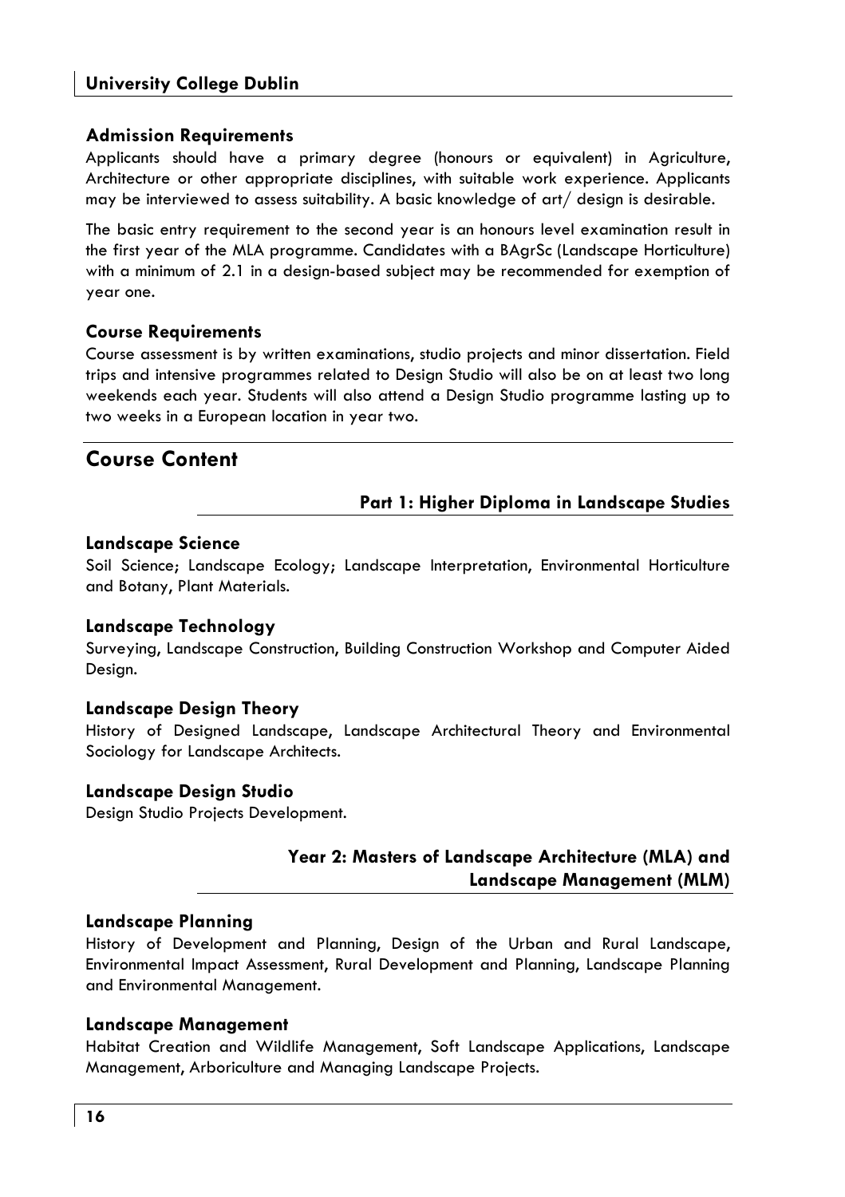### Admission Requirements

Applicants should have a primary degree (honours or equivalent) in Agriculture, Architecture or other appropriate disciplines, with suitable work experience. Applicants may be interviewed to assess suitability. A basic knowledge of art/ design is desirable.

The basic entry requirement to the second year is an honours level examination result in the first year of the MLA programme. Candidates with a BAgrSc (Landscape Horticulture) with a minimum of 2.1 in a design-based subject may be recommended for exemption of year one.

### Course Requirements

Course assessment is by written examinations, studio projects and minor dissertation. Field trips and intensive programmes related to Design Studio will also be on at least two long weekends each year. Students will also attend a Design Studio programme lasting up to two weeks in a European location in year two.

## Course Content

### Part 1: Higher Diploma in Landscape Studies

#### Landscape Science

Soil Science; Landscape Ecology; Landscape Interpretation, Environmental Horticulture and Botany, Plant Materials.

#### Landscape Technology

Surveying, Landscape Construction, Building Construction Workshop and Computer Aided Design.

#### Landscape Design Theory

History of Designed Landscape, Landscape Architectural Theory and Environmental Sociology for Landscape Architects.

#### Landscape Design Studio

Design Studio Projects Development.

### Year 2: Masters of Landscape Architecture (MLA) and Landscape Management (MLM)

#### Landscape Planning

History of Development and Planning, Design of the Urban and Rural Landscape, Environmental Impact Assessment, Rural Development and Planning, Landscape Planning and Environmental Management.

#### Landscape Management

Habitat Creation and Wildlife Management, Soft Landscape Applications, Landscape Management, Arboriculture and Managing Landscape Projects.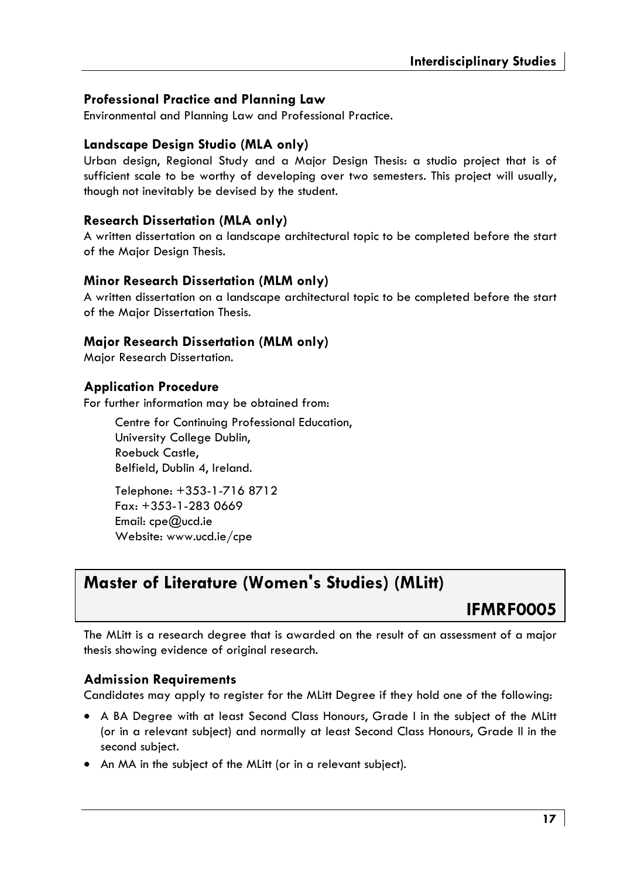### Professional Practice and Planning Law

Environmental and Planning Law and Professional Practice.

### Landscape Design Studio (MLA only)

Urban design, Regional Study and a Major Design Thesis: a studio project that is of sufficient scale to be worthy of developing over two semesters. This project will usually, though not inevitably be devised by the student.

### Research Dissertation (MLA only)

A written dissertation on a landscape architectural topic to be completed before the start of the Major Design Thesis.

### Minor Research Dissertation (MLM only)

A written dissertation on a landscape architectural topic to be completed before the start of the Major Dissertation Thesis.

### Major Research Dissertation (MLM only)

Major Research Dissertation.

### Application Procedure

For further information may be obtained from:

Centre for Continuing Professional Education,
University College Dublin,
Roebuck Castle,
Belfield, Dublin 4, Ireland.

Telephone: +353-1-716 8712
Fax: +353-1-283 0669
Email: cpe@ucd.ie
Website: www.ucd.ie/cpe

## Master of Literature (Women's Studies) (MLitt)

**IFMRF0005**

The MLitt is a research degree that is awarded on the result of an assessment of a major thesis showing evidence of original research.

### Admission Requirements

Candidates may apply to register for the MLitt Degree if they hold one of the following:

- A BA Degree with at least Second Class Honours, Grade I in the subject of the MLitt (or in a relevant subject) and normally at least Second Class Honours, Grade II in the second subject.
- An MA in the subject of the MLitt (or in a relevant subject).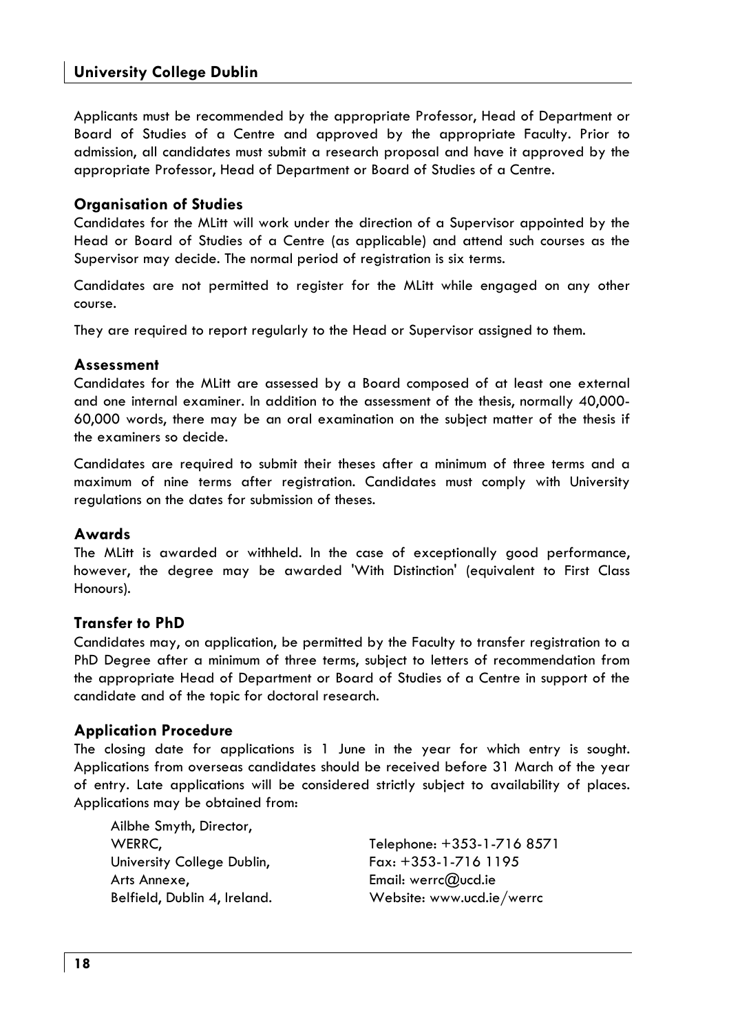Applicants must be recommended by the appropriate Professor, Head of Department or Board of Studies of a Centre and approved by the appropriate Faculty. Prior to admission, all candidates must submit a research proposal and have it approved by the appropriate Professor, Head of Department or Board of Studies of a Centre.

### Organisation of Studies

Candidates for the MLitt will work under the direction of a Supervisor appointed by the Head or Board of Studies of a Centre (as applicable) and attend such courses as the Supervisor may decide. The normal period of registration is six terms.

Candidates are not permitted to register for the MLitt while engaged on any other course.

They are required to report regularly to the Head or Supervisor assigned to them.

### Assessment

Candidates for the MLitt are assessed by a Board composed of at least one external and one internal examiner. In addition to the assessment of the thesis, normally 40,000-60,000 words, there may be an oral examination on the subject matter of the thesis if the examiners so decide.

Candidates are required to submit their theses after a minimum of three terms and a maximum of nine terms after registration. Candidates must comply with University regulations on the dates for submission of theses.

### Awards

The MLitt is awarded or withheld. In the case of exceptionally good performance, however, the degree may be awarded 'With Distinction' (equivalent to First Class Honours).

### Transfer to PhD

Candidates may, on application, be permitted by the Faculty to transfer registration to a PhD Degree after a minimum of three terms, subject to letters of recommendation from the appropriate Head of Department or Board of Studies of a Centre in support of the candidate and of the topic for doctoral research.

### Application Procedure

The closing date for applications is 1 June in the year for which entry is sought. Applications from overseas candidates should be received before 31 March of the year of entry. Late applications will be considered strictly subject to availability of places. Applications may be obtained from:

Ailbhe Smyth, Director,
WERRC,
University College Dublin,
Arts Annexe,
Belfield, Dublin 4, Ireland.

Telephone: +353-1-716 8571
Fax: +353-1-716 1195
Email: werrc@ucd.ie
Website: www.ucd.ie/werrc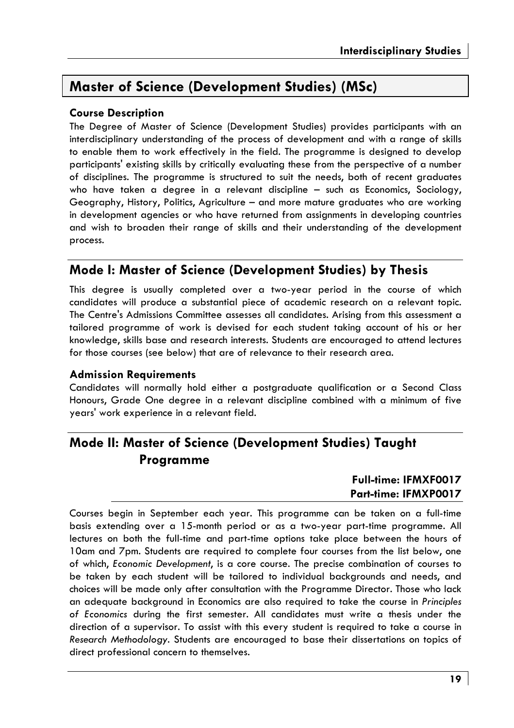## Master of Science (Development Studies) (MSc)

### Course Description

The Degree of Master of Science (Development Studies) provides participants with an interdisciplinary understanding of the process of development and with a range of skills to enable them to work effectively in the field. The programme is designed to develop participants' existing skills by critically evaluating these from the perspective of a number of disciplines. The programme is structured to suit the needs, both of recent graduates who have taken a degree in a relevant discipline – such as Economics, Sociology, Geography, History, Politics, Agriculture – and more mature graduates who are working in development agencies or who have returned from assignments in developing countries and wish to broaden their range of skills and their understanding of the development process.

## Mode I: Master of Science (Development Studies) by Thesis

This degree is usually completed over a two-year period in the course of which candidates will produce a substantial piece of academic research on a relevant topic. The Centre's Admissions Committee assesses all candidates. Arising from this assessment a tailored programme of work is devised for each student taking account of his or her knowledge, skills base and research interests. Students are encouraged to attend lectures for those courses (see below) that are of relevance to their research area.

### Admission Requirements

Candidates will normally hold either a postgraduate qualification or a Second Class Honours, Grade One degree in a relevant discipline combined with a minimum of five years' work experience in a relevant field.

## Mode II: Master of Science (Development Studies) Taught Programme

**Full-time: IFMXF0017**
**Part-time: IFMXP0017**

Courses begin in September each year. This programme can be taken on a full-time basis extending over a 15-month period or as a two-year part-time programme. All lectures on both the full-time and part-time options take place between the hours of 10am and 7pm. Students are required to complete four courses from the list below, one of which, *Economic Development*, is a core course. The precise combination of courses to be taken by each student will be tailored to individual backgrounds and needs, and choices will be made only after consultation with the Programme Director. Those who lack an adequate background in Economics are also required to take the course in *Principles of Economics* during the first semester. All candidates must write a thesis under the direction of a supervisor. To assist with this every student is required to take a course in *Research Methodology*. Students are encouraged to base their dissertations on topics of direct professional concern to themselves.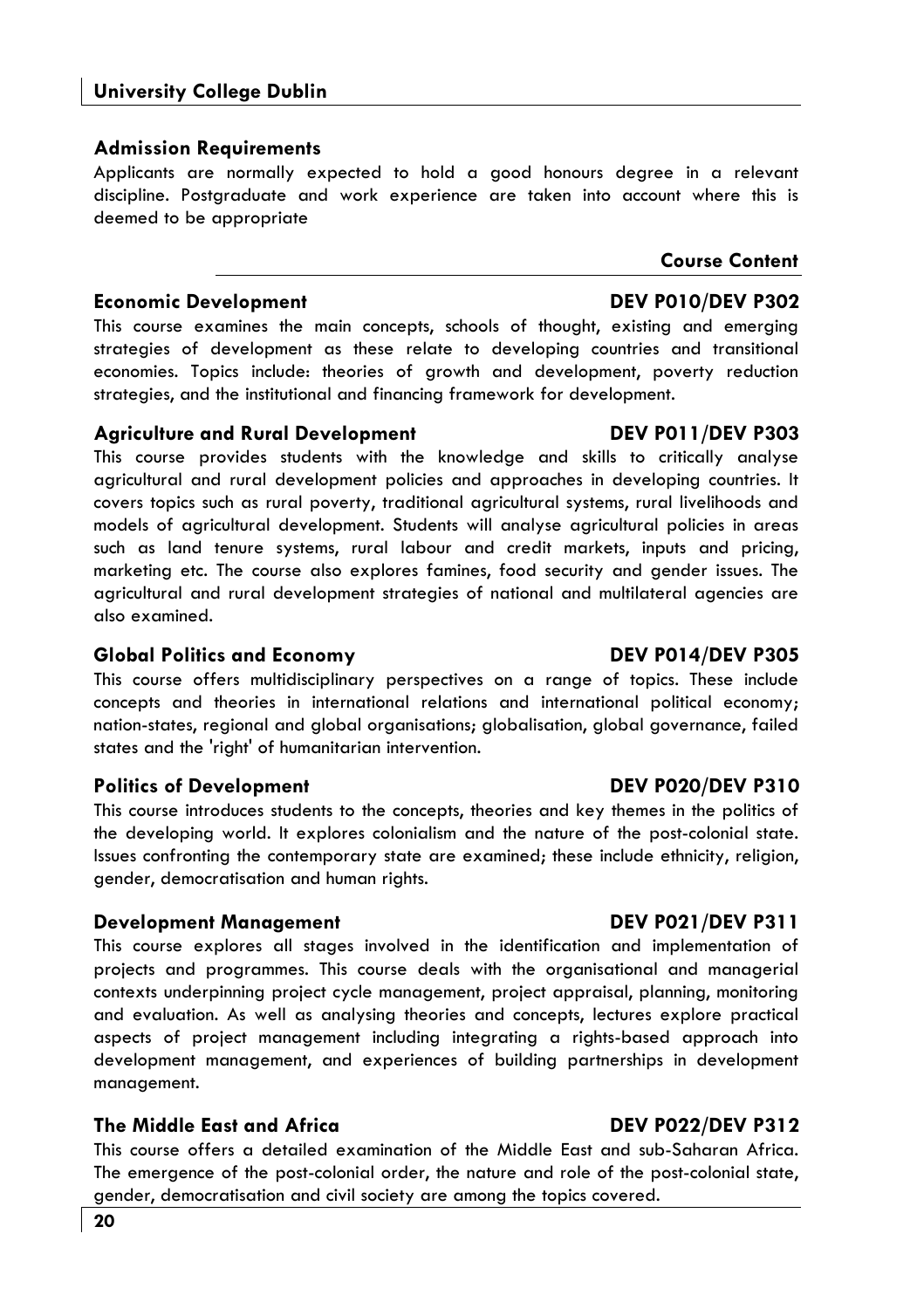### Admission Requirements

Applicants are normally expected to hold a good honours degree in a relevant discipline. Postgraduate and work experience are taken into account where this is deemed to be appropriate

## Course Content

### Economic Development — DEV P010/DEV P302

This course examines the main concepts, schools of thought, existing and emerging strategies of development as these relate to developing countries and transitional economies. Topics include: theories of growth and development, poverty reduction strategies, and the institutional and financing framework for development.

### Agriculture and Rural Development — DEV P011/DEV P303

This course provides students with the knowledge and skills to critically analyse agricultural and rural development policies and approaches in developing countries. It covers topics such as rural poverty, traditional agricultural systems, rural livelihoods and models of agricultural development. Students will analyse agricultural policies in areas such as land tenure systems, rural labour and credit markets, inputs and pricing, marketing etc. The course also explores famines, food security and gender issues. The agricultural and rural development strategies of national and multilateral agencies are also examined.

### Global Politics and Economy — DEV P014/DEV P305

This course offers multidisciplinary perspectives on a range of topics. These include concepts and theories in international relations and international political economy; nation-states, regional and global organisations; globalisation, global governance, failed states and the 'right' of humanitarian intervention.

### Politics of Development — DEV P020/DEV P310

This course introduces students to the concepts, theories and key themes in the politics of the developing world. It explores colonialism and the nature of the post-colonial state. Issues confronting the contemporary state are examined; these include ethnicity, religion, gender, democratisation and human rights.

### Development Management — DEV P021/DEV P311

This course explores all stages involved in the identification and implementation of projects and programmes. This course deals with the organisational and managerial contexts underpinning project cycle management, project appraisal, planning, monitoring and evaluation. As well as analysing theories and concepts, lectures explore practical aspects of project management including integrating a rights-based approach into development management, and experiences of building partnerships in development management.

### The Middle East and Africa — DEV P022/DEV P312

This course offers a detailed examination of the Middle East and sub-Saharan Africa. The emergence of the post-colonial order, the nature and role of the post-colonial state, gender, democratisation and civil society are among the topics covered.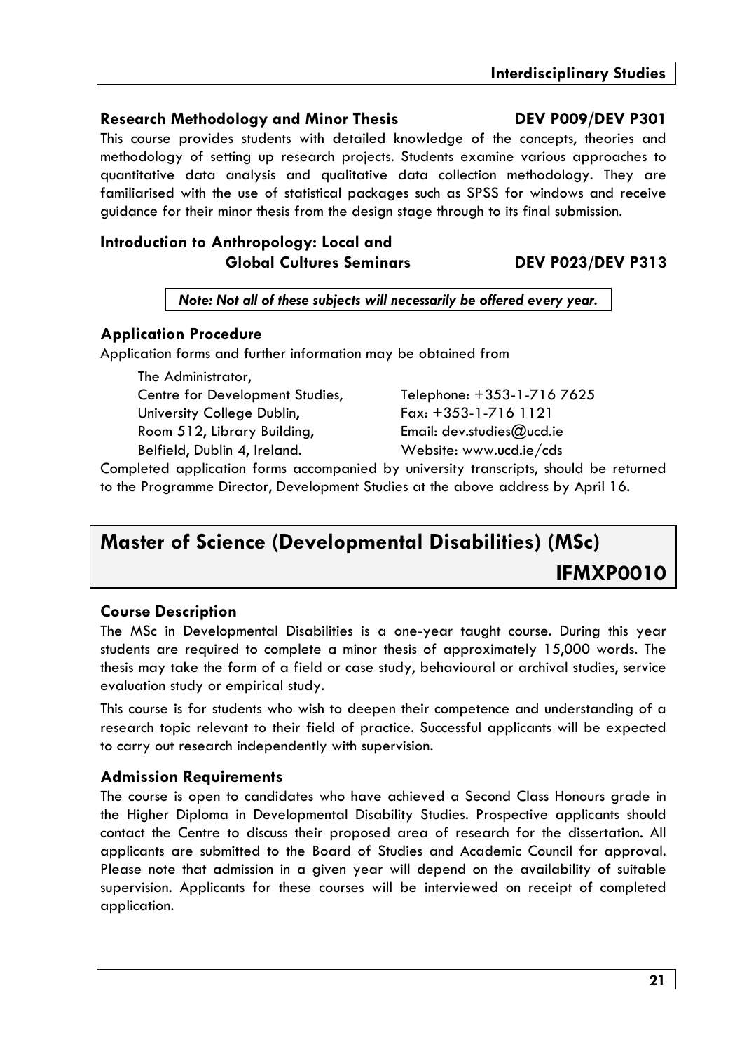### Research Methodology and Minor Thesis — DEV P009/DEV P301

This course provides students with detailed knowledge of the concepts, theories and methodology of setting up research projects. Students examine various approaches to quantitative data analysis and qualitative data collection methodology. They are familiarised with the use of statistical packages such as SPSS for windows and receive guidance for their minor thesis from the design stage through to its final submission.

### Introduction to Anthropology: Local and Global Cultures Seminars — DEV P023/DEV P313

*Note: Not all of these subjects will necessarily be offered every year.*

### Application Procedure

Application forms and further information may be obtained from

The Administrator,
Centre for Development Studies,
University College Dublin,
Room 512, Library Building,
Belfield, Dublin 4, Ireland.

Telephone: +353-1-716 7625
Fax: +353-1-716 1121
Email: dev.studies@ucd.ie
Website: www.ucd.ie/cds

Completed application forms accompanied by university transcripts, should be returned to the Programme Director, Development Studies at the above address by April 16.

## Master of Science (Developmental Disabilities) (MSc) IFMXP0010

### Course Description

The MSc in Developmental Disabilities is a one-year taught course. During this year students are required to complete a minor thesis of approximately 15,000 words. The thesis may take the form of a field or case study, behavioural or archival studies, service evaluation study or empirical study.

This course is for students who wish to deepen their competence and understanding of a research topic relevant to their field of practice. Successful applicants will be expected to carry out research independently with supervision.

### Admission Requirements

The course is open to candidates who have achieved a Second Class Honours grade in the Higher Diploma in Developmental Disability Studies. Prospective applicants should contact the Centre to discuss their proposed area of research for the dissertation. All applicants are submitted to the Board of Studies and Academic Council for approval. Please note that admission in a given year will depend on the availability of suitable supervision. Applicants for these courses will be interviewed on receipt of completed application.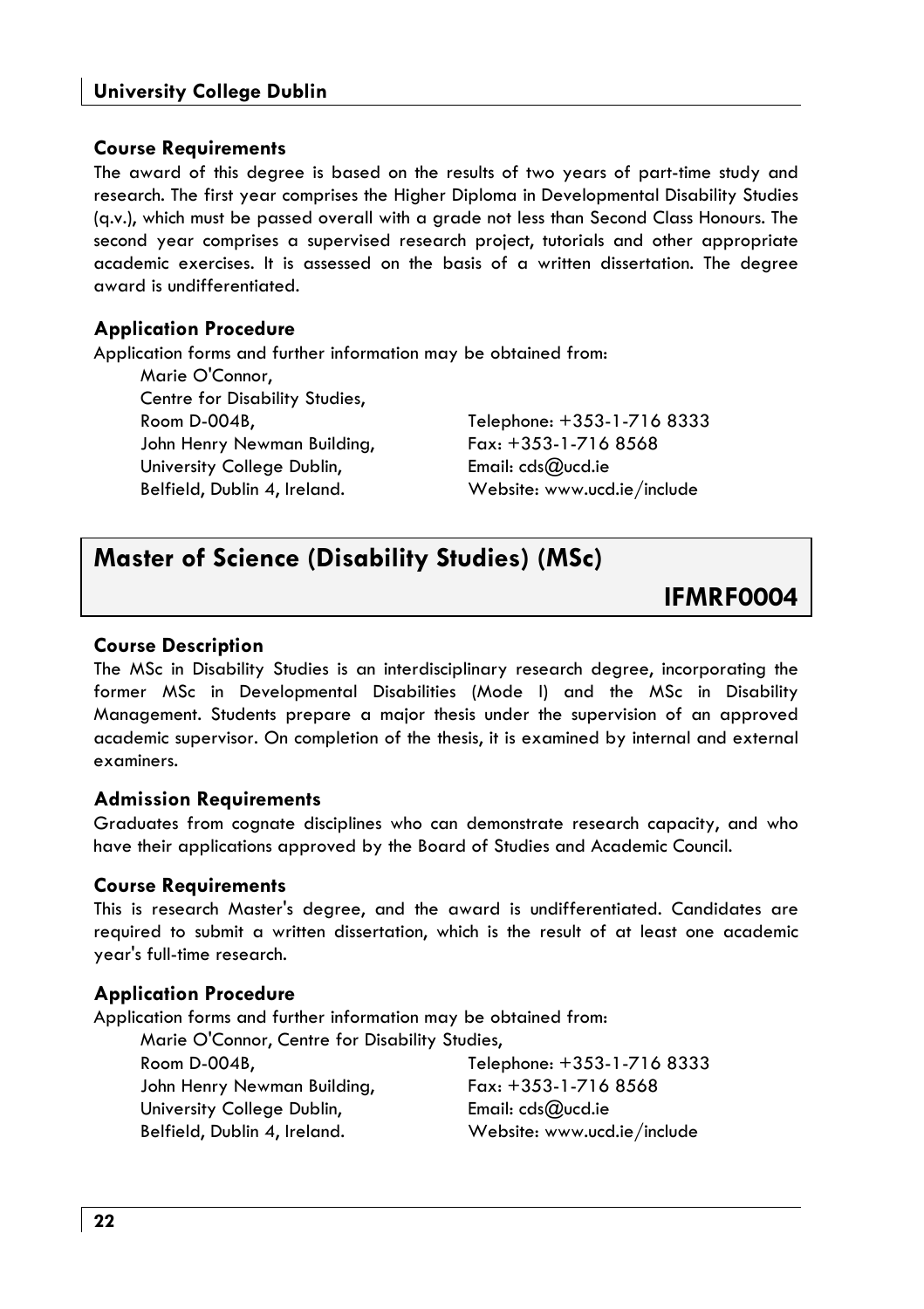### Course Requirements

The award of this degree is based on the results of two years of part-time study and research. The first year comprises the Higher Diploma in Developmental Disability Studies (q.v.), which must be passed overall with a grade not less than Second Class Honours. The second year comprises a supervised research project, tutorials and other appropriate academic exercises. It is assessed on the basis of a written dissertation. The degree award is undifferentiated.

### Application Procedure

Application forms and further information may be obtained from:

Marie O'Connor,
Centre for Disability Studies,
Room D-004B,
John Henry Newman Building,
University College Dublin,
Belfield, Dublin 4, Ireland.

Telephone: +353-1-716 8333
Fax: +353-1-716 8568
Email: cds@ucd.ie
Website: www.ucd.ie/include

## Master of Science (Disability Studies) (MSc)

**IFMRF0004**

### Course Description

The MSc in Disability Studies is an interdisciplinary research degree, incorporating the former MSc in Developmental Disabilities (Mode I) and the MSc in Disability Management. Students prepare a major thesis under the supervision of an approved academic supervisor. On completion of the thesis, it is examined by internal and external examiners.

### Admission Requirements

Graduates from cognate disciplines who can demonstrate research capacity, and who have their applications approved by the Board of Studies and Academic Council.

### Course Requirements

This is research Master's degree, and the award is undifferentiated. Candidates are required to submit a written dissertation, which is the result of at least one academic year's full-time research.

### Application Procedure

Application forms and further information may be obtained from:

Marie O'Connor, Centre for Disability Studies,
Room D-004B,
John Henry Newman Building,
University College Dublin,
Belfield, Dublin 4, Ireland.

Telephone: +353-1-716 8333
Fax: +353-1-716 8568
Email: cds@ucd.ie
Website: www.ucd.ie/include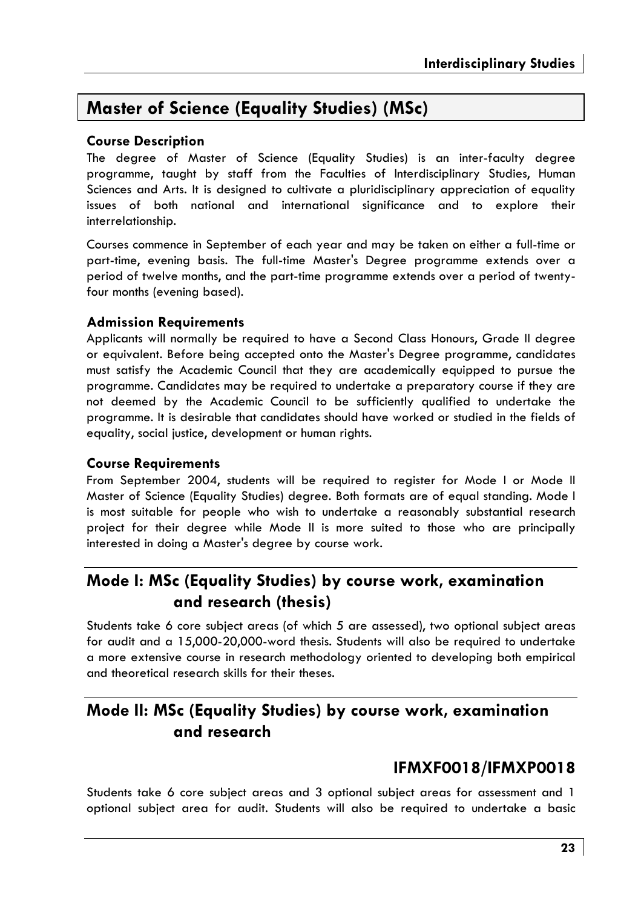## Master of Science (Equality Studies) (MSc)

### Course Description

The degree of Master of Science (Equality Studies) is an inter-faculty degree programme, taught by staff from the Faculties of Interdisciplinary Studies, Human Sciences and Arts. It is designed to cultivate a pluridisciplinary appreciation of equality issues of both national and international significance and to explore their interrelationship.

Courses commence in September of each year and may be taken on either a full-time or part-time, evening basis. The full-time Master's Degree programme extends over a period of twelve months, and the part-time programme extends over a period of twenty-four months (evening based).

### Admission Requirements

Applicants will normally be required to have a Second Class Honours, Grade II degree or equivalent. Before being accepted onto the Master's Degree programme, candidates must satisfy the Academic Council that they are academically equipped to pursue the programme. Candidates may be required to undertake a preparatory course if they are not deemed by the Academic Council to be sufficiently qualified to undertake the programme. It is desirable that candidates should have worked or studied in the fields of equality, social justice, development or human rights.

### Course Requirements

From September 2004, students will be required to register for Mode I or Mode II Master of Science (Equality Studies) degree. Both formats are of equal standing. Mode I is most suitable for people who wish to undertake a reasonably substantial research project for their degree while Mode II is more suited to those who are principally interested in doing a Master's degree by course work.

## Mode I: MSc (Equality Studies) by course work, examination and research (thesis)

Students take 6 core subject areas (of which 5 are assessed), two optional subject areas for audit and a 15,000-20,000-word thesis. Students will also be required to undertake a more extensive course in research methodology oriented to developing both empirical and theoretical research skills for their theses.

## Mode II: MSc (Equality Studies) by course work, examination and research

### IFMXF0018/IFMXP0018

Students take 6 core subject areas and 3 optional subject areas for assessment and 1 optional subject area for audit. Students will also be required to undertake a basic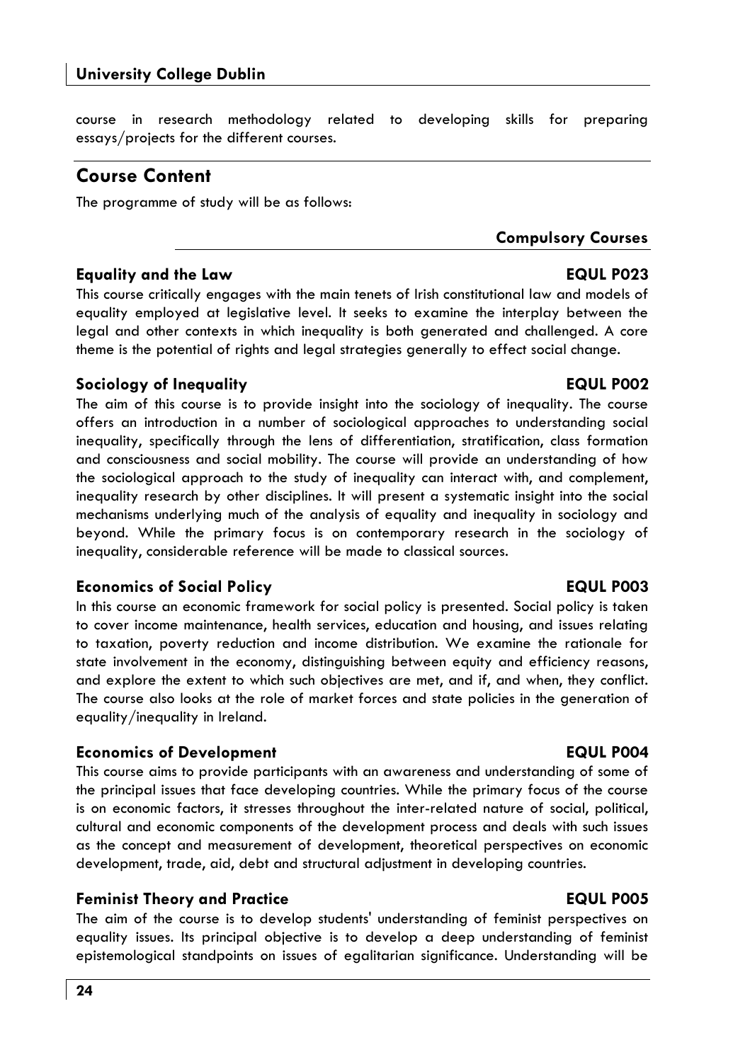course in research methodology related to developing skills for preparing essays/projects for the different courses.

## Course Content

The programme of study will be as follows:

### Compulsory Courses

**Equality and the Law — EQUL P023**

This course critically engages with the main tenets of Irish constitutional law and models of equality employed at legislative level. It seeks to examine the interplay between the legal and other contexts in which inequality is both generated and challenged. A core theme is the potential of rights and legal strategies generally to effect social change.

**Sociology of Inequality — EQUL P002**

The aim of this course is to provide insight into the sociology of inequality. The course offers an introduction in a number of sociological approaches to understanding social inequality, specifically through the lens of differentiation, stratification, class formation and consciousness and social mobility. The course will provide an understanding of how the sociological approach to the study of inequality can interact with, and complement, inequality research by other disciplines. It will present a systematic insight into the social mechanisms underlying much of the analysis of equality and inequality in sociology and beyond. While the primary focus is on contemporary research in the sociology of inequality, considerable reference will be made to classical sources.

**Economics of Social Policy — EQUL P003**

In this course an economic framework for social policy is presented. Social policy is taken to cover income maintenance, health services, education and housing, and issues relating to taxation, poverty reduction and income distribution. We examine the rationale for state involvement in the economy, distinguishing between equity and efficiency reasons, and explore the extent to which such objectives are met, and if, and when, they conflict. The course also looks at the role of market forces and state policies in the generation of equality/inequality in Ireland.

**Economics of Development — EQUL P004**

This course aims to provide participants with an awareness and understanding of some of the principal issues that face developing countries. While the primary focus of the course is on economic factors, it stresses throughout the inter-related nature of social, political, cultural and economic components of the development process and deals with such issues as the concept and measurement of development, theoretical perspectives on economic development, trade, aid, debt and structural adjustment in developing countries.

**Feminist Theory and Practice — EQUL P005**

The aim of the course is to develop students' understanding of feminist perspectives on equality issues. Its principal objective is to develop a deep understanding of feminist epistemological standpoints on issues of egalitarian significance. Understanding will be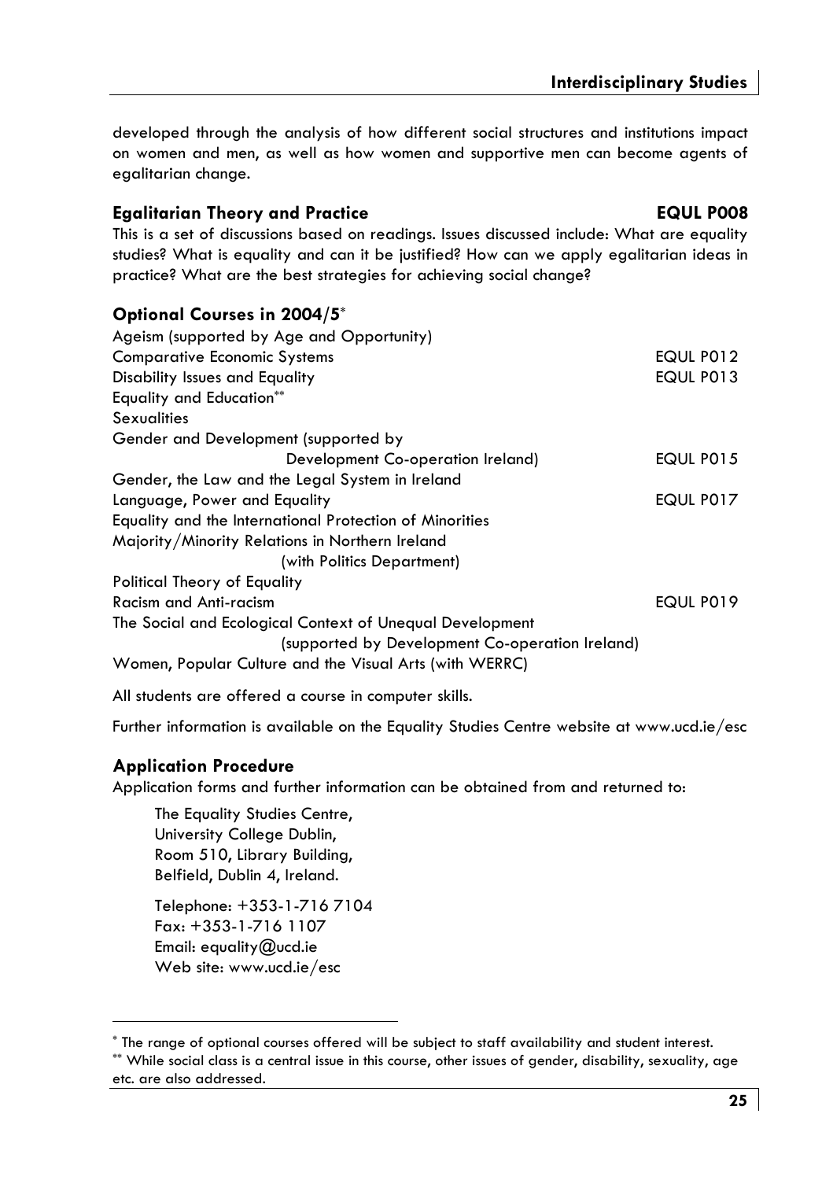developed through the analysis of how different social structures and institutions impact on women and men, as well as how women and supportive men can become agents of egalitarian change.

### Egalitarian Theory and Practice — EQUL P008

This is a set of discussions based on readings. Issues discussed include: What are equality studies? What is equality and can it be justified? How can we apply egalitarian ideas in practice? What are the best strategies for achieving social change?

### Optional Courses in 2004/5*

| Course | Code |
| --- | --- |
| Ageism (supported by Age and Opportunity) | |
| Comparative Economic Systems | EQUL P012 |
| Disability Issues and Equality | EQUL P013 |
| Equality and Education** | |
| Sexualities | |
| Gender and Development (supported by Development Co-operation Ireland) | EQUL P015 |
| Gender, the Law and the Legal System in Ireland | |
| Language, Power and Equality | EQUL P017 |
| Equality and the International Protection of Minorities | |
| Majority/Minority Relations in Northern Ireland (with Politics Department) | |
| Political Theory of Equality | |
| Racism and Anti-racism | EQUL P019 |
| The Social and Ecological Context of Unequal Development (supported by Development Co-operation Ireland) | |
| Women, Popular Culture and the Visual Arts (with WERRC) | |

All students are offered a course in computer skills.

Further information is available on the Equality Studies Centre website at www.ucd.ie/esc

### Application Procedure

Application forms and further information can be obtained from and returned to:

The Equality Studies Centre,
University College Dublin,
Room 510, Library Building,
Belfield, Dublin 4, Ireland.

Telephone: +353-1-716 7104
Fax: +353-1-716 1107
Email: equality@ucd.ie
Web site: www.ucd.ie/esc

---

* The range of optional courses offered will be subject to staff availability and student interest.

** While social class is a central issue in this course, other issues of gender, disability, sexuality, age etc. are also addressed.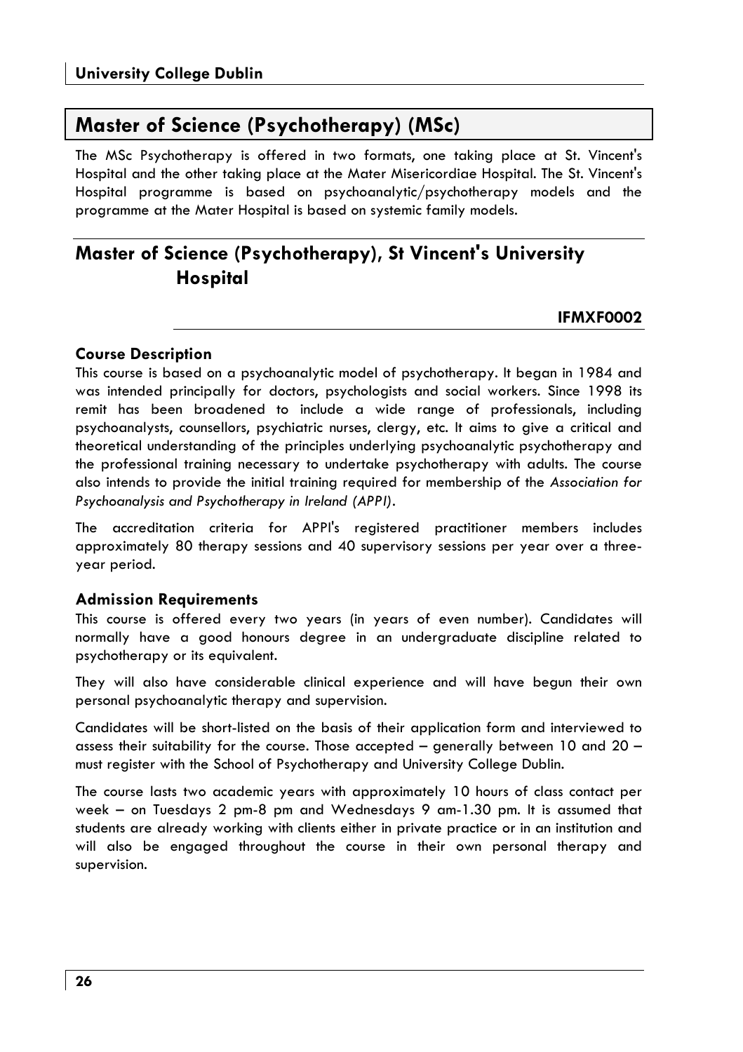## Master of Science (Psychotherapy) (MSc)

The MSc Psychotherapy is offered in two formats, one taking place at St. Vincent's Hospital and the other taking place at the Mater Misericordiae Hospital. The St. Vincent's Hospital programme is based on psychoanalytic/psychotherapy models and the programme at the Mater Hospital is based on systemic family models.

## Master of Science (Psychotherapy), St Vincent's University Hospital

**IFMXF0002**

### Course Description

This course is based on a psychoanalytic model of psychotherapy. It began in 1984 and was intended principally for doctors, psychologists and social workers. Since 1998 its remit has been broadened to include a wide range of professionals, including psychoanalysts, counsellors, psychiatric nurses, clergy, etc. It aims to give a critical and theoretical understanding of the principles underlying psychoanalytic psychotherapy and the professional training necessary to undertake psychotherapy with adults. The course also intends to provide the initial training required for membership of the *Association for Psychoanalysis and Psychotherapy in Ireland (APPI)*.

The accreditation criteria for APPI's registered practitioner members includes approximately 80 therapy sessions and 40 supervisory sessions per year over a three-year period.

### Admission Requirements

This course is offered every two years (in years of even number). Candidates will normally have a good honours degree in an undergraduate discipline related to psychotherapy or its equivalent.

They will also have considerable clinical experience and will have begun their own personal psychoanalytic therapy and supervision.

Candidates will be short-listed on the basis of their application form and interviewed to assess their suitability for the course. Those accepted – generally between 10 and 20 – must register with the School of Psychotherapy and University College Dublin.

The course lasts two academic years with approximately 10 hours of class contact per week – on Tuesdays 2 pm-8 pm and Wednesdays 9 am-1.30 pm. It is assumed that students are already working with clients either in private practice or in an institution and will also be engaged throughout the course in their own personal therapy and supervision.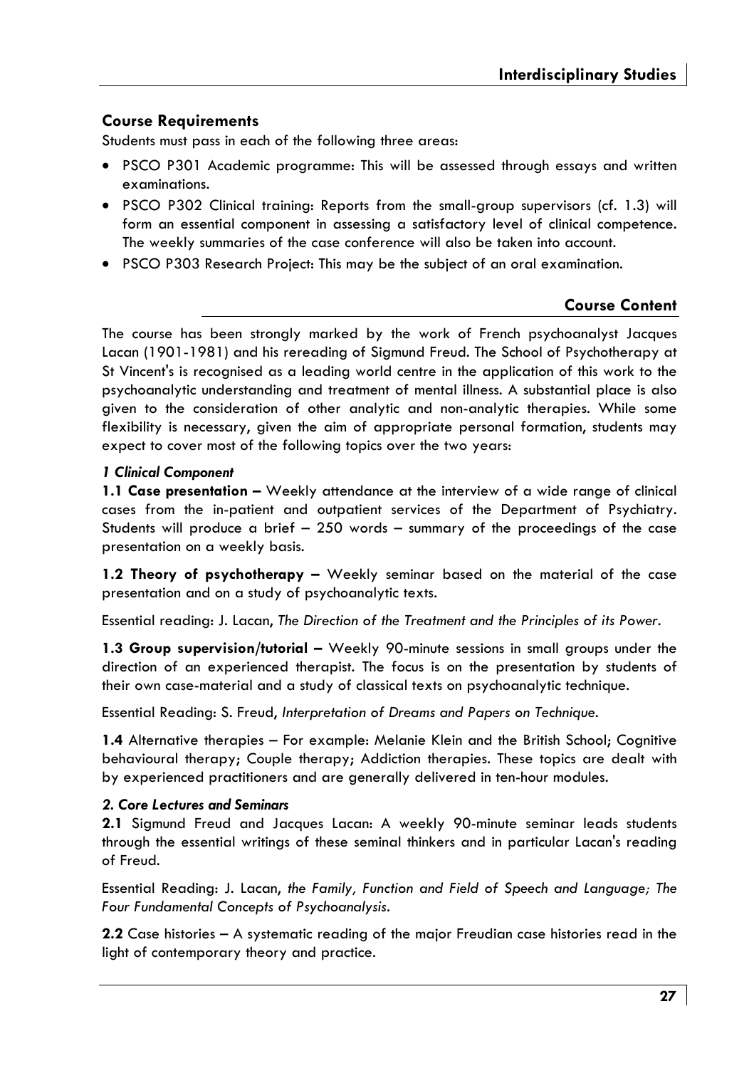## Course Requirements

Students must pass in each of the following three areas:

- PSCO P301 Academic programme: This will be assessed through essays and written examinations.
- PSCO P302 Clinical training: Reports from the small-group supervisors (cf. 1.3) will form an essential component in assessing a satisfactory level of clinical competence. The weekly summaries of the case conference will also be taken into account.
- PSCO P303 Research Project: This may be the subject of an oral examination.

## Course Content

The course has been strongly marked by the work of French psychoanalyst Jacques Lacan (1901-1981) and his rereading of Sigmund Freud. The School of Psychotherapy at St Vincent's is recognised as a leading world centre in the application of this work to the psychoanalytic understanding and treatment of mental illness. A substantial place is also given to the consideration of other analytic and non-analytic therapies. While some flexibility is necessary, given the aim of appropriate personal formation, students may expect to cover most of the following topics over the two years:

### *1 Clinical Component*

**1.1 Case presentation –** Weekly attendance at the interview of a wide range of clinical cases from the in-patient and outpatient services of the Department of Psychiatry. Students will produce a brief – 250 words – summary of the proceedings of the case presentation on a weekly basis.

**1.2 Theory of psychotherapy –** Weekly seminar based on the material of the case presentation and on a study of psychoanalytic texts.

Essential reading: J. Lacan, *The Direction of the Treatment and the Principles of its Power*.

**1.3 Group supervision/tutorial –** Weekly 90-minute sessions in small groups under the direction of an experienced therapist. The focus is on the presentation by students of their own case-material and a study of classical texts on psychoanalytic technique.

Essential Reading: S. Freud, *Interpretation of Dreams and Papers on Technique*.

**1.4** Alternative therapies – For example: Melanie Klein and the British School; Cognitive behavioural therapy; Couple therapy; Addiction therapies. These topics are dealt with by experienced practitioners and are generally delivered in ten-hour modules.

### *2. Core Lectures and Seminars*

**2.1** Sigmund Freud and Jacques Lacan: A weekly 90-minute seminar leads students through the essential writings of these seminal thinkers and in particular Lacan's reading of Freud.

Essential Reading: J. Lacan, *the Family, Function and Field of Speech and Language; The Four Fundamental Concepts of Psychoanalysis*.

**2.2** Case histories – A systematic reading of the major Freudian case histories read in the light of contemporary theory and practice.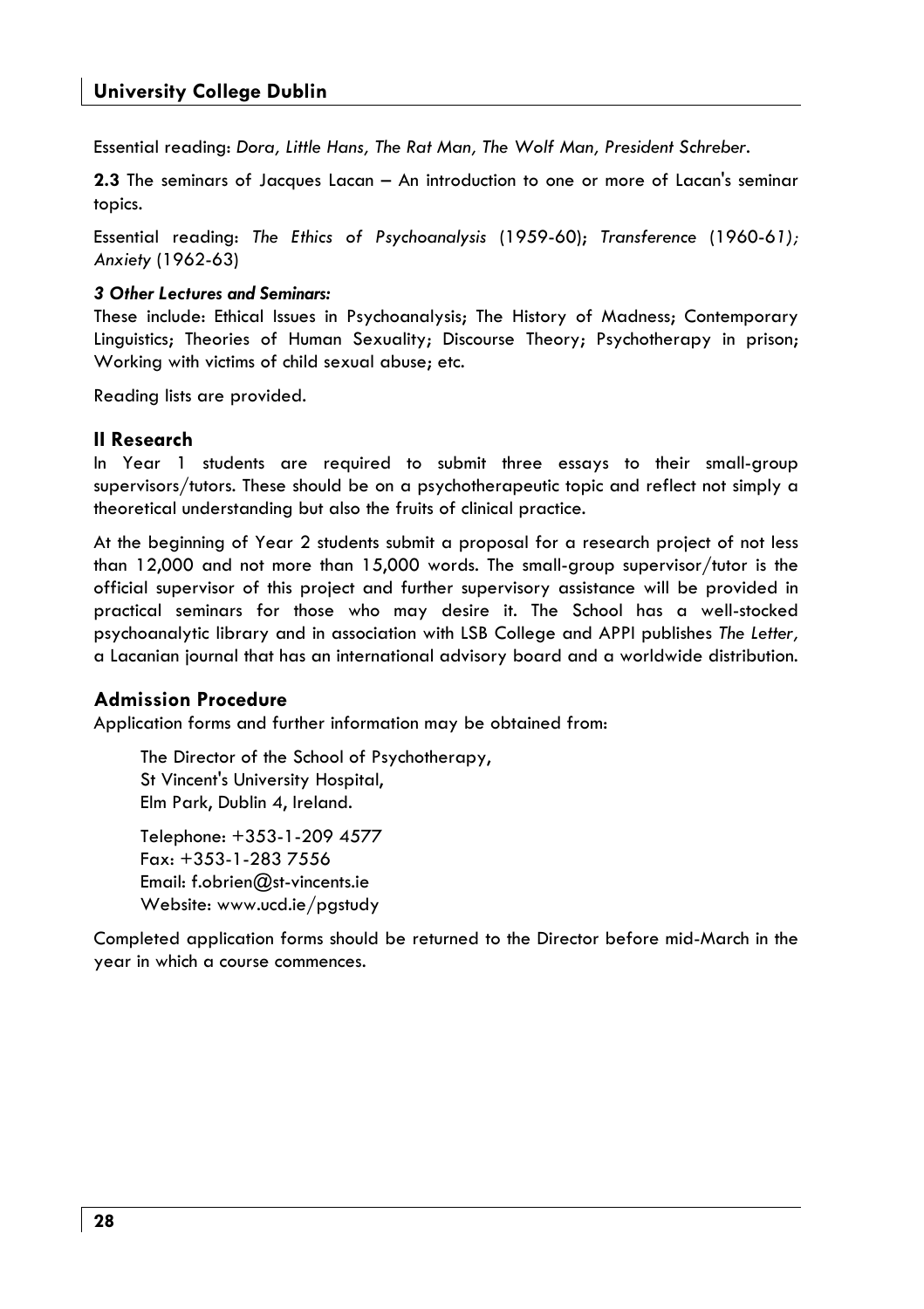Essential reading: *Dora, Little Hans, The Rat Man, The Wolf Man, President Schreber*.

**2.3** The seminars of Jacques Lacan – An introduction to one or more of Lacan's seminar topics.

Essential reading: *The Ethics of Psychoanalysis* (1959-60); *Transference* (1960-61); *Anxiety* (1962-63)

***3 Other Lectures and Seminars:***

These include: Ethical Issues in Psychoanalysis; The History of Madness; Contemporary Linguistics; Theories of Human Sexuality; Discourse Theory; Psychotherapy in prison; Working with victims of child sexual abuse; etc.

Reading lists are provided.

### II Research

In Year 1 students are required to submit three essays to their small-group supervisors/tutors. These should be on a psychotherapeutic topic and reflect not simply a theoretical understanding but also the fruits of clinical practice.

At the beginning of Year 2 students submit a proposal for a research project of not less than 12,000 and not more than 15,000 words. The small-group supervisor/tutor is the official supervisor of this project and further supervisory assistance will be provided in practical seminars for those who may desire it. The School has a well-stocked psychoanalytic library and in association with LSB College and APPI publishes *The Letter*, a Lacanian journal that has an international advisory board and a worldwide distribution.

### Admission Procedure

Application forms and further information may be obtained from:

> The Director of the School of Psychotherapy,
> St Vincent's University Hospital,
> Elm Park, Dublin 4, Ireland.
>
> Telephone: +353-1-209 4577
> Fax: +353-1-283 7556
> Email: f.obrien@st-vincents.ie
> Website: www.ucd.ie/pgstudy

Completed application forms should be returned to the Director before mid-March in the year in which a course commences.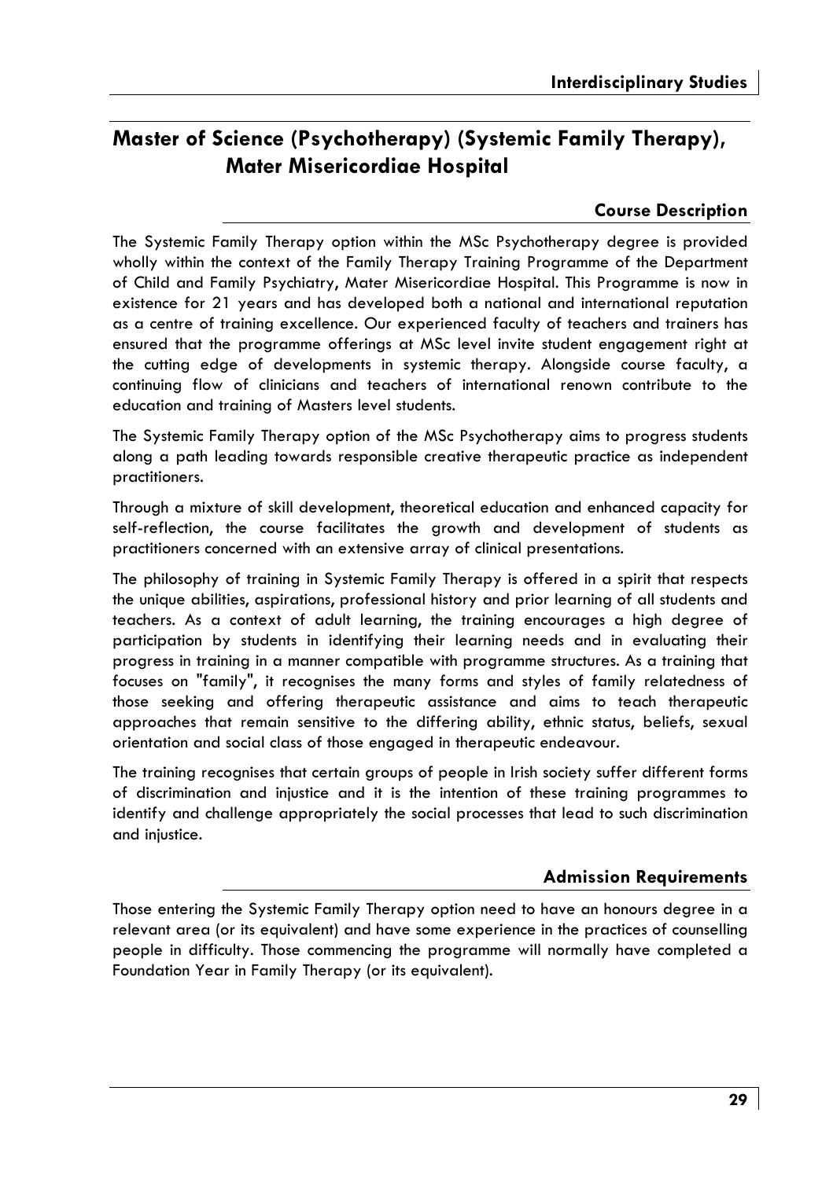# Master of Science (Psychotherapy) (Systemic Family Therapy), Mater Misericordiae Hospital

## Course Description

The Systemic Family Therapy option within the MSc Psychotherapy degree is provided wholly within the context of the Family Therapy Training Programme of the Department of Child and Family Psychiatry, Mater Misericordiae Hospital. This Programme is now in existence for 21 years and has developed both a national and international reputation as a centre of training excellence. Our experienced faculty of teachers and trainers has ensured that the programme offerings at MSc level invite student engagement right at the cutting edge of developments in systemic therapy. Alongside course faculty, a continuing flow of clinicians and teachers of international renown contribute to the education and training of Masters level students.

The Systemic Family Therapy option of the MSc Psychotherapy aims to progress students along a path leading towards responsible creative therapeutic practice as independent practitioners.

Through a mixture of skill development, theoretical education and enhanced capacity for self-reflection, the course facilitates the growth and development of students as practitioners concerned with an extensive array of clinical presentations.

The philosophy of training in Systemic Family Therapy is offered in a spirit that respects the unique abilities, aspirations, professional history and prior learning of all students and teachers. As a context of adult learning, the training encourages a high degree of participation by students in identifying their learning needs and in evaluating their progress in training in a manner compatible with programme structures. As a training that focuses on "family", it recognises the many forms and styles of family relatedness of those seeking and offering therapeutic assistance and aims to teach therapeutic approaches that remain sensitive to the differing ability, ethnic status, beliefs, sexual orientation and social class of those engaged in therapeutic endeavour.

The training recognises that certain groups of people in Irish society suffer different forms of discrimination and injustice and it is the intention of these training programmes to identify and challenge appropriately the social processes that lead to such discrimination and injustice.

## Admission Requirements

Those entering the Systemic Family Therapy option need to have an honours degree in a relevant area (or its equivalent) and have some experience in the practices of counselling people in difficulty. Those commencing the programme will normally have completed a Foundation Year in Family Therapy (or its equivalent).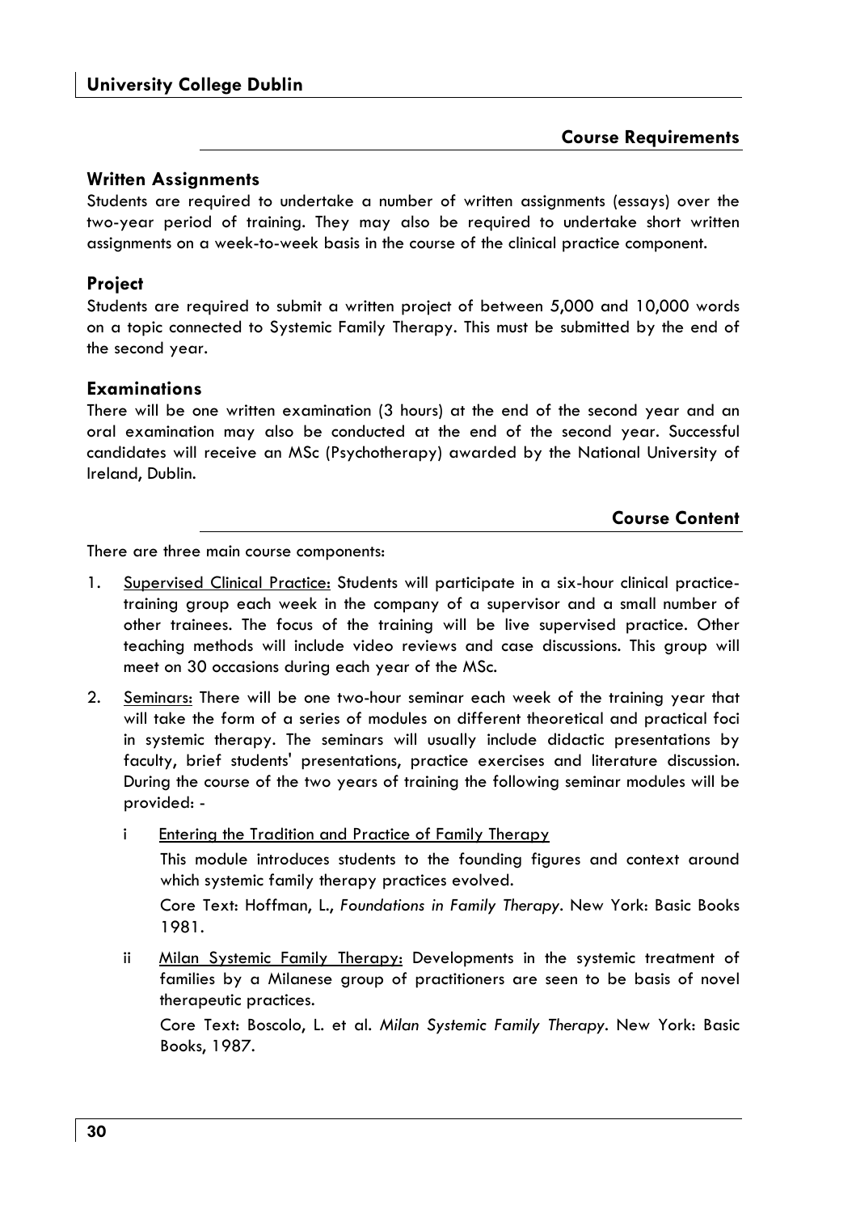## Course Requirements

### Written Assignments

Students are required to undertake a number of written assignments (essays) over the two-year period of training. They may also be required to undertake short written assignments on a week-to-week basis in the course of the clinical practice component.

### Project

Students are required to submit a written project of between 5,000 and 10,000 words on a topic connected to Systemic Family Therapy. This must be submitted by the end of the second year.

### Examinations

There will be one written examination (3 hours) at the end of the second year and an oral examination may also be conducted at the end of the second year. Successful candidates will receive an MSc (Psychotherapy) awarded by the National University of Ireland, Dublin.

## Course Content

There are three main course components:

1. Supervised Clinical Practice: Students will participate in a six-hour clinical practice-training group each week in the company of a supervisor and a small number of other trainees. The focus of the training will be live supervised practice. Other teaching methods will include video reviews and case discussions. This group will meet on 30 occasions during each year of the MSc.

2. Seminars: There will be one two-hour seminar each week of the training year that will take the form of a series of modules on different theoretical and practical foci in systemic therapy. The seminars will usually include didactic presentations by faculty, brief students' presentations, practice exercises and literature discussion. During the course of the two years of training the following seminar modules will be provided: -

   i Entering the Tradition and Practice of Family Therapy

   This module introduces students to the founding figures and context around which systemic family therapy practices evolved.

   Core Text: Hoffman, L., *Foundations in Family Therapy*. New York: Basic Books 1981.

   ii Milan Systemic Family Therapy: Developments in the systemic treatment of families by a Milanese group of practitioners are seen to be basis of novel therapeutic practices.

   Core Text: Boscolo, L. et al. *Milan Systemic Family Therapy*. New York: Basic Books, 1987.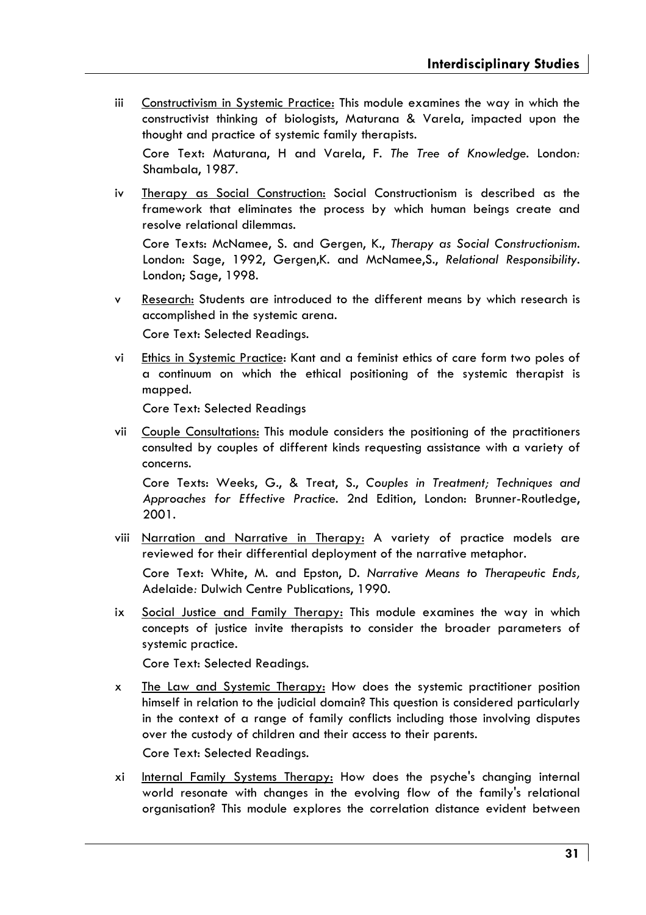iii Constructivism in Systemic Practice: This module examines the way in which the constructivist thinking of biologists, Maturana & Varela, impacted upon the thought and practice of systemic family therapists.

Core Text: Maturana, H and Varela, F. *The Tree of Knowledge*. London: Shambala, 1987.

iv Therapy as Social Construction: Social Constructionism is described as the framework that eliminates the process by which human beings create and resolve relational dilemmas.

Core Texts: McNamee, S. and Gergen, K., *Therapy as Social Constructionism*. London: Sage, 1992, Gergen,K. and McNamee,S., *Relational Responsibility*. London; Sage, 1998.

v Research: Students are introduced to the different means by which research is accomplished in the systemic arena.

Core Text: Selected Readings.

vi Ethics in Systemic Practice: Kant and a feminist ethics of care form two poles of a continuum on which the ethical positioning of the systemic therapist is mapped.

Core Text: Selected Readings

vii Couple Consultations: This module considers the positioning of the practitioners consulted by couples of different kinds requesting assistance with a variety of concerns.

Core Texts: Weeks, G., & Treat, S., *Couples in Treatment; Techniques and Approaches for Effective Practice*. 2nd Edition, London: Brunner-Routledge, 2001.

viii Narration and Narrative in Therapy: A variety of practice models are reviewed for their differential deployment of the narrative metaphor.

Core Text: White, M. and Epston, D. *Narrative Means to Therapeutic Ends,* Adelaide: Dulwich Centre Publications, 1990.

ix Social Justice and Family Therapy: This module examines the way in which concepts of justice invite therapists to consider the broader parameters of systemic practice.

Core Text: Selected Readings.

x The Law and Systemic Therapy: How does the systemic practitioner position himself in relation to the judicial domain? This question is considered particularly in the context of a range of family conflicts including those involving disputes over the custody of children and their access to their parents.

Core Text: Selected Readings.

xi Internal Family Systems Therapy: How does the psyche's changing internal world resonate with changes in the evolving flow of the family's relational organisation? This module explores the correlation distance evident between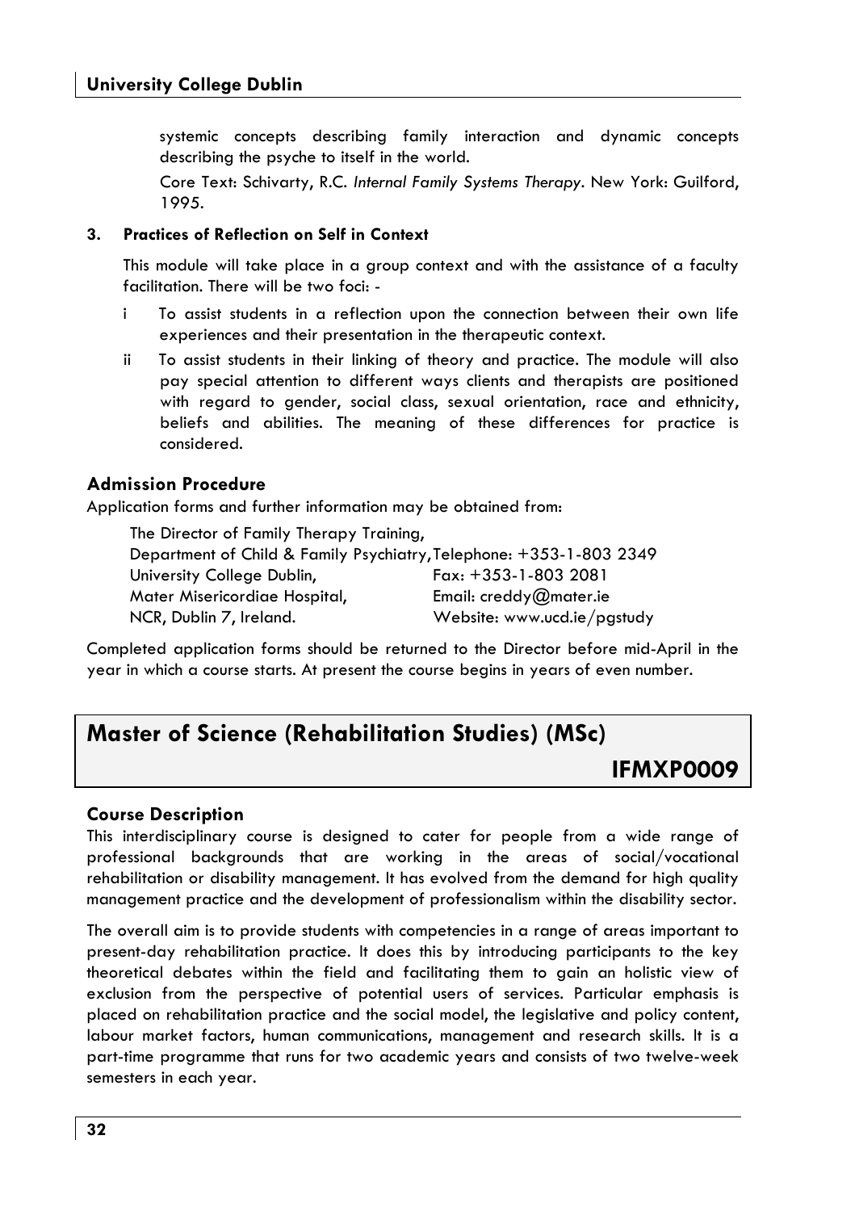systemic concepts describing family interaction and dynamic concepts describing the psyche to itself in the world.

Core Text: Schivarty, R.C. *Internal Family Systems Therapy*. New York: Guilford, 1995.

**3. Practices of Reflection on Self in Context**

This module will take place in a group context and with the assistance of a faculty facilitation. There will be two foci: -

i To assist students in a reflection upon the connection between their own life experiences and their presentation in the therapeutic context.

ii To assist students in their linking of theory and practice. The module will also pay special attention to different ways clients and therapists are positioned with regard to gender, social class, sexual orientation, race and ethnicity, beliefs and abilities. The meaning of these differences for practice is considered.

### Admission Procedure

Application forms and further information may be obtained from:

The Director of Family Therapy Training,
Department of Child & Family Psychiatry,
University College Dublin,
Mater Misericordiae Hospital,
NCR, Dublin 7, Ireland.

Telephone: +353-1-803 2349
Fax: +353-1-803 2081
Email: creddy@mater.ie
Website: www.ucd.ie/pgstudy

Completed application forms should be returned to the Director before mid-April in the year in which a course starts. At present the course begins in years of even number.

## Master of Science (Rehabilitation Studies) (MSc) IFMXP0009

### Course Description

This interdisciplinary course is designed to cater for people from a wide range of professional backgrounds that are working in the areas of social/vocational rehabilitation or disability management. It has evolved from the demand for high quality management practice and the development of professionalism within the disability sector.

The overall aim is to provide students with competencies in a range of areas important to present-day rehabilitation practice. It does this by introducing participants to the key theoretical debates within the field and facilitating them to gain an holistic view of exclusion from the perspective of potential users of services. Particular emphasis is placed on rehabilitation practice and the social model, the legislative and policy content, labour market factors, human communications, management and research skills. It is a part-time programme that runs for two academic years and consists of two twelve-week semesters in each year.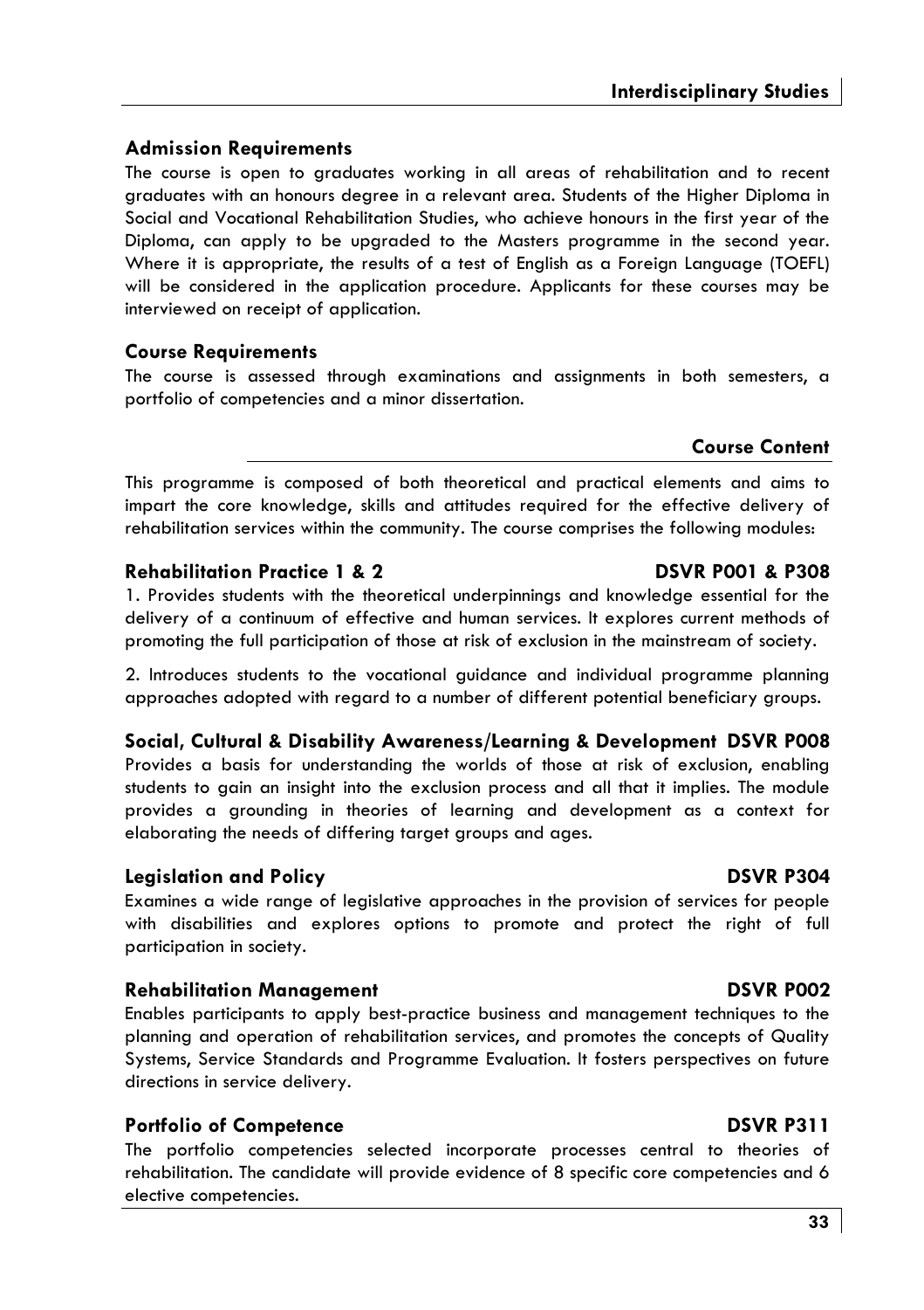## Admission Requirements

The course is open to graduates working in all areas of rehabilitation and to recent graduates with an honours degree in a relevant area. Students of the Higher Diploma in Social and Vocational Rehabilitation Studies, who achieve honours in the first year of the Diploma, can apply to be upgraded to the Masters programme in the second year. Where it is appropriate, the results of a test of English as a Foreign Language (TOEFL) will be considered in the application procedure. Applicants for these courses may be interviewed on receipt of application.

## Course Requirements

The course is assessed through examinations and assignments in both semesters, a portfolio of competencies and a minor dissertation.

## Course Content

This programme is composed of both theoretical and practical elements and aims to impart the core knowledge, skills and attitudes required for the effective delivery of rehabilitation services within the community. The course comprises the following modules:

### Rehabilitation Practice 1 & 2 — DSVR P001 & P308

1. Provides students with the theoretical underpinnings and knowledge essential for the delivery of a continuum of effective and human services. It explores current methods of promoting the full participation of those at risk of exclusion in the mainstream of society.

2. Introduces students to the vocational guidance and individual programme planning approaches adopted with regard to a number of different potential beneficiary groups.

### Social, Cultural & Disability Awareness/Learning & Development — DSVR P008

Provides a basis for understanding the worlds of those at risk of exclusion, enabling students to gain an insight into the exclusion process and all that it implies. The module provides a grounding in theories of learning and development as a context for elaborating the needs of differing target groups and ages.

### Legislation and Policy — DSVR P304

Examines a wide range of legislative approaches in the provision of services for people with disabilities and explores options to promote and protect the right of full participation in society.

### Rehabilitation Management — DSVR P002

Enables participants to apply best-practice business and management techniques to the planning and operation of rehabilitation services, and promotes the concepts of Quality Systems, Service Standards and Programme Evaluation. It fosters perspectives on future directions in service delivery.

### Portfolio of Competence — DSVR P311

The portfolio competencies selected incorporate processes central to theories of rehabilitation. The candidate will provide evidence of 8 specific core competencies and 6 elective competencies.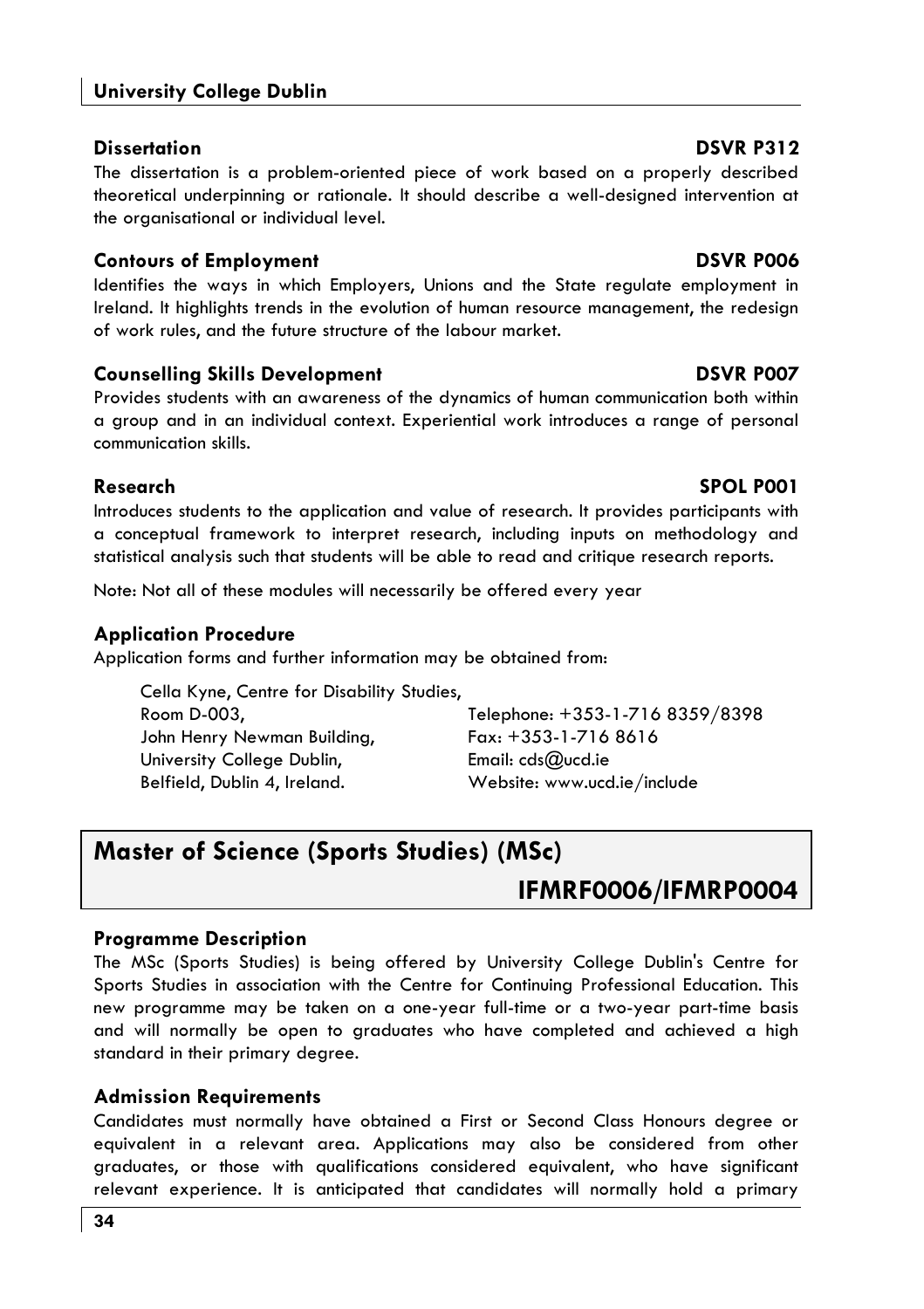### Dissertation DSVR P312

The dissertation is a problem-oriented piece of work based on a properly described theoretical underpinning or rationale. It should describe a well-designed intervention at the organisational or individual level.

### Contours of Employment DSVR P006

Identifies the ways in which Employers, Unions and the State regulate employment in Ireland. It highlights trends in the evolution of human resource management, the redesign of work rules, and the future structure of the labour market.

### Counselling Skills Development DSVR P007

Provides students with an awareness of the dynamics of human communication both within a group and in an individual context. Experiential work introduces a range of personal communication skills.

### Research SPOL P001

Introduces students to the application and value of research. It provides participants with a conceptual framework to interpret research, including inputs on methodology and statistical analysis such that students will be able to read and critique research reports.

Note: Not all of these modules will necessarily be offered every year

### Application Procedure

Application forms and further information may be obtained from:

Cella Kyne, Centre for Disability Studies,
Room D-003,
John Henry Newman Building,
University College Dublin,
Belfield, Dublin 4, Ireland.

Telephone: +353-1-716 8359/8398
Fax: +353-1-716 8616
Email: cds@ucd.ie
Website: www.ucd.ie/include

## Master of Science (Sports Studies) (MSc) IFMRF0006/IFMRP0004

### Programme Description

The MSc (Sports Studies) is being offered by University College Dublin's Centre for Sports Studies in association with the Centre for Continuing Professional Education. This new programme may be taken on a one-year full-time or a two-year part-time basis and will normally be open to graduates who have completed and achieved a high standard in their primary degree.

### Admission Requirements

Candidates must normally have obtained a First or Second Class Honours degree or equivalent in a relevant area. Applications may also be considered from other graduates, or those with qualifications considered equivalent, who have significant relevant experience. It is anticipated that candidates will normally hold a primary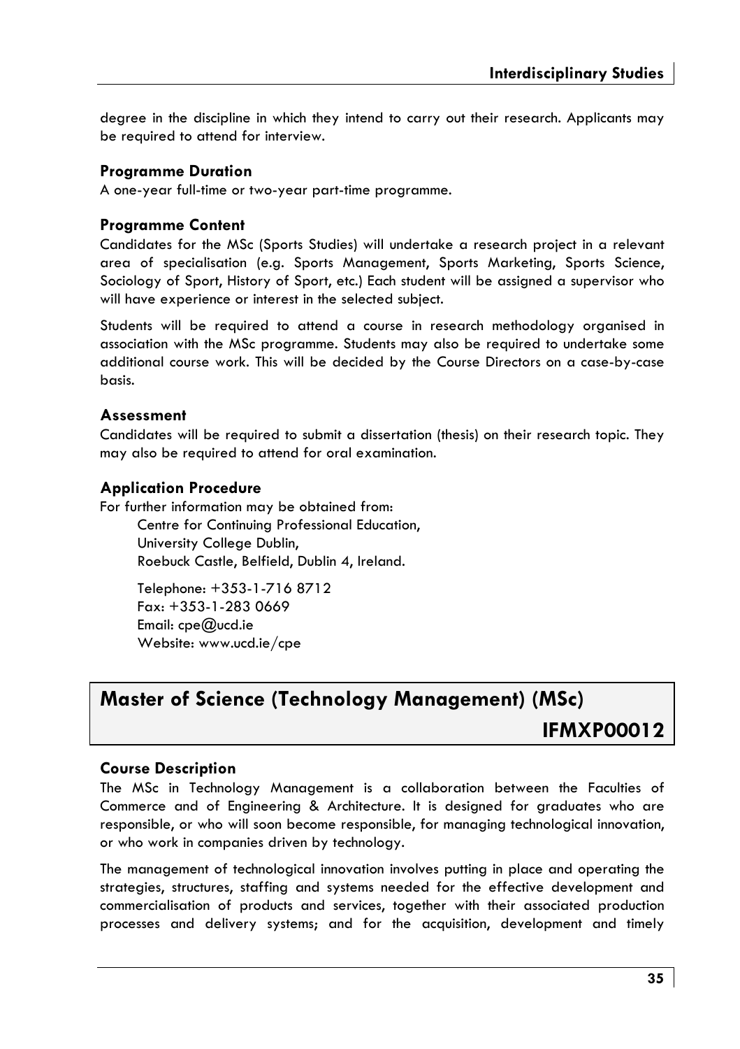degree in the discipline in which they intend to carry out their research. Applicants may be required to attend for interview.

### Programme Duration

A one-year full-time or two-year part-time programme.

### Programme Content

Candidates for the MSc (Sports Studies) will undertake a research project in a relevant area of specialisation (e.g. Sports Management, Sports Marketing, Sports Science, Sociology of Sport, History of Sport, etc.) Each student will be assigned a supervisor who will have experience or interest in the selected subject.

Students will be required to attend a course in research methodology organised in association with the MSc programme. Students may also be required to undertake some additional course work. This will be decided by the Course Directors on a case-by-case basis.

### Assessment

Candidates will be required to submit a dissertation (thesis) on their research topic. They may also be required to attend for oral examination.

### Application Procedure

For further information may be obtained from:

Centre for Continuing Professional Education,
University College Dublin,
Roebuck Castle, Belfield, Dublin 4, Ireland.

Telephone: +353-1-716 8712
Fax: +353-1-283 0669
Email: cpe@ucd.ie
Website: www.ucd.ie/cpe

## Master of Science (Technology Management) (MSc) IFMXP00012

### Course Description

The MSc in Technology Management is a collaboration between the Faculties of Commerce and of Engineering & Architecture. It is designed for graduates who are responsible, or who will soon become responsible, for managing technological innovation, or who work in companies driven by technology.

The management of technological innovation involves putting in place and operating the strategies, structures, staffing and systems needed for the effective development and commercialisation of products and services, together with their associated production processes and delivery systems; and for the acquisition, development and timely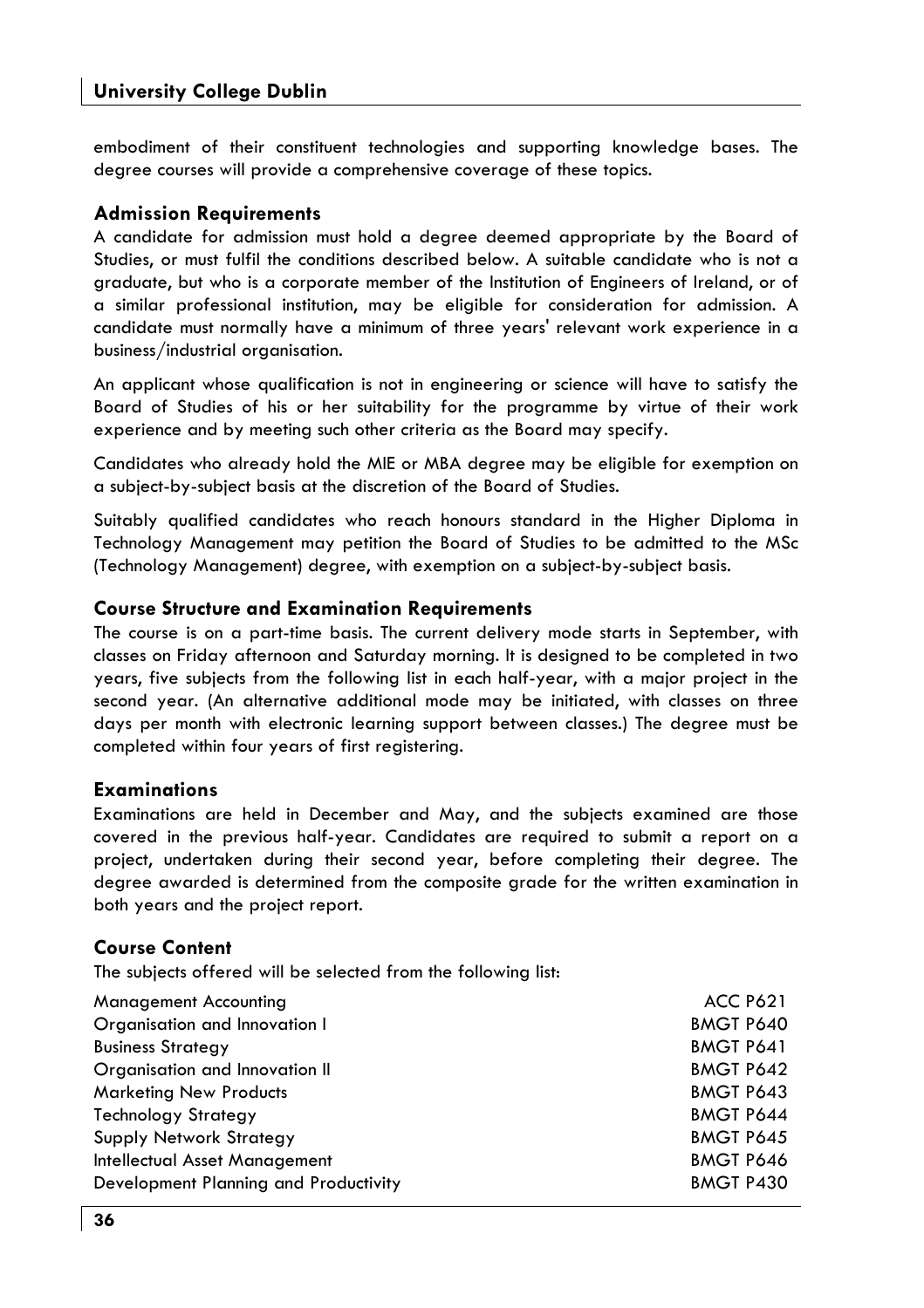embodiment of their constituent technologies and supporting knowledge bases. The degree courses will provide a comprehensive coverage of these topics.

### Admission Requirements

A candidate for admission must hold a degree deemed appropriate by the Board of Studies, or must fulfil the conditions described below. A suitable candidate who is not a graduate, but who is a corporate member of the Institution of Engineers of Ireland, or of a similar professional institution, may be eligible for consideration for admission. A candidate must normally have a minimum of three years' relevant work experience in a business/industrial organisation.

An applicant whose qualification is not in engineering or science will have to satisfy the Board of Studies of his or her suitability for the programme by virtue of their work experience and by meeting such other criteria as the Board may specify.

Candidates who already hold the MIE or MBA degree may be eligible for exemption on a subject-by-subject basis at the discretion of the Board of Studies.

Suitably qualified candidates who reach honours standard in the Higher Diploma in Technology Management may petition the Board of Studies to be admitted to the MSc (Technology Management) degree, with exemption on a subject-by-subject basis.

### Course Structure and Examination Requirements

The course is on a part-time basis. The current delivery mode starts in September, with classes on Friday afternoon and Saturday morning. It is designed to be completed in two years, five subjects from the following list in each half-year, with a major project in the second year. (An alternative additional mode may be initiated, with classes on three days per month with electronic learning support between classes.) The degree must be completed within four years of first registering.

### Examinations

Examinations are held in December and May, and the subjects examined are those covered in the previous half-year. Candidates are required to submit a report on a project, undertaken during their second year, before completing their degree. The degree awarded is determined from the composite grade for the written examination in both years and the project report.

### Course Content

The subjects offered will be selected from the following list:

| | |
|---|---|
| Management Accounting | ACC P621 |
| Organisation and Innovation I | BMGT P640 |
| Business Strategy | BMGT P641 |
| Organisation and Innovation II | BMGT P642 |
| Marketing New Products | BMGT P643 |
| Technology Strategy | BMGT P644 |
| Supply Network Strategy | BMGT P645 |
| Intellectual Asset Management | BMGT P646 |
| Development Planning and Productivity | BMGT P430 |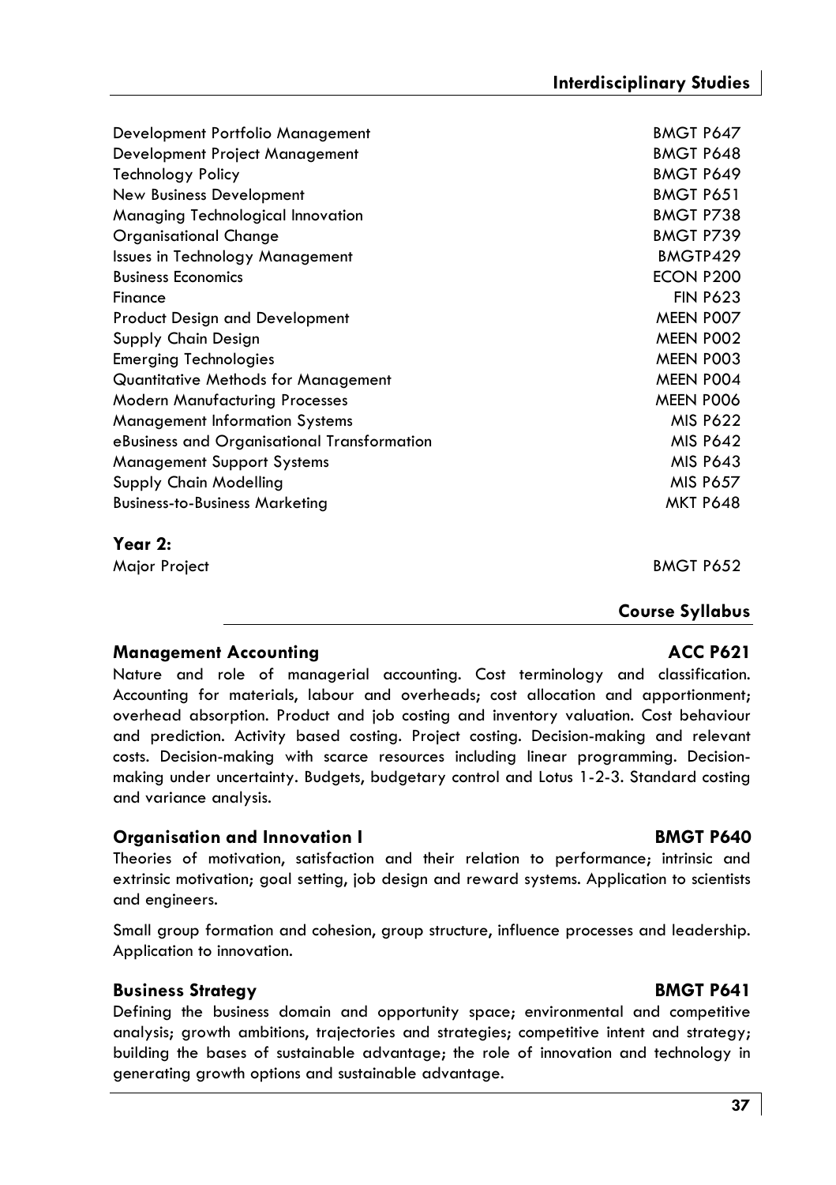| | |
|---|---|
| Development Portfolio Management | BMGT P647 |
| Development Project Management | BMGT P648 |
| Technology Policy | BMGT P649 |
| New Business Development | BMGT P651 |
| Managing Technological Innovation | BMGT P738 |
| Organisational Change | BMGT P739 |
| Issues in Technology Management | BMGTP429 |
| Business Economics | ECON P200 |
| Finance | FIN P623 |
| Product Design and Development | MEEN P007 |
| Supply Chain Design | MEEN P002 |
| Emerging Technologies | MEEN P003 |
| Quantitative Methods for Management | MEEN P004 |
| Modern Manufacturing Processes | MEEN P006 |
| Management Information Systems | MIS P622 |
| eBusiness and Organisational Transformation | MIS P642 |
| Management Support Systems | MIS P643 |
| Supply Chain Modelling | MIS P657 |
| Business-to-Business Marketing | MKT P648 |

**Year 2:**

| | |
|---|---|
| Major Project | BMGT P652 |

## Course Syllabus

### Management Accounting — ACC P621

Nature and role of managerial accounting. Cost terminology and classification. Accounting for materials, labour and overheads; cost allocation and apportionment; overhead absorption. Product and job costing and inventory valuation. Cost behaviour and prediction. Activity based costing. Project costing. Decision-making and relevant costs. Decision-making with scarce resources including linear programming. Decision-making under uncertainty. Budgets, budgetary control and Lotus 1-2-3. Standard costing and variance analysis.

### Organisation and Innovation I — BMGT P640

Theories of motivation, satisfaction and their relation to performance; intrinsic and extrinsic motivation; goal setting, job design and reward systems. Application to scientists and engineers.

Small group formation and cohesion, group structure, influence processes and leadership. Application to innovation.

### Business Strategy — BMGT P641

Defining the business domain and opportunity space; environmental and competitive analysis; growth ambitions, trajectories and strategies; competitive intent and strategy; building the bases of sustainable advantage; the role of innovation and technology in generating growth options and sustainable advantage.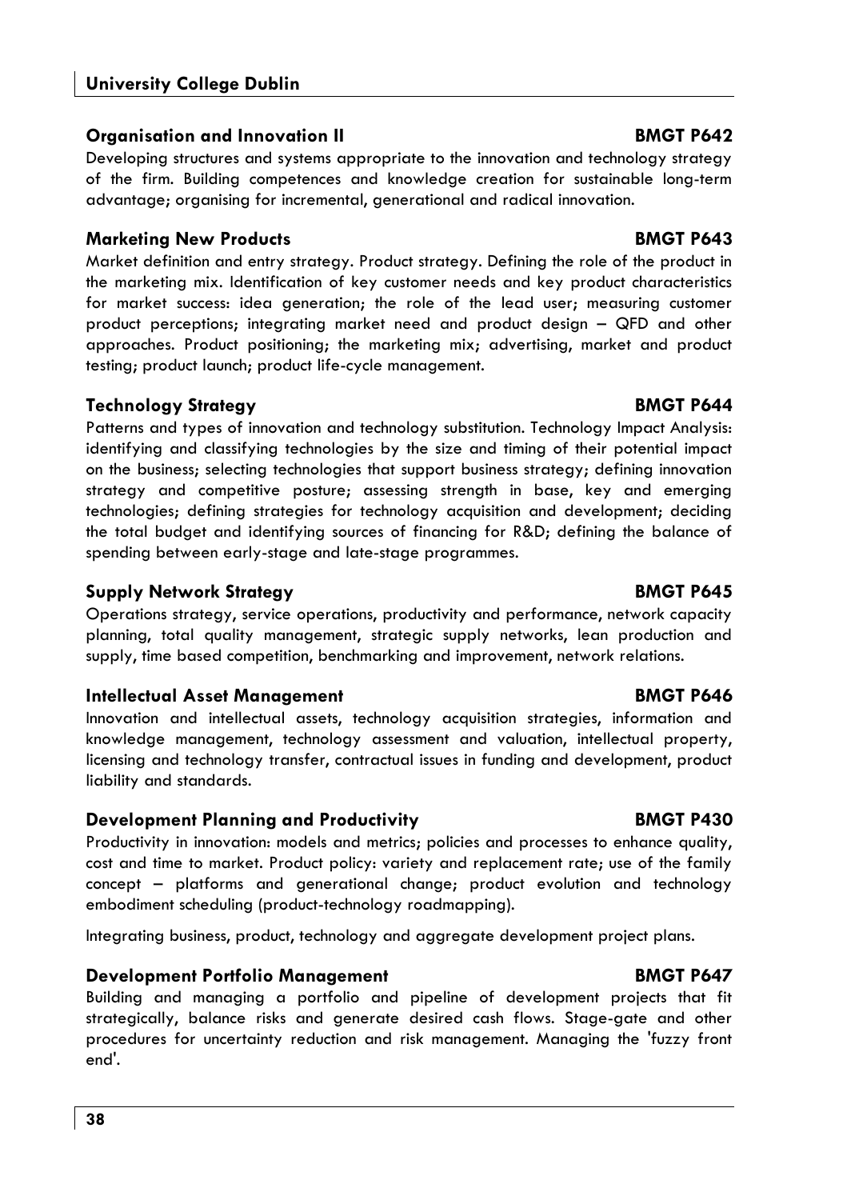### Organisation and Innovation II — BMGT P642

Developing structures and systems appropriate to the innovation and technology strategy of the firm. Building competences and knowledge creation for sustainable long-term advantage; organising for incremental, generational and radical innovation.

### Marketing New Products — BMGT P643

Market definition and entry strategy. Product strategy. Defining the role of the product in the marketing mix. Identification of key customer needs and key product characteristics for market success: idea generation; the role of the lead user; measuring customer product perceptions; integrating market need and product design – QFD and other approaches. Product positioning; the marketing mix; advertising, market and product testing; product launch; product life-cycle management.

### Technology Strategy — BMGT P644

Patterns and types of innovation and technology substitution. Technology Impact Analysis: identifying and classifying technologies by the size and timing of their potential impact on the business; selecting technologies that support business strategy; defining innovation strategy and competitive posture; assessing strength in base, key and emerging technologies; defining strategies for technology acquisition and development; deciding the total budget and identifying sources of financing for R&D; defining the balance of spending between early-stage and late-stage programmes.

### Supply Network Strategy — BMGT P645

Operations strategy, service operations, productivity and performance, network capacity planning, total quality management, strategic supply networks, lean production and supply, time based competition, benchmarking and improvement, network relations.

### Intellectual Asset Management — BMGT P646

Innovation and intellectual assets, technology acquisition strategies, information and knowledge management, technology assessment and valuation, intellectual property, licensing and technology transfer, contractual issues in funding and development, product liability and standards.

### Development Planning and Productivity — BMGT P430

Productivity in innovation: models and metrics; policies and processes to enhance quality, cost and time to market. Product policy: variety and replacement rate; use of the family concept – platforms and generational change; product evolution and technology embodiment scheduling (product-technology roadmapping).

Integrating business, product, technology and aggregate development project plans.

### Development Portfolio Management — BMGT P647

Building and managing a portfolio and pipeline of development projects that fit strategically, balance risks and generate desired cash flows. Stage-gate and other procedures for uncertainty reduction and risk management. Managing the 'fuzzy front end'.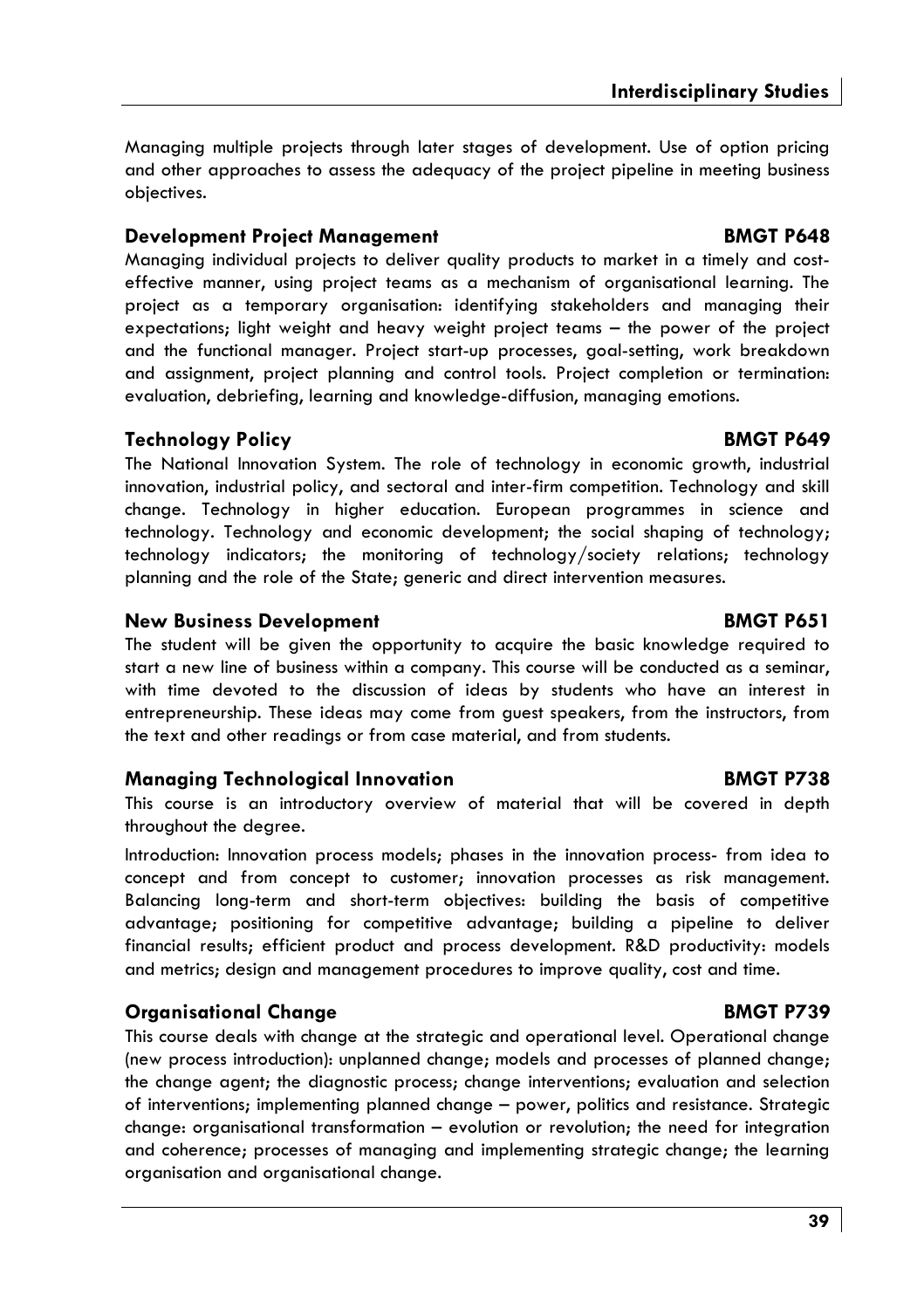Managing multiple projects through later stages of development. Use of option pricing and other approaches to assess the adequacy of the project pipeline in meeting business objectives.

### Development Project Management — BMGT P648

Managing individual projects to deliver quality products to market in a timely and cost-effective manner, using project teams as a mechanism of organisational learning. The project as a temporary organisation: identifying stakeholders and managing their expectations; light weight and heavy weight project teams – the power of the project and the functional manager. Project start-up processes, goal-setting, work breakdown and assignment, project planning and control tools. Project completion or termination: evaluation, debriefing, learning and knowledge-diffusion, managing emotions.

### Technology Policy — BMGT P649

The National Innovation System. The role of technology in economic growth, industrial innovation, industrial policy, and sectoral and inter-firm competition. Technology and skill change. Technology in higher education. European programmes in science and technology. Technology and economic development; the social shaping of technology; technology indicators; the monitoring of technology/society relations; technology planning and the role of the State; generic and direct intervention measures.

### New Business Development — BMGT P651

The student will be given the opportunity to acquire the basic knowledge required to start a new line of business within a company. This course will be conducted as a seminar, with time devoted to the discussion of ideas by students who have an interest in entrepreneurship. These ideas may come from guest speakers, from the instructors, from the text and other readings or from case material, and from students.

### Managing Technological Innovation — BMGT P738

This course is an introductory overview of material that will be covered in depth throughout the degree.

Introduction: Innovation process models; phases in the innovation process- from idea to concept and from concept to customer; innovation processes as risk management. Balancing long-term and short-term objectives: building the basis of competitive advantage; positioning for competitive advantage; building a pipeline to deliver financial results; efficient product and process development. R&D productivity: models and metrics; design and management procedures to improve quality, cost and time.

### Organisational Change — BMGT P739

This course deals with change at the strategic and operational level. Operational change (new process introduction): unplanned change; models and processes of planned change; the change agent; the diagnostic process; change interventions; evaluation and selection of interventions; implementing planned change – power, politics and resistance. Strategic change: organisational transformation – evolution or revolution; the need for integration and coherence; processes of managing and implementing strategic change; the learning organisation and organisational change.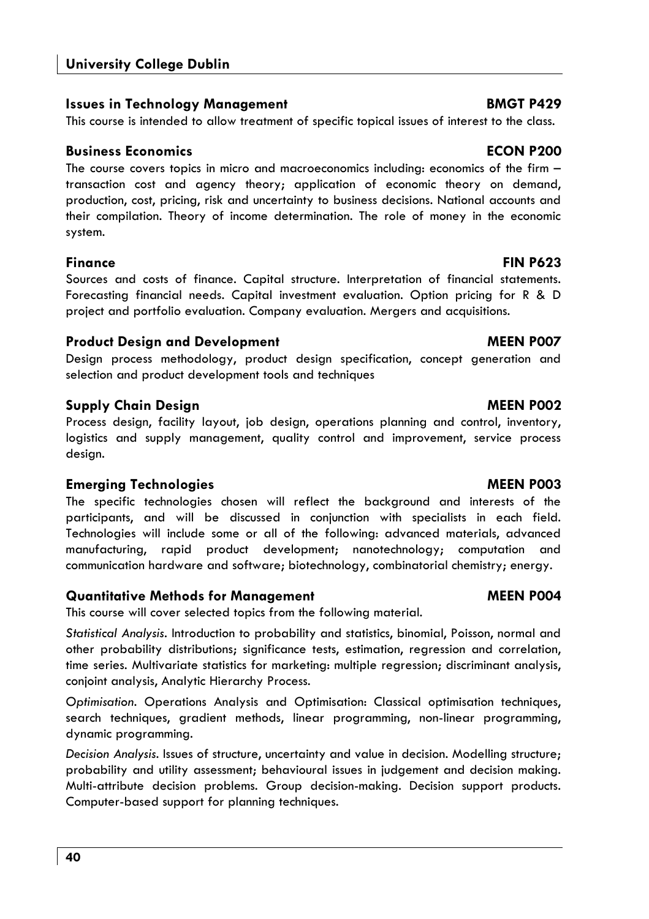### Issues in Technology Management — BMGT P429

This course is intended to allow treatment of specific topical issues of interest to the class.

### Business Economics — ECON P200

The course covers topics in micro and macroeconomics including: economics of the firm – transaction cost and agency theory; application of economic theory on demand, production, cost, pricing, risk and uncertainty to business decisions. National accounts and their compilation. Theory of income determination. The role of money in the economic system.

### Finance — FIN P623

Sources and costs of finance. Capital structure. Interpretation of financial statements. Forecasting financial needs. Capital investment evaluation. Option pricing for R & D project and portfolio evaluation. Company evaluation. Mergers and acquisitions.

### Product Design and Development — MEEN P007

Design process methodology, product design specification, concept generation and selection and product development tools and techniques

### Supply Chain Design — MEEN P002

Process design, facility layout, job design, operations planning and control, inventory, logistics and supply management, quality control and improvement, service process design.

### Emerging Technologies — MEEN P003

The specific technologies chosen will reflect the background and interests of the participants, and will be discussed in conjunction with specialists in each field. Technologies will include some or all of the following: advanced materials, advanced manufacturing, rapid product development; nanotechnology; computation and communication hardware and software; biotechnology, combinatorial chemistry; energy.

### Quantitative Methods for Management — MEEN P004

This course will cover selected topics from the following material.

*Statistical Analysis*. Introduction to probability and statistics, binomial, Poisson, normal and other probability distributions; significance tests, estimation, regression and correlation, time series. Multivariate statistics for marketing: multiple regression; discriminant analysis, conjoint analysis, Analytic Hierarchy Process.

*Optimisation*. Operations Analysis and Optimisation: Classical optimisation techniques, search techniques, gradient methods, linear programming, non-linear programming, dynamic programming.

*Decision Analysis*. Issues of structure, uncertainty and value in decision. Modelling structure; probability and utility assessment; behavioural issues in judgement and decision making. Multi-attribute decision problems. Group decision-making. Decision support products. Computer-based support for planning techniques.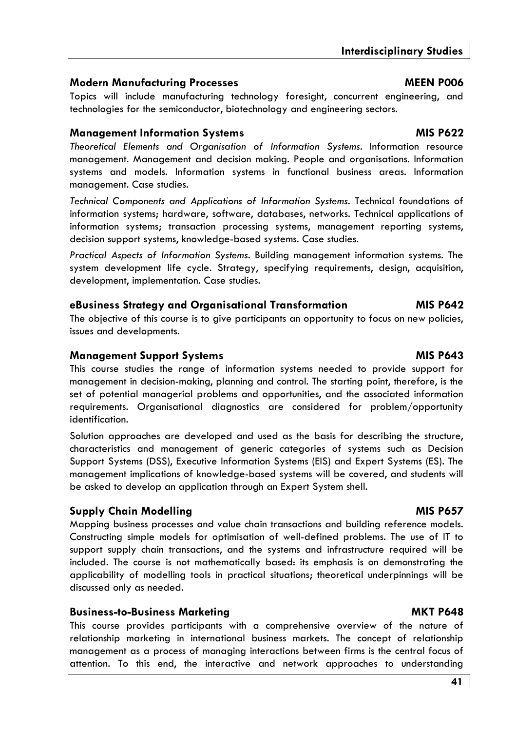### Modern Manufacturing Processes — MEEN P006

Topics will include manufacturing technology foresight, concurrent engineering, and technologies for the semiconductor, biotechnology and engineering sectors.

### Management Information Systems — MIS P622

*Theoretical Elements and Organisation of Information Systems*. Information resource management. Management and decision making. People and organisations. Information systems and models. Information systems in functional business areas. Information management. Case studies.

*Technical Components and Applications of Information Systems*. Technical foundations of information systems; hardware, software, databases, networks. Technical applications of information systems; transaction processing systems, management reporting systems, decision support systems, knowledge-based systems. Case studies.

*Practical Aspects of Information Systems*. Building management information systems. The system development life cycle. Strategy, specifying requirements, design, acquisition, development, implementation. Case studies.

### eBusiness Strategy and Organisational Transformation — MIS P642

The objective of this course is to give participants an opportunity to focus on new policies, issues and developments.

### Management Support Systems — MIS P643

This course studies the range of information systems needed to provide support for management in decision-making, planning and control. The starting point, therefore, is the set of potential managerial problems and opportunities, and the associated information requirements. Organisational diagnostics are considered for problem/opportunity identification.

Solution approaches are developed and used as the basis for describing the structure, characteristics and management of generic categories of systems such as Decision Support Systems (DSS), Executive Information Systems (EIS) and Expert Systems (ES). The management implications of knowledge-based systems will be covered, and students will be asked to develop an application through an Expert System shell.

### Supply Chain Modelling — MIS P657

Mapping business processes and value chain transactions and building reference models. Constructing simple models for optimisation of well-defined problems. The use of IT to support supply chain transactions, and the systems and infrastructure required will be included. The course is not mathematically based: its emphasis is on demonstrating the applicability of modelling tools in practical situations; theoretical underpinnings will be discussed only as needed.

### Business-to-Business Marketing — MKT P648

This course provides participants with a comprehensive overview of the nature of relationship marketing in international business markets. The concept of relationship management as a process of managing interactions between firms is the central focus of attention. To this end, the interactive and network approaches to understanding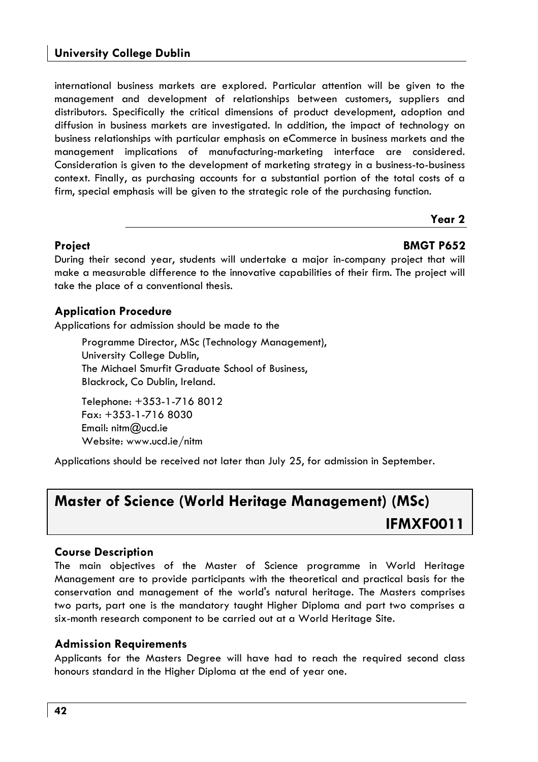international business markets are explored. Particular attention will be given to the management and development of relationships between customers, suppliers and distributors. Specifically the critical dimensions of product development, adoption and diffusion in business markets are investigated. In addition, the impact of technology on business relationships with particular emphasis on eCommerce in business markets and the management implications of manufacturing-marketing interface are considered. Consideration is given to the development of marketing strategy in a business-to-business context. Finally, as purchasing accounts for a substantial portion of the total costs of a firm, special emphasis will be given to the strategic role of the purchasing function.

### Year 2

**Project** **BMGT P652**

During their second year, students will undertake a major in-company project that will make a measurable difference to the innovative capabilities of their firm. The project will take the place of a conventional thesis.

### Application Procedure

Applications for admission should be made to the

Programme Director, MSc (Technology Management),
University College Dublin,
The Michael Smurfit Graduate School of Business,
Blackrock, Co Dublin, Ireland.

Telephone: +353-1-716 8012
Fax: +353-1-716 8030
Email: nitm@ucd.ie
Website: www.ucd.ie/nitm

Applications should be received not later than July 25, for admission in September.

## Master of Science (World Heritage Management) (MSc) IFMXF0011

### Course Description

The main objectives of the Master of Science programme in World Heritage Management are to provide participants with the theoretical and practical basis for the conservation and management of the world's natural heritage. The Masters comprises two parts, part one is the mandatory taught Higher Diploma and part two comprises a six-month research component to be carried out at a World Heritage Site.

### Admission Requirements

Applicants for the Masters Degree will have had to reach the required second class honours standard in the Higher Diploma at the end of year one.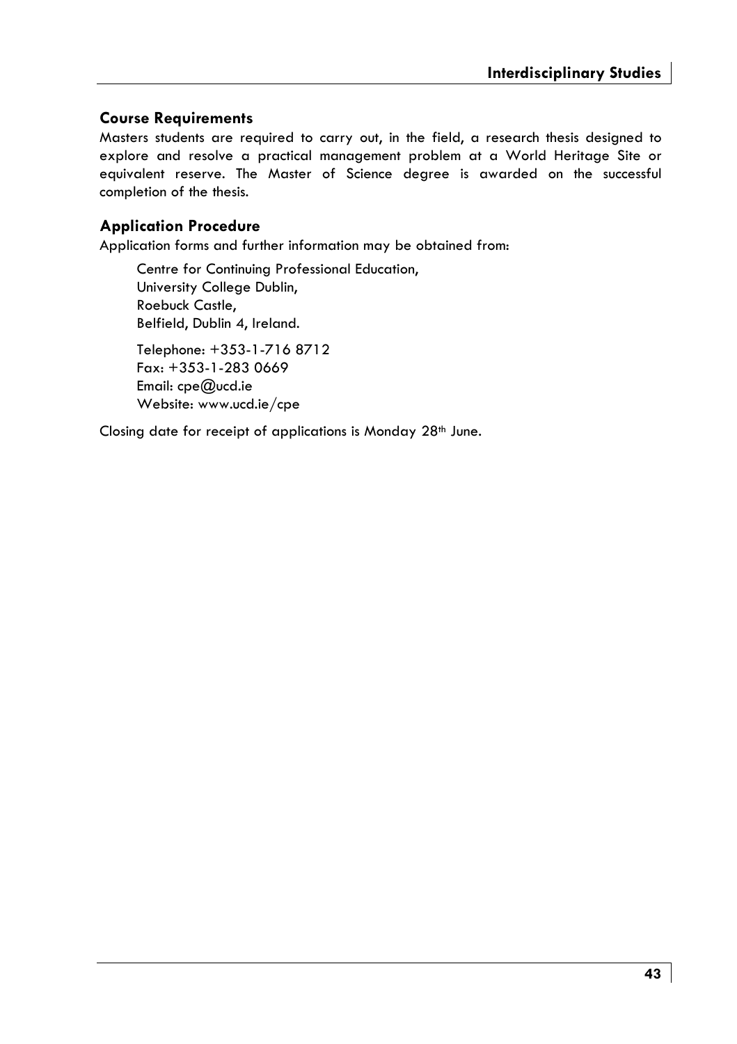## Course Requirements

Masters students are required to carry out, in the field, a research thesis designed to explore and resolve a practical management problem at a World Heritage Site or equivalent reserve. The Master of Science degree is awarded on the successful completion of the thesis.

## Application Procedure

Application forms and further information may be obtained from:

Centre for Continuing Professional Education,
University College Dublin,
Roebuck Castle,
Belfield, Dublin 4, Ireland.

Telephone: +353-1-716 8712
Fax: +353-1-283 0669
Email: cpe@ucd.ie
Website: www.ucd.ie/cpe

Closing date for receipt of applications is Monday 28th June.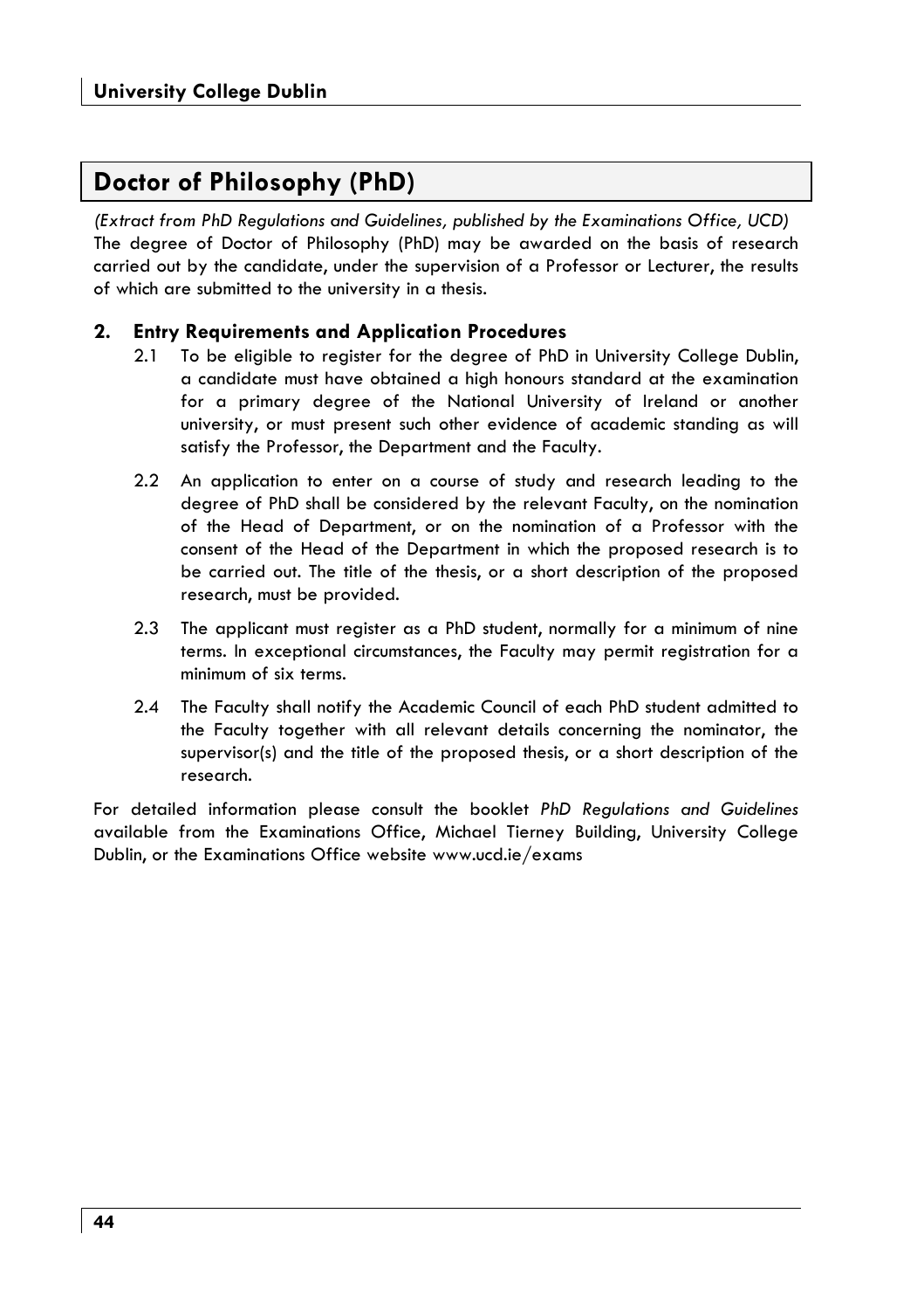# Doctor of Philosophy (PhD)

*(Extract from PhD Regulations and Guidelines, published by the Examinations Office, UCD)*
The degree of Doctor of Philosophy (PhD) may be awarded on the basis of research carried out by the candidate, under the supervision of a Professor or Lecturer, the results of which are submitted to the university in a thesis.

## 2. Entry Requirements and Application Procedures

2.1 To be eligible to register for the degree of PhD in University College Dublin, a candidate must have obtained a high honours standard at the examination for a primary degree of the National University of Ireland or another university, or must present such other evidence of academic standing as will satisfy the Professor, the Department and the Faculty.

2.2 An application to enter on a course of study and research leading to the degree of PhD shall be considered by the relevant Faculty, on the nomination of the Head of Department, or on the nomination of a Professor with the consent of the Head of the Department in which the proposed research is to be carried out. The title of the thesis, or a short description of the proposed research, must be provided.

2.3 The applicant must register as a PhD student, normally for a minimum of nine terms. In exceptional circumstances, the Faculty may permit registration for a minimum of six terms.

2.4 The Faculty shall notify the Academic Council of each PhD student admitted to the Faculty together with all relevant details concerning the nominator, the supervisor(s) and the title of the proposed thesis, or a short description of the research.

For detailed information please consult the booklet *PhD Regulations and Guidelines* available from the Examinations Office, Michael Tierney Building, University College Dublin, or the Examinations Office website www.ucd.ie/exams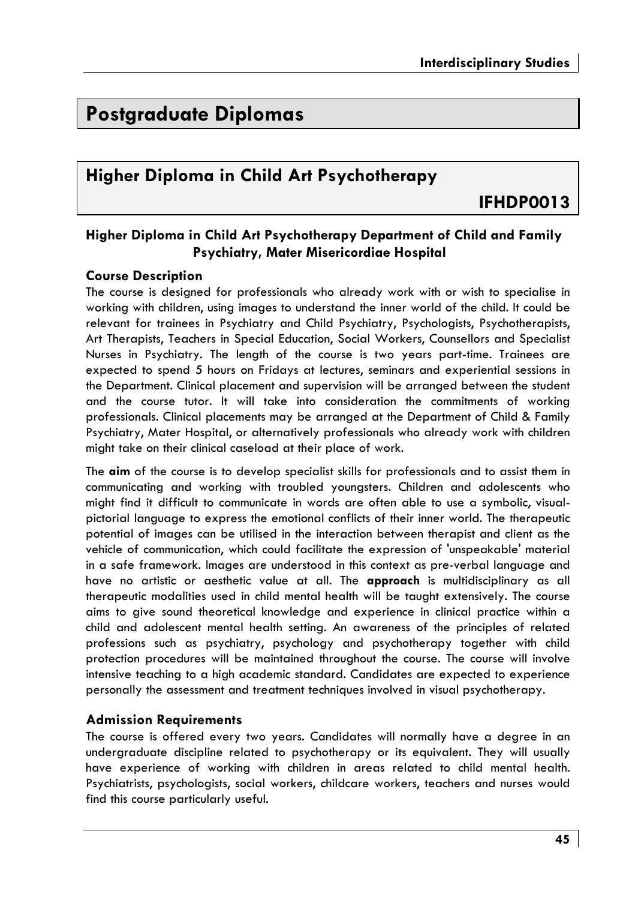# Postgraduate Diplomas

## Higher Diploma in Child Art Psychotherapy

**IFHDP0013**

### Higher Diploma in Child Art Psychotherapy Department of Child and Family Psychiatry, Mater Misericordiae Hospital

#### Course Description

The course is designed for professionals who already work with or wish to specialise in working with children, using images to understand the inner world of the child. It could be relevant for trainees in Psychiatry and Child Psychiatry, Psychologists, Psychotherapists, Art Therapists, Teachers in Special Education, Social Workers, Counsellors and Specialist Nurses in Psychiatry. The length of the course is two years part-time. Trainees are expected to spend 5 hours on Fridays at lectures, seminars and experiential sessions in the Department. Clinical placement and supervision will be arranged between the student and the course tutor. It will take into consideration the commitments of working professionals. Clinical placements may be arranged at the Department of Child & Family Psychiatry, Mater Hospital, or alternatively professionals who already work with children might take on their clinical caseload at their place of work.

The **aim** of the course is to develop specialist skills for professionals and to assist them in communicating and working with troubled youngsters. Children and adolescents who might find it difficult to communicate in words are often able to use a symbolic, visual-pictorial language to express the emotional conflicts of their inner world. The therapeutic potential of images can be utilised in the interaction between therapist and client as the vehicle of communication, which could facilitate the expression of 'unspeakable' material in a safe framework. Images are understood in this context as pre-verbal language and have no artistic or aesthetic value at all. The **approach** is multidisciplinary as all therapeutic modalities used in child mental health will be taught extensively. The course aims to give sound theoretical knowledge and experience in clinical practice within a child and adolescent mental health setting. An awareness of the principles of related professions such as psychiatry, psychology and psychotherapy together with child protection procedures will be maintained throughout the course. The course will involve intensive teaching to a high academic standard. Candidates are expected to experience personally the assessment and treatment techniques involved in visual psychotherapy.

#### Admission Requirements

The course is offered every two years. Candidates will normally have a degree in an undergraduate discipline related to psychotherapy or its equivalent. They will usually have experience of working with children in areas related to child mental health. Psychiatrists, psychologists, social workers, childcare workers, teachers and nurses would find this course particularly useful.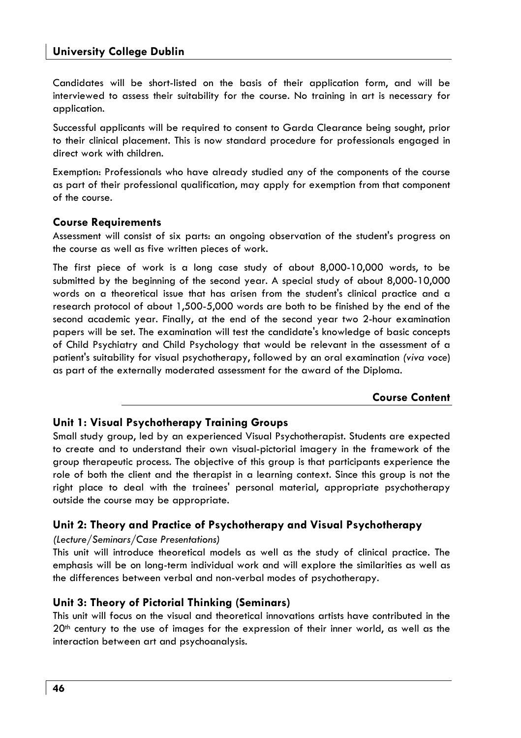Candidates will be short-listed on the basis of their application form, and will be interviewed to assess their suitability for the course. No training in art is necessary for application.

Successful applicants will be required to consent to Garda Clearance being sought, prior to their clinical placement. This is now standard procedure for professionals engaged in direct work with children.

Exemption: Professionals who have already studied any of the components of the course as part of their professional qualification, may apply for exemption from that component of the course.

### Course Requirements

Assessment will consist of six parts: an ongoing observation of the student's progress on the course as well as five written pieces of work.

The first piece of work is a long case study of about 8,000-10,000 words, to be submitted by the beginning of the second year. A special study of about 8,000-10,000 words on a theoretical issue that has arisen from the student's clinical practice and a research protocol of about 1,500-5,000 words are both to be finished by the end of the second academic year. Finally, at the end of the second year two 2-hour examination papers will be set. The examination will test the candidate's knowledge of basic concepts of Child Psychiatry and Child Psychology that would be relevant in the assessment of a patient's suitability for visual psychotherapy, followed by an oral examination *(viva voce)* as part of the externally moderated assessment for the award of the Diploma.

## Course Content

### Unit 1: Visual Psychotherapy Training Groups

Small study group, led by an experienced Visual Psychotherapist. Students are expected to create and to understand their own visual-pictorial imagery in the framework of the group therapeutic process. The objective of this group is that participants experience the role of both the client and the therapist in a learning context. Since this group is not the right place to deal with the trainees' personal material, appropriate psychotherapy outside the course may be appropriate.

### Unit 2: Theory and Practice of Psychotherapy and Visual Psychotherapy

*(Lecture/Seminars/Case Presentations)*

This unit will introduce theoretical models as well as the study of clinical practice. The emphasis will be on long-term individual work and will explore the similarities as well as the differences between verbal and non-verbal modes of psychotherapy.

### Unit 3: Theory of Pictorial Thinking (Seminars)

This unit will focus on the visual and theoretical innovations artists have contributed in the 20th century to the use of images for the expression of their inner world, as well as the interaction between art and psychoanalysis.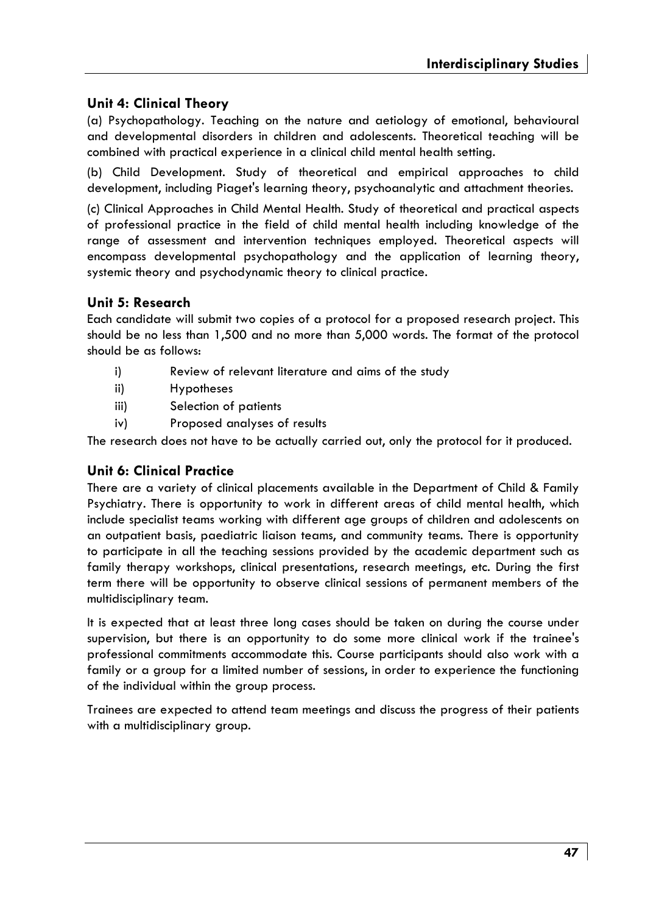## Unit 4: Clinical Theory

(a) Psychopathology. Teaching on the nature and aetiology of emotional, behavioural and developmental disorders in children and adolescents. Theoretical teaching will be combined with practical experience in a clinical child mental health setting.

(b) Child Development. Study of theoretical and empirical approaches to child development, including Piaget's learning theory, psychoanalytic and attachment theories.

(c) Clinical Approaches in Child Mental Health. Study of theoretical and practical aspects of professional practice in the field of child mental health including knowledge of the range of assessment and intervention techniques employed. Theoretical aspects will encompass developmental psychopathology and the application of learning theory, systemic theory and psychodynamic theory to clinical practice.

## Unit 5: Research

Each candidate will submit two copies of a protocol for a proposed research project. This should be no less than 1,500 and no more than 5,000 words. The format of the protocol should be as follows:

- i) Review of relevant literature and aims of the study
- ii) Hypotheses
- iii) Selection of patients
- iv) Proposed analyses of results

The research does not have to be actually carried out, only the protocol for it produced.

## Unit 6: Clinical Practice

There are a variety of clinical placements available in the Department of Child & Family Psychiatry. There is opportunity to work in different areas of child mental health, which include specialist teams working with different age groups of children and adolescents on an outpatient basis, paediatric liaison teams, and community teams. There is opportunity to participate in all the teaching sessions provided by the academic department such as family therapy workshops, clinical presentations, research meetings, etc. During the first term there will be opportunity to observe clinical sessions of permanent members of the multidisciplinary team.

It is expected that at least three long cases should be taken on during the course under supervision, but there is an opportunity to do some more clinical work if the trainee's professional commitments accommodate this. Course participants should also work with a family or a group for a limited number of sessions, in order to experience the functioning of the individual within the group process.

Trainees are expected to attend team meetings and discuss the progress of their patients with a multidisciplinary group.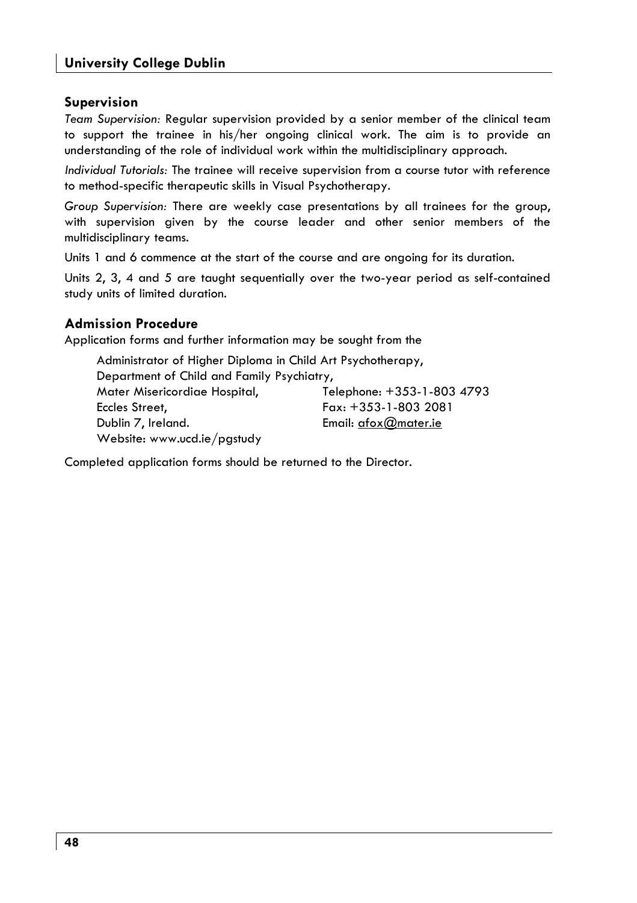## Supervision

*Team Supervision:* Regular supervision provided by a senior member of the clinical team to support the trainee in his/her ongoing clinical work. The aim is to provide an understanding of the role of individual work within the multidisciplinary approach.

*Individual Tutorials:* The trainee will receive supervision from a course tutor with reference to method-specific therapeutic skills in Visual Psychotherapy.

*Group Supervision:* There are weekly case presentations by all trainees for the group, with supervision given by the course leader and other senior members of the multidisciplinary teams.

Units 1 and 6 commence at the start of the course and are ongoing for its duration.

Units 2, 3, 4 and 5 are taught sequentially over the two-year period as self-contained study units of limited duration.

## Admission Procedure

Application forms and further information may be sought from the

Administrator of Higher Diploma in Child Art Psychotherapy,
Department of Child and Family Psychiatry,
Mater Misericordiae Hospital,
Eccles Street,
Dublin 7, Ireland.
Website: www.ucd.ie/pgstudy

Telephone: +353-1-803 4793
Fax: +353-1-803 2081
Email: afox@mater.ie

Completed application forms should be returned to the Director.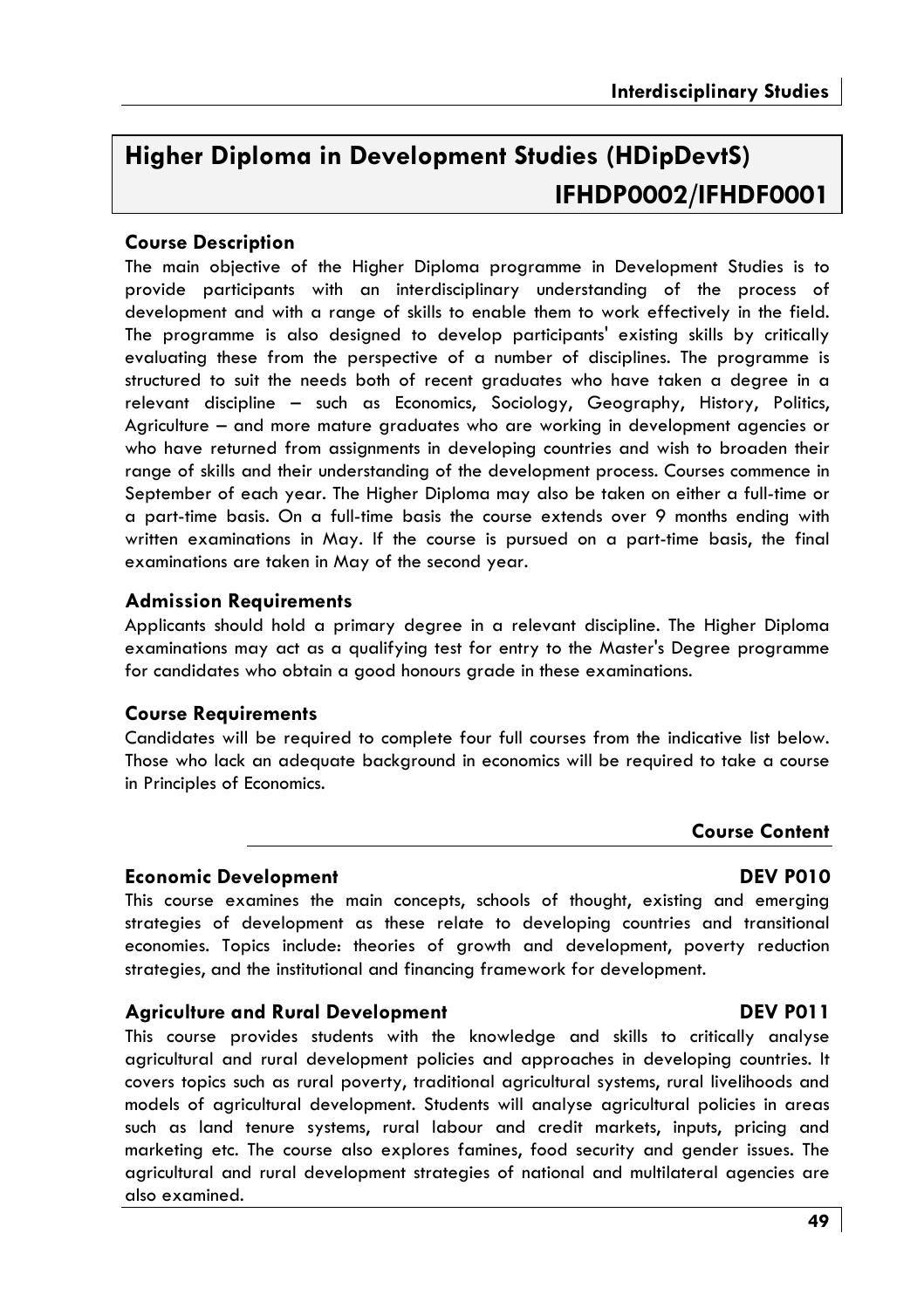# Higher Diploma in Development Studies (HDipDevtS) IFHDP0002/IFHDF0001

### Course Description

The main objective of the Higher Diploma programme in Development Studies is to provide participants with an interdisciplinary understanding of the process of development and with a range of skills to enable them to work effectively in the field. The programme is also designed to develop participants' existing skills by critically evaluating these from the perspective of a number of disciplines. The programme is structured to suit the needs both of recent graduates who have taken a degree in a relevant discipline – such as Economics, Sociology, Geography, History, Politics, Agriculture – and more mature graduates who are working in development agencies or who have returned from assignments in developing countries and wish to broaden their range of skills and their understanding of the development process. Courses commence in September of each year. The Higher Diploma may also be taken on either a full-time or a part-time basis. On a full-time basis the course extends over 9 months ending with written examinations in May. If the course is pursued on a part-time basis, the final examinations are taken in May of the second year.

### Admission Requirements

Applicants should hold a primary degree in a relevant discipline. The Higher Diploma examinations may act as a qualifying test for entry to the Master's Degree programme for candidates who obtain a good honours grade in these examinations.

### Course Requirements

Candidates will be required to complete four full courses from the indicative list below. Those who lack an adequate background in economics will be required to take a course in Principles of Economics.

## Course Content

### Economic Development — DEV P010

This course examines the main concepts, schools of thought, existing and emerging strategies of development as these relate to developing countries and transitional economies. Topics include: theories of growth and development, poverty reduction strategies, and the institutional and financing framework for development.

### Agriculture and Rural Development — DEV P011

This course provides students with the knowledge and skills to critically analyse agricultural and rural development policies and approaches in developing countries. It covers topics such as rural poverty, traditional agricultural systems, rural livelihoods and models of agricultural development. Students will analyse agricultural policies in areas such as land tenure systems, rural labour and credit markets, inputs, pricing and marketing etc. The course also explores famines, food security and gender issues. The agricultural and rural development strategies of national and multilateral agencies are also examined.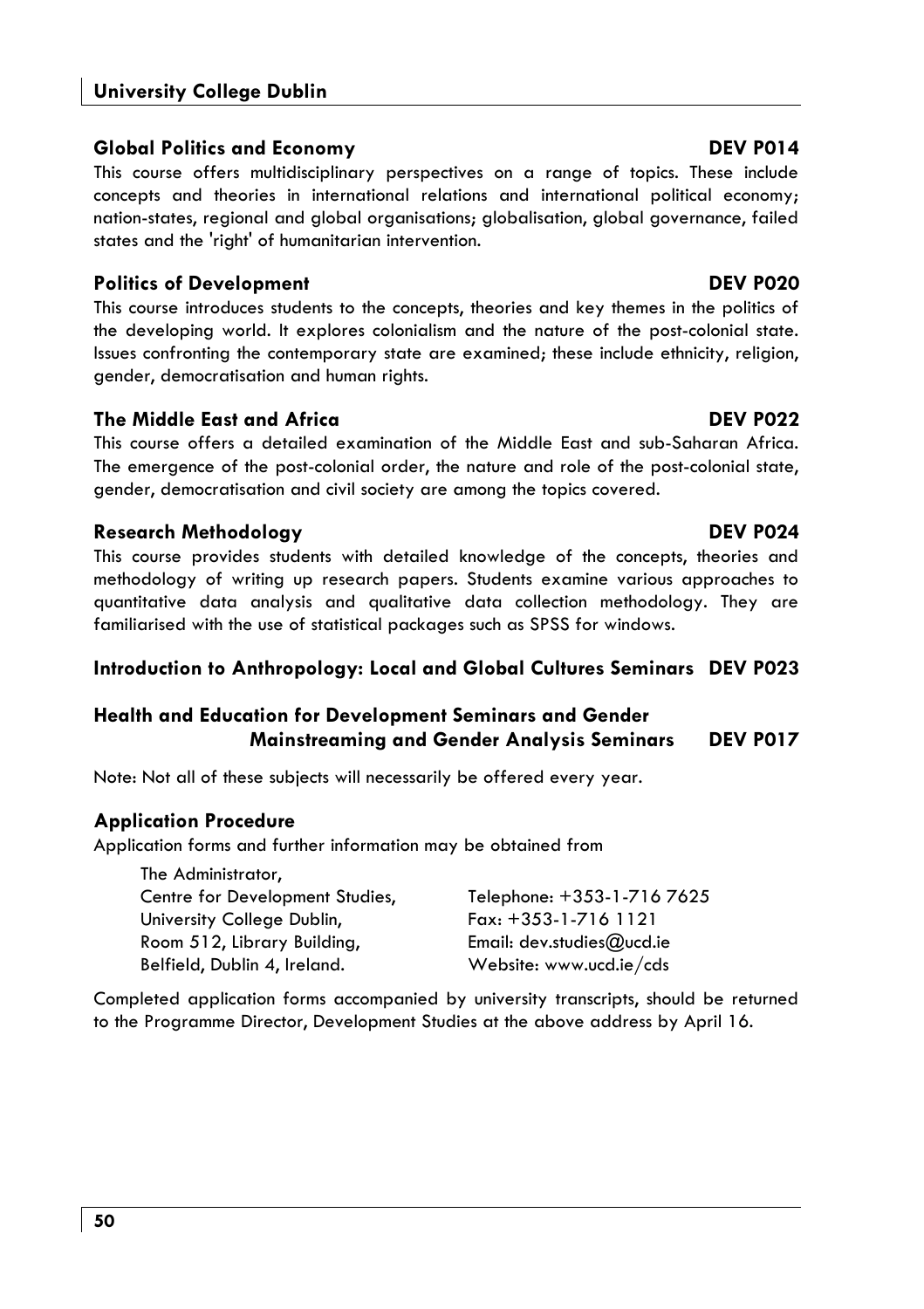### Global Politics and Economy — DEV P014

This course offers multidisciplinary perspectives on a range of topics. These include concepts and theories in international relations and international political economy; nation-states, regional and global organisations; globalisation, global governance, failed states and the 'right' of humanitarian intervention.

### Politics of Development — DEV P020

This course introduces students to the concepts, theories and key themes in the politics of the developing world. It explores colonialism and the nature of the post-colonial state. Issues confronting the contemporary state are examined; these include ethnicity, religion, gender, democratisation and human rights.

### The Middle East and Africa — DEV P022

This course offers a detailed examination of the Middle East and sub-Saharan Africa. The emergence of the post-colonial order, the nature and role of the post-colonial state, gender, democratisation and civil society are among the topics covered.

### Research Methodology — DEV P024

This course provides students with detailed knowledge of the concepts, theories and methodology of writing up research papers. Students examine various approaches to quantitative data analysis and qualitative data collection methodology. They are familiarised with the use of statistical packages such as SPSS for windows.

### Introduction to Anthropology: Local and Global Cultures Seminars — DEV P023

### Health and Education for Development Seminars and Gender Mainstreaming and Gender Analysis Seminars — DEV P017

Note: Not all of these subjects will necessarily be offered every year.

### Application Procedure

Application forms and further information may be obtained from

The Administrator,
Centre for Development Studies,
University College Dublin,
Room 512, Library Building,
Belfield, Dublin 4, Ireland.

Telephone: +353-1-716 7625
Fax: +353-1-716 1121
Email: dev.studies@ucd.ie
Website: www.ucd.ie/cds

Completed application forms accompanied by university transcripts, should be returned to the Programme Director, Development Studies at the above address by April 16.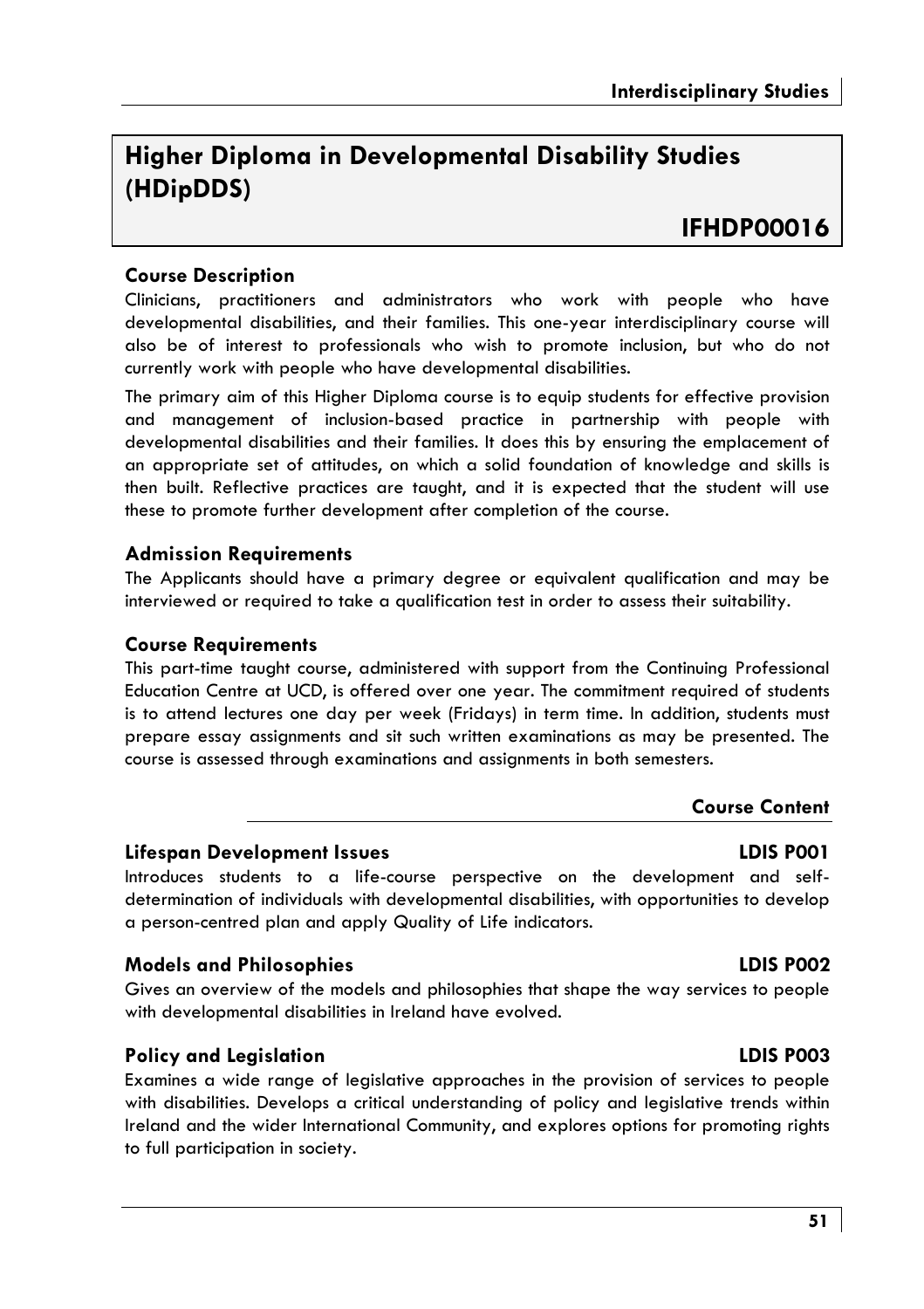# Higher Diploma in Developmental Disability Studies (HDipDDS)

## IFHDP00016

### Course Description

Clinicians, practitioners and administrators who work with people who have developmental disabilities, and their families. This one-year interdisciplinary course will also be of interest to professionals who wish to promote inclusion, but who do not currently work with people who have developmental disabilities.

The primary aim of this Higher Diploma course is to equip students for effective provision and management of inclusion-based practice in partnership with people with developmental disabilities and their families. It does this by ensuring the emplacement of an appropriate set of attitudes, on which a solid foundation of knowledge and skills is then built. Reflective practices are taught, and it is expected that the student will use these to promote further development after completion of the course.

### Admission Requirements

The Applicants should have a primary degree or equivalent qualification and may be interviewed or required to take a qualification test in order to assess their suitability.

### Course Requirements

This part-time taught course, administered with support from the Continuing Professional Education Centre at UCD, is offered over one year. The commitment required of students is to attend lectures one day per week (Fridays) in term time. In addition, students must prepare essay assignments and sit such written examinations as may be presented. The course is assessed through examinations and assignments in both semesters.

### Course Content

#### Lifespan Development Issues — LDIS P001

Introduces students to a life-course perspective on the development and self-determination of individuals with developmental disabilities, with opportunities to develop a person-centred plan and apply Quality of Life indicators.

#### Models and Philosophies — LDIS P002

Gives an overview of the models and philosophies that shape the way services to people with developmental disabilities in Ireland have evolved.

#### Policy and Legislation — LDIS P003

Examines a wide range of legislative approaches in the provision of services to people with disabilities. Develops a critical understanding of policy and legislative trends within Ireland and the wider International Community, and explores options for promoting rights to full participation in society.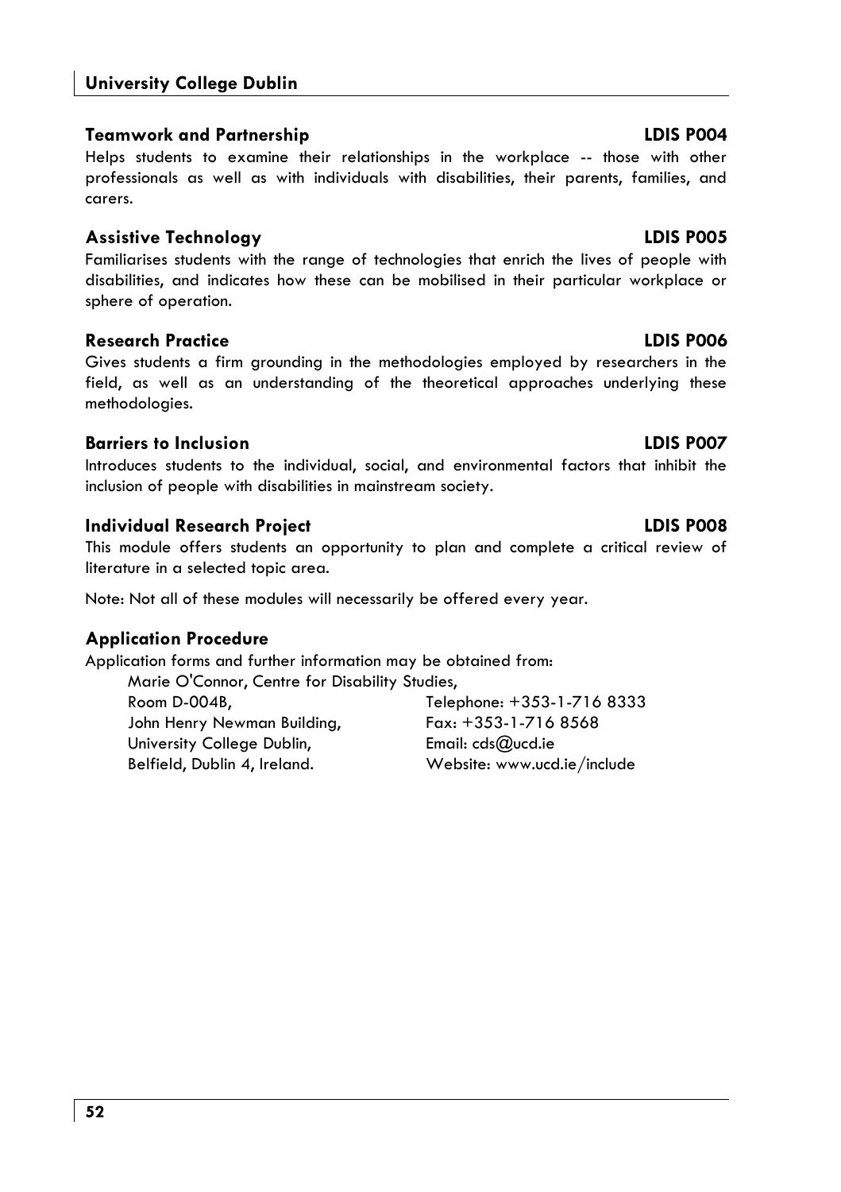### Teamwork and Partnership — LDIS P004

Helps students to examine their relationships in the workplace -- those with other professionals as well as with individuals with disabilities, their parents, families, and carers.

### Assistive Technology — LDIS P005

Familiarises students with the range of technologies that enrich the lives of people with disabilities, and indicates how these can be mobilised in their particular workplace or sphere of operation.

### Research Practice — LDIS P006

Gives students a firm grounding in the methodologies employed by researchers in the field, as well as an understanding of the theoretical approaches underlying these methodologies.

### Barriers to Inclusion — LDIS P007

Introduces students to the individual, social, and environmental factors that inhibit the inclusion of people with disabilities in mainstream society.

### Individual Research Project — LDIS P008

This module offers students an opportunity to plan and complete a critical review of literature in a selected topic area.

Note: Not all of these modules will necessarily be offered every year.

### Application Procedure

Application forms and further information may be obtained from:

Marie O'Connor, Centre for Disability Studies,
Room D-004B,
John Henry Newman Building,
University College Dublin,
Belfield, Dublin 4, Ireland.

Telephone: +353-1-716 8333
Fax: +353-1-716 8568
Email: cds@ucd.ie
Website: www.ucd.ie/include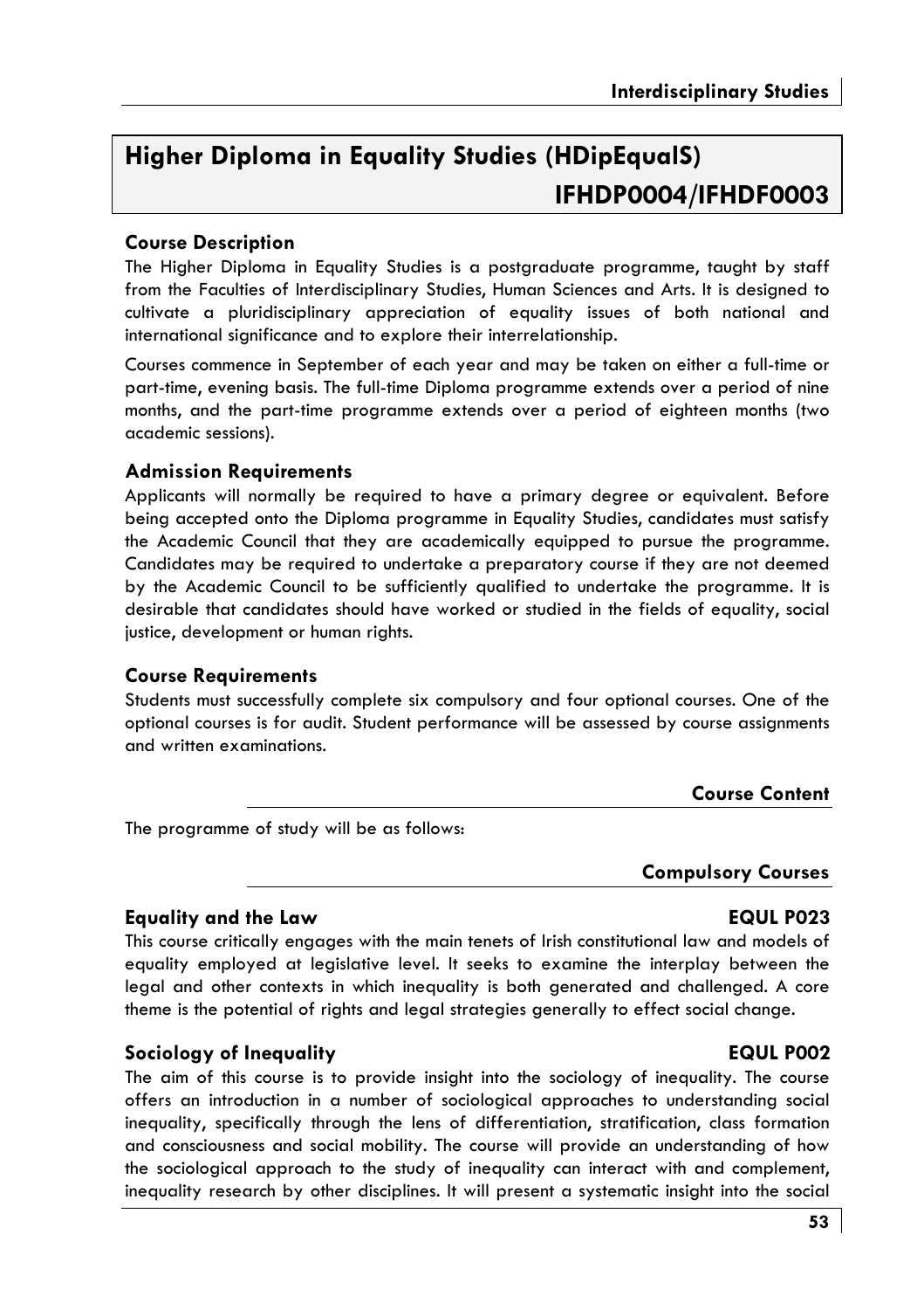# Higher Diploma in Equality Studies (HDipEqualS) IFHDP0004/IFHDF0003

### Course Description

The Higher Diploma in Equality Studies is a postgraduate programme, taught by staff from the Faculties of Interdisciplinary Studies, Human Sciences and Arts. It is designed to cultivate a pluridisciplinary appreciation of equality issues of both national and international significance and to explore their interrelationship.

Courses commence in September of each year and may be taken on either a full-time or part-time, evening basis. The full-time Diploma programme extends over a period of nine months, and the part-time programme extends over a period of eighteen months (two academic sessions).

### Admission Requirements

Applicants will normally be required to have a primary degree or equivalent. Before being accepted onto the Diploma programme in Equality Studies, candidates must satisfy the Academic Council that they are academically equipped to pursue the programme. Candidates may be required to undertake a preparatory course if they are not deemed by the Academic Council to be sufficiently qualified to undertake the programme. It is desirable that candidates should have worked or studied in the fields of equality, social justice, development or human rights.

### Course Requirements

Students must successfully complete six compulsory and four optional courses. One of the optional courses is for audit. Student performance will be assessed by course assignments and written examinations.

## Course Content

The programme of study will be as follows:

## Compulsory Courses

### Equality and the Law — EQUL P023

This course critically engages with the main tenets of Irish constitutional law and models of equality employed at legislative level. It seeks to examine the interplay between the legal and other contexts in which inequality is both generated and challenged. A core theme is the potential of rights and legal strategies generally to effect social change.

### Sociology of Inequality — EQUL P002

The aim of this course is to provide insight into the sociology of inequality. The course offers an introduction in a number of sociological approaches to understanding social inequality, specifically through the lens of differentiation, stratification, class formation and consciousness and social mobility. The course will provide an understanding of how the sociological approach to the study of inequality can interact with and complement, inequality research by other disciplines. It will present a systematic insight into the social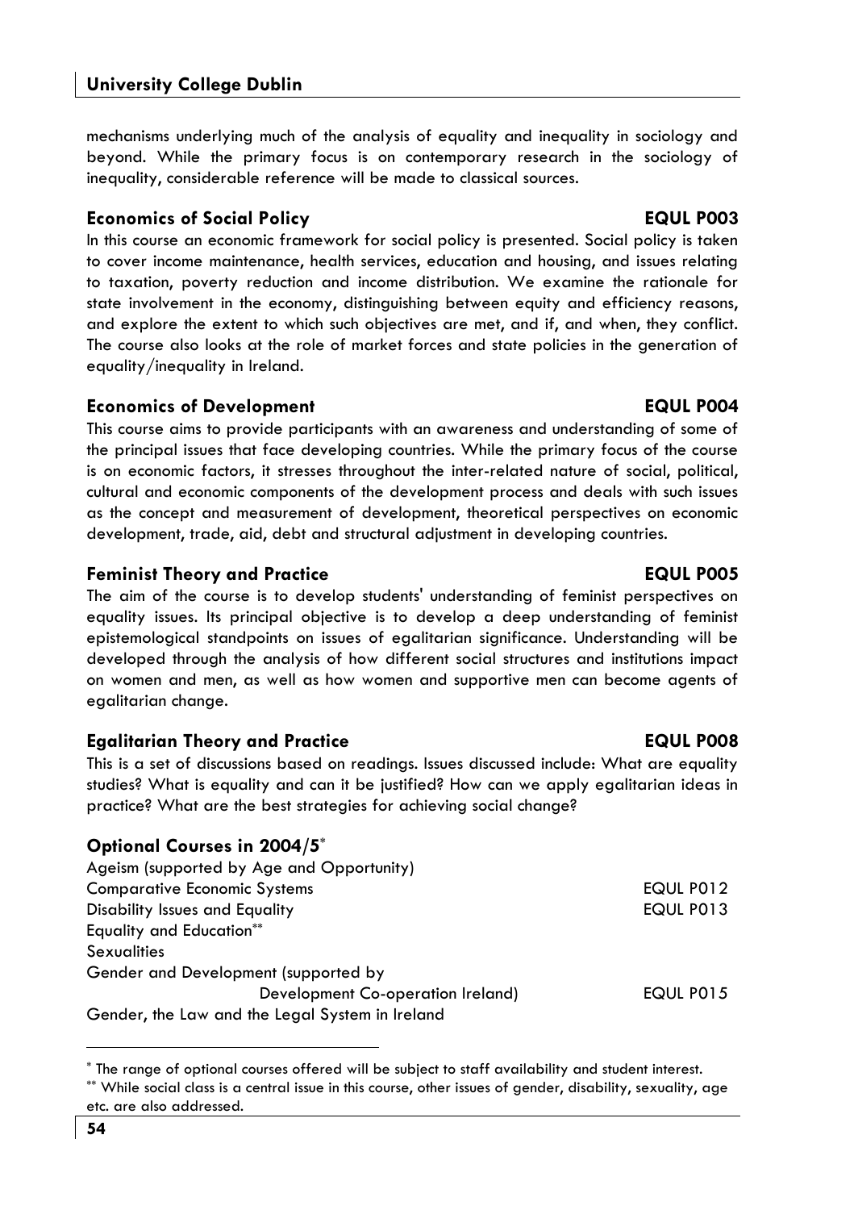mechanisms underlying much of the analysis of equality and inequality in sociology and beyond. While the primary focus is on contemporary research in the sociology of inequality, considerable reference will be made to classical sources.

### Economics of Social Policy — EQUL P003

In this course an economic framework for social policy is presented. Social policy is taken to cover income maintenance, health services, education and housing, and issues relating to taxation, poverty reduction and income distribution. We examine the rationale for state involvement in the economy, distinguishing between equity and efficiency reasons, and explore the extent to which such objectives are met, and if, and when, they conflict. The course also looks at the role of market forces and state policies in the generation of equality/inequality in Ireland.

### Economics of Development — EQUL P004

This course aims to provide participants with an awareness and understanding of some of the principal issues that face developing countries. While the primary focus of the course is on economic factors, it stresses throughout the inter-related nature of social, political, cultural and economic components of the development process and deals with such issues as the concept and measurement of development, theoretical perspectives on economic development, trade, aid, debt and structural adjustment in developing countries.

### Feminist Theory and Practice — EQUL P005

The aim of the course is to develop students' understanding of feminist perspectives on equality issues. Its principal objective is to develop a deep understanding of feminist epistemological standpoints on issues of egalitarian significance. Understanding will be developed through the analysis of how different social structures and institutions impact on women and men, as well as how women and supportive men can become agents of egalitarian change.

### Egalitarian Theory and Practice — EQUL P008

This is a set of discussions based on readings. Issues discussed include: What are equality studies? What is equality and can it be justified? How can we apply egalitarian ideas in practice? What are the best strategies for achieving social change?

### Optional Courses in 2004/5*

| Course | Code |
|---|---|
| Ageism (supported by Age and Opportunity) | |
| Comparative Economic Systems | EQUL P012 |
| Disability Issues and Equality | EQUL P013 |
| Equality and Education** | |
| Sexualities | |
| Gender and Development (supported by Development Co-operation Ireland) | EQUL P015 |
| Gender, the Law and the Legal System in Ireland | |

---

* The range of optional courses offered will be subject to staff availability and student interest.

** While social class is a central issue in this course, other issues of gender, disability, sexuality, age etc. are also addressed.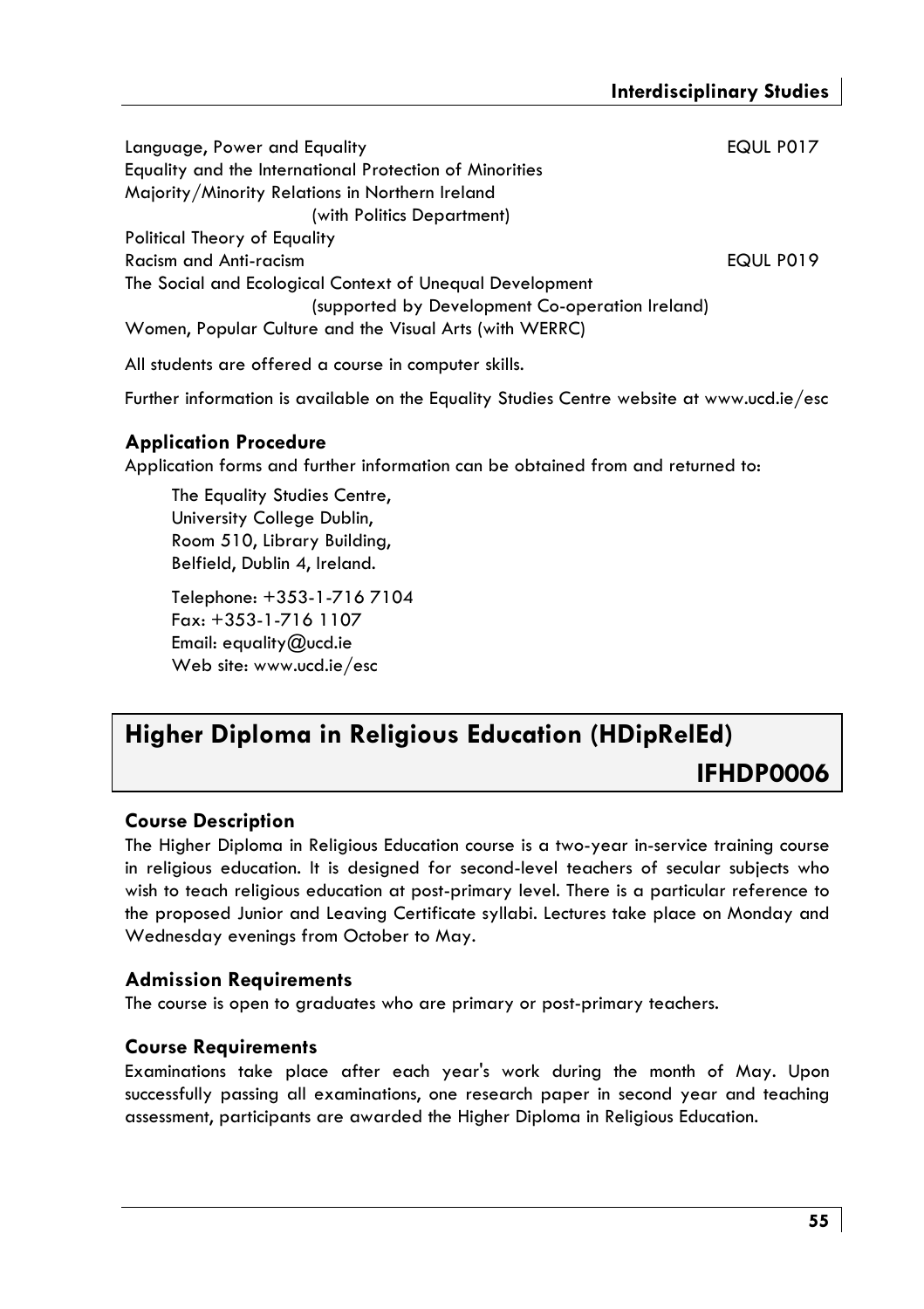Language, Power and Equality EQUL P017
Equality and the International Protection of Minorities
Majority/Minority Relations in Northern Ireland (with Politics Department)
Political Theory of Equality
Racism and Anti-racism EQUL P019
The Social and Ecological Context of Unequal Development (supported by Development Co-operation Ireland)
Women, Popular Culture and the Visual Arts (with WERRC)

All students are offered a course in computer skills.

Further information is available on the Equality Studies Centre website at www.ucd.ie/esc

### Application Procedure

Application forms and further information can be obtained from and returned to:

The Equality Studies Centre,
University College Dublin,
Room 510, Library Building,
Belfield, Dublin 4, Ireland.

Telephone: +353-1-716 7104
Fax: +353-1-716 1107
Email: equality@ucd.ie
Web site: www.ucd.ie/esc

## Higher Diploma in Religious Education (HDipRelEd) IFHDP0006

### Course Description

The Higher Diploma in Religious Education course is a two-year in-service training course in religious education. It is designed for second-level teachers of secular subjects who wish to teach religious education at post-primary level. There is a particular reference to the proposed Junior and Leaving Certificate syllabi. Lectures take place on Monday and Wednesday evenings from October to May.

### Admission Requirements

The course is open to graduates who are primary or post-primary teachers.

### Course Requirements

Examinations take place after each year's work during the month of May. Upon successfully passing all examinations, one research paper in second year and teaching assessment, participants are awarded the Higher Diploma in Religious Education.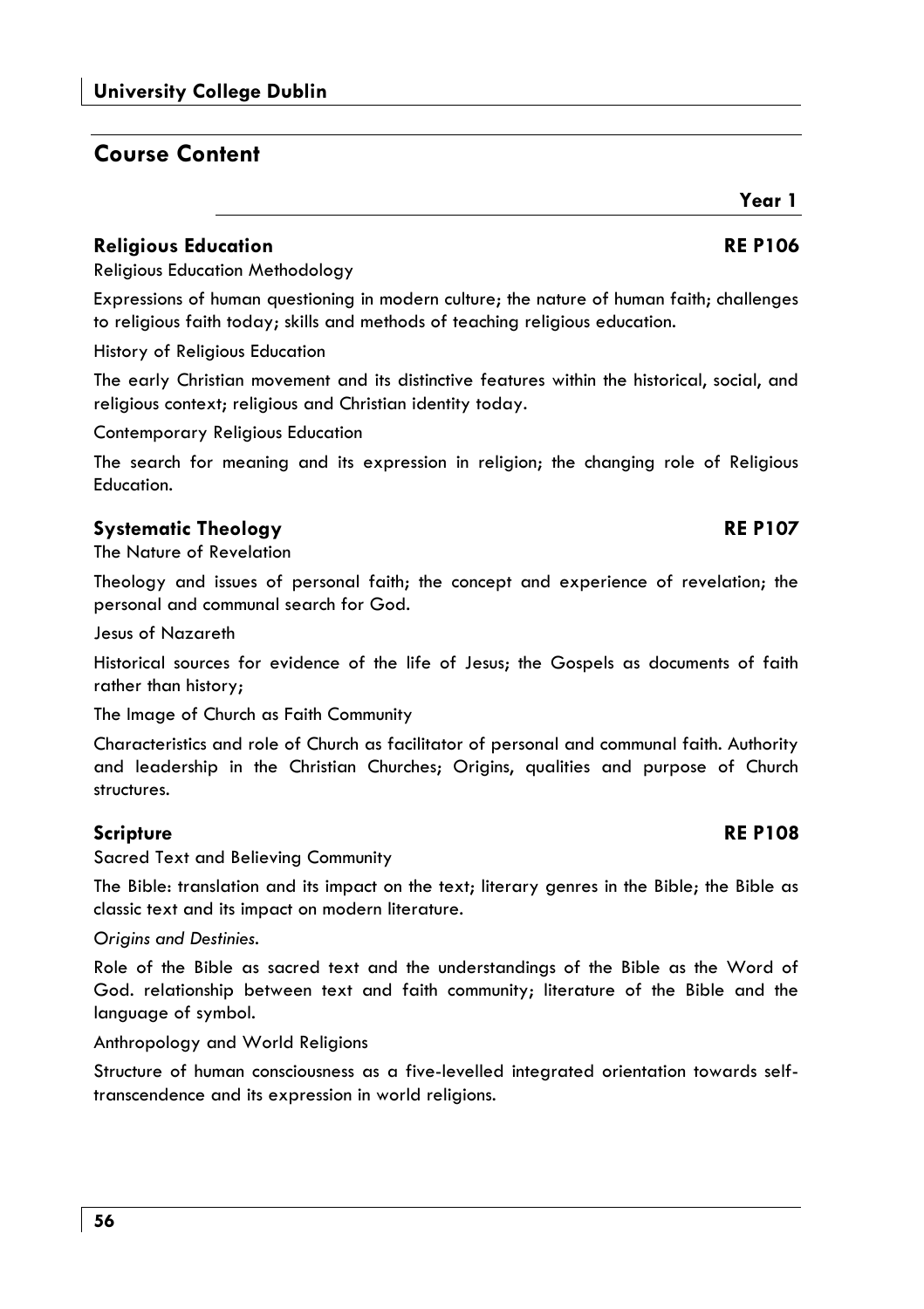## Course Content

**Year 1**

### Religious Education — RE P106

Religious Education Methodology

Expressions of human questioning in modern culture; the nature of human faith; challenges to religious faith today; skills and methods of teaching religious education.

History of Religious Education

The early Christian movement and its distinctive features within the historical, social, and religious context; religious and Christian identity today.

Contemporary Religious Education

The search for meaning and its expression in religion; the changing role of Religious Education.

### Systematic Theology — RE P107

The Nature of Revelation

Theology and issues of personal faith; the concept and experience of revelation; the personal and communal search for God.

Jesus of Nazareth

Historical sources for evidence of the life of Jesus; the Gospels as documents of faith rather than history;

The Image of Church as Faith Community

Characteristics and role of Church as facilitator of personal and communal faith. Authority and leadership in the Christian Churches; Origins, qualities and purpose of Church structures.

### Scripture — RE P108

Sacred Text and Believing Community

The Bible: translation and its impact on the text; literary genres in the Bible; the Bible as classic text and its impact on modern literature.

*Origins and Destinies.*

Role of the Bible as sacred text and the understandings of the Bible as the Word of God. relationship between text and faith community; literature of the Bible and the language of symbol.

Anthropology and World Religions

Structure of human consciousness as a five-levelled integrated orientation towards self-transcendence and its expression in world religions.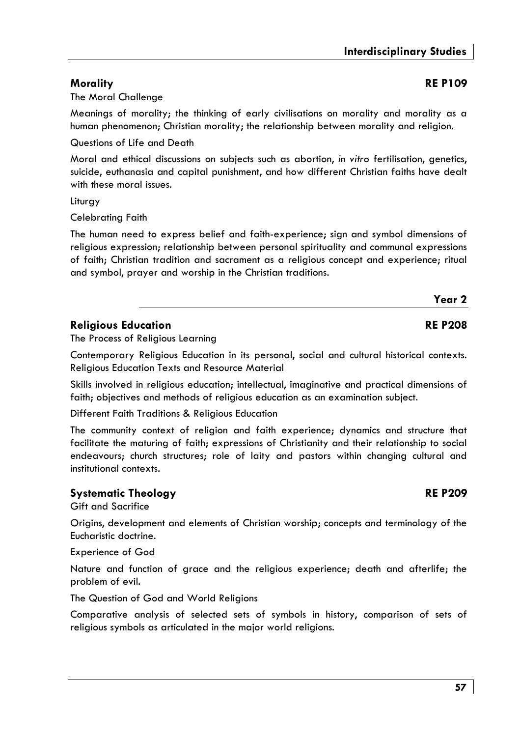## Morality — RE P109

The Moral Challenge

Meanings of morality; the thinking of early civilisations on morality and morality as a human phenomenon; Christian morality; the relationship between morality and religion.

Questions of Life and Death

Moral and ethical discussions on subjects such as abortion, *in vitro* fertilisation, genetics, suicide, euthanasia and capital punishment, and how different Christian faiths have dealt with these moral issues.

Liturgy

Celebrating Faith

The human need to express belief and faith-experience; sign and symbol dimensions of religious expression; relationship between personal spirituality and communal expressions of faith; Christian tradition and sacrament as a religious concept and experience; ritual and symbol, prayer and worship in the Christian traditions.

# Year 2

## Religious Education — RE P208

The Process of Religious Learning

Contemporary Religious Education in its personal, social and cultural historical contexts.
Religious Education Texts and Resource Material

Skills involved in religious education; intellectual, imaginative and practical dimensions of faith; objectives and methods of religious education as an examination subject.

Different Faith Traditions & Religious Education

The community context of religion and faith experience; dynamics and structure that facilitate the maturing of faith; expressions of Christianity and their relationship to social endeavours; church structures; role of laity and pastors within changing cultural and institutional contexts.

## Systematic Theology — RE P209

Gift and Sacrifice

Origins, development and elements of Christian worship; concepts and terminology of the Eucharistic doctrine.

Experience of God

Nature and function of grace and the religious experience; death and afterlife; the problem of evil.

The Question of God and World Religions

Comparative analysis of selected sets of symbols in history, comparison of sets of religious symbols as articulated in the major world religions.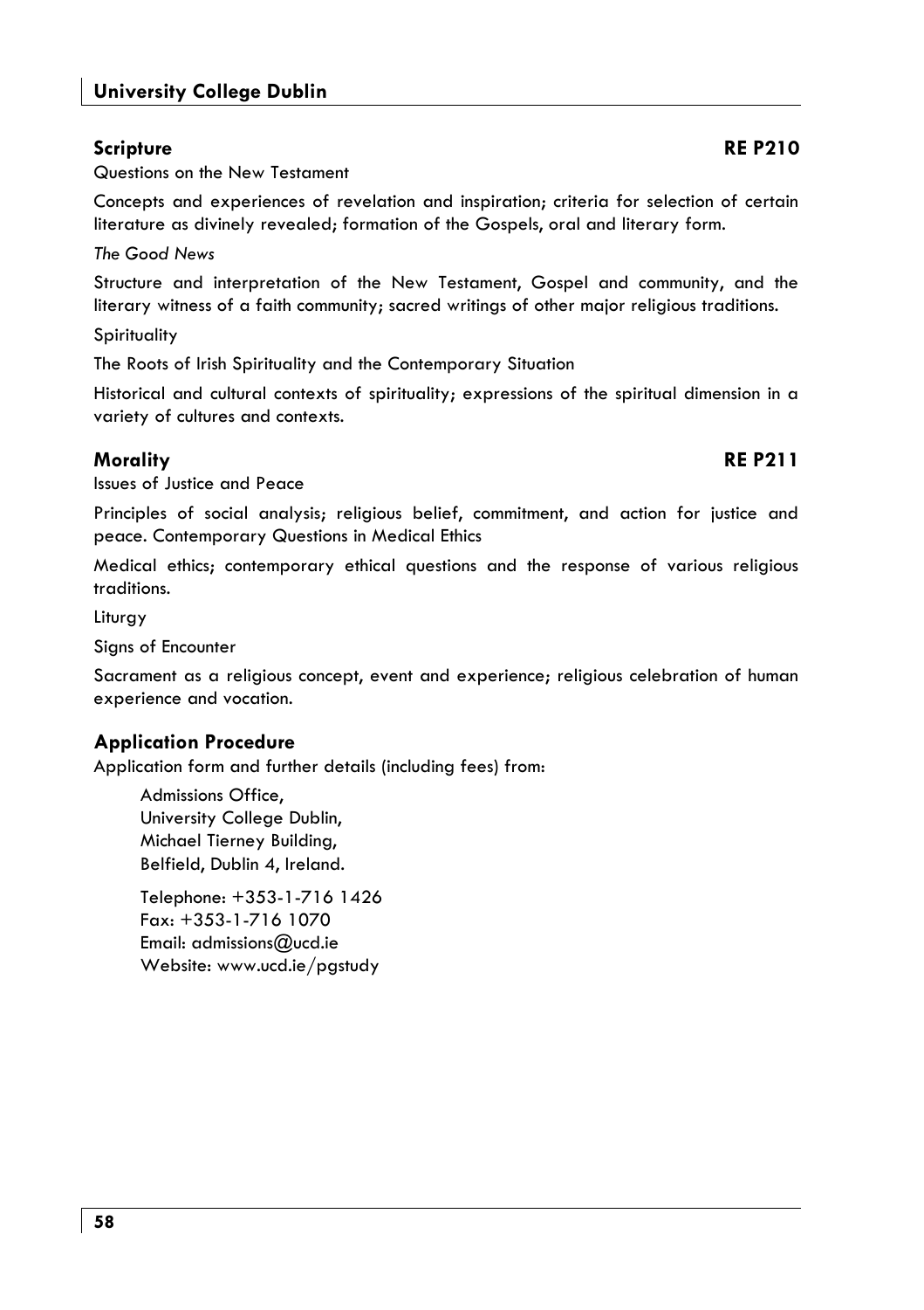### Scripture RE P210

Questions on the New Testament

Concepts and experiences of revelation and inspiration; criteria for selection of certain literature as divinely revealed; formation of the Gospels, oral and literary form.

*The Good News*

Structure and interpretation of the New Testament, Gospel and community, and the literary witness of a faith community; sacred writings of other major religious traditions.

Spirituality

The Roots of Irish Spirituality and the Contemporary Situation

Historical and cultural contexts of spirituality; expressions of the spiritual dimension in a variety of cultures and contexts.

### Morality RE P211

Issues of Justice and Peace

Principles of social analysis; religious belief, commitment, and action for justice and peace. Contemporary Questions in Medical Ethics

Medical ethics; contemporary ethical questions and the response of various religious traditions.

Liturgy

Signs of Encounter

Sacrament as a religious concept, event and experience; religious celebration of human experience and vocation.

## Application Procedure

Application form and further details (including fees) from:

Admissions Office,
University College Dublin,
Michael Tierney Building,
Belfield, Dublin 4, Ireland.

Telephone: +353-1-716 1426
Fax: +353-1-716 1070
Email: admissions@ucd.ie
Website: www.ucd.ie/pgstudy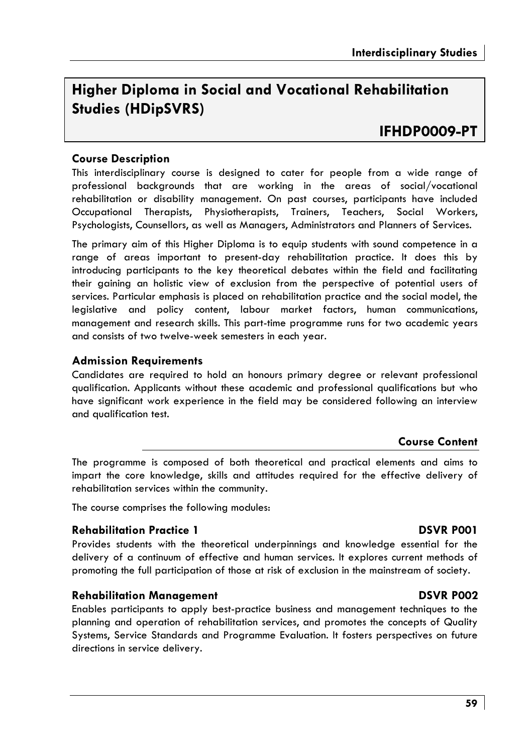# Higher Diploma in Social and Vocational Rehabilitation Studies (HDipSVRS)

## IFHDP0009-PT

### Course Description

This interdisciplinary course is designed to cater for people from a wide range of professional backgrounds that are working in the areas of social/vocational rehabilitation or disability management. On past courses, participants have included Occupational Therapists, Physiotherapists, Trainers, Teachers, Social Workers, Psychologists, Counsellors, as well as Managers, Administrators and Planners of Services.

The primary aim of this Higher Diploma is to equip students with sound competence in a range of areas important to present-day rehabilitation practice. It does this by introducing participants to the key theoretical debates within the field and facilitating their gaining an holistic view of exclusion from the perspective of potential users of services. Particular emphasis is placed on rehabilitation practice and the social model, the legislative and policy content, labour market factors, human communications, management and research skills. This part-time programme runs for two academic years and consists of two twelve-week semesters in each year.

### Admission Requirements

Candidates are required to hold an honours primary degree or relevant professional qualification. Applicants without these academic and professional qualifications but who have significant work experience in the field may be considered following an interview and qualification test.

### Course Content

The programme is composed of both theoretical and practical elements and aims to impart the core knowledge, skills and attitudes required for the effective delivery of rehabilitation services within the community.

The course comprises the following modules:

**Rehabilitation Practice 1** **DSVR P001**

Provides students with the theoretical underpinnings and knowledge essential for the delivery of a continuum of effective and human services. It explores current methods of promoting the full participation of those at risk of exclusion in the mainstream of society.

**Rehabilitation Management** **DSVR P002**

Enables participants to apply best-practice business and management techniques to the planning and operation of rehabilitation services, and promotes the concepts of Quality Systems, Service Standards and Programme Evaluation. It fosters perspectives on future directions in service delivery.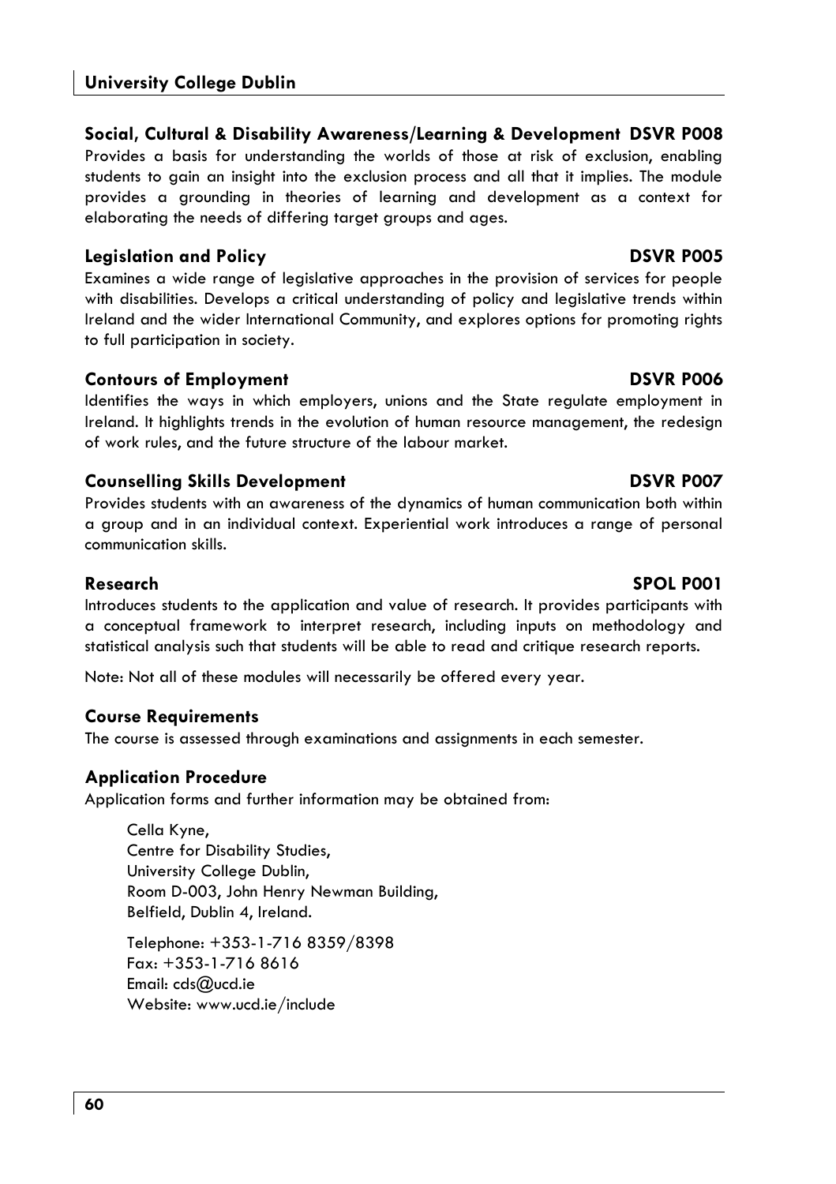### Social, Cultural & Disability Awareness/Learning & Development DSVR P008

Provides a basis for understanding the worlds of those at risk of exclusion, enabling students to gain an insight into the exclusion process and all that it implies. The module provides a grounding in theories of learning and development as a context for elaborating the needs of differing target groups and ages.

### Legislation and Policy DSVR P005

Examines a wide range of legislative approaches in the provision of services for people with disabilities. Develops a critical understanding of policy and legislative trends within Ireland and the wider International Community, and explores options for promoting rights to full participation in society.

### Contours of Employment DSVR P006

Identifies the ways in which employers, unions and the State regulate employment in Ireland. It highlights trends in the evolution of human resource management, the redesign of work rules, and the future structure of the labour market.

### Counselling Skills Development DSVR P007

Provides students with an awareness of the dynamics of human communication both within a group and in an individual context. Experiential work introduces a range of personal communication skills.

### Research SPOL P001

Introduces students to the application and value of research. It provides participants with a conceptual framework to interpret research, including inputs on methodology and statistical analysis such that students will be able to read and critique research reports.

Note: Not all of these modules will necessarily be offered every year.

### Course Requirements

The course is assessed through examinations and assignments in each semester.

### Application Procedure

Application forms and further information may be obtained from:

Cella Kyne,
Centre for Disability Studies,
University College Dublin,
Room D-003, John Henry Newman Building,
Belfield, Dublin 4, Ireland.

Telephone: +353-1-716 8359/8398
Fax: +353-1-716 8616
Email: cds@ucd.ie
Website: www.ucd.ie/include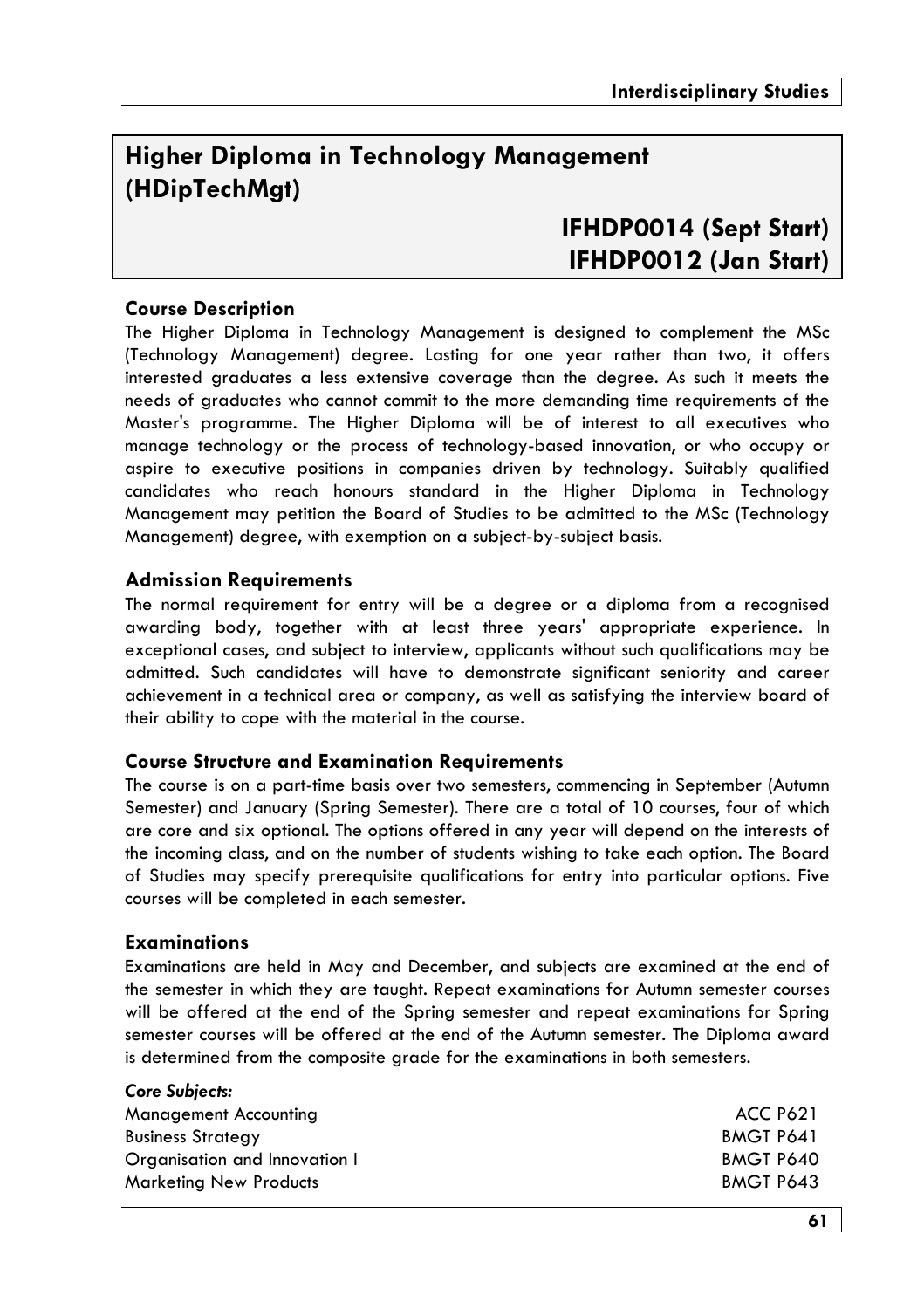# Higher Diploma in Technology Management (HDipTechMgt)

## IFHDP0014 (Sept Start)
## IFHDP0012 (Jan Start)

### Course Description

The Higher Diploma in Technology Management is designed to complement the MSc (Technology Management) degree. Lasting for one year rather than two, it offers interested graduates a less extensive coverage than the degree. As such it meets the needs of graduates who cannot commit to the more demanding time requirements of the Master's programme. The Higher Diploma will be of interest to all executives who manage technology or the process of technology-based innovation, or who occupy or aspire to executive positions in companies driven by technology. Suitably qualified candidates who reach honours standard in the Higher Diploma in Technology Management may petition the Board of Studies to be admitted to the MSc (Technology Management) degree, with exemption on a subject-by-subject basis.

### Admission Requirements

The normal requirement for entry will be a degree or a diploma from a recognised awarding body, together with at least three years' appropriate experience. In exceptional cases, and subject to interview, applicants without such qualifications may be admitted. Such candidates will have to demonstrate significant seniority and career achievement in a technical area or company, as well as satisfying the interview board of their ability to cope with the material in the course.

### Course Structure and Examination Requirements

The course is on a part-time basis over two semesters, commencing in September (Autumn Semester) and January (Spring Semester). There are a total of 10 courses, four of which are core and six optional. The options offered in any year will depend on the interests of the incoming class, and on the number of students wishing to take each option. The Board of Studies may specify prerequisite qualifications for entry into particular options. Five courses will be completed in each semester.

### Examinations

Examinations are held in May and December, and subjects are examined at the end of the semester in which they are taught. Repeat examinations for Autumn semester courses will be offered at the end of the Spring semester and repeat examinations for Spring semester courses will be offered at the end of the Autumn semester. The Diploma award is determined from the composite grade for the examinations in both semesters.

***Core Subjects:***

| | |
|---|---|
| Management Accounting | ACC P621 |
| Business Strategy | BMGT P641 |
| Organisation and Innovation I | BMGT P640 |
| Marketing New Products | BMGT P643 |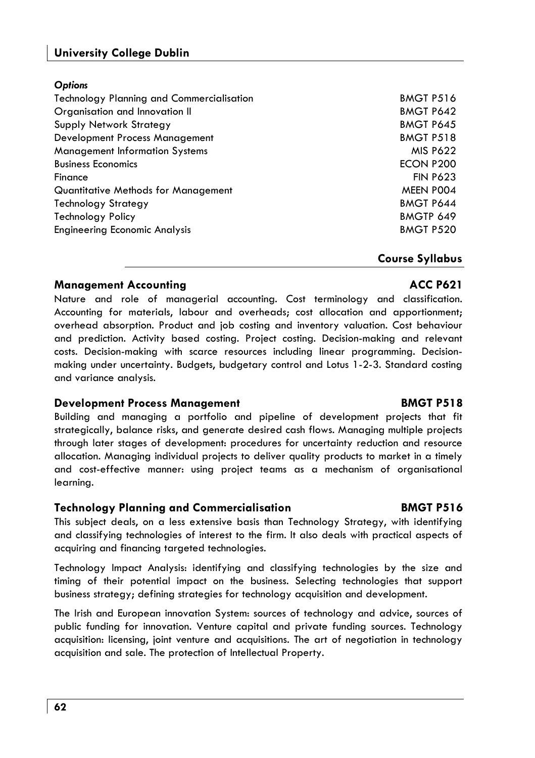*Options*

| | |
|---|---|
| Technology Planning and Commercialisation | BMGT P516 |
| Organisation and Innovation II | BMGT P642 |
| Supply Network Strategy | BMGT P645 |
| Development Process Management | BMGT P518 |
| Management Information Systems | MIS P622 |
| Business Economics | ECON P200 |
| Finance | FIN P623 |
| Quantitative Methods for Management | MEEN P004 |
| Technology Strategy | BMGT P644 |
| Technology Policy | BMGTP 649 |
| Engineering Economic Analysis | BMGT P520 |

## Course Syllabus

### Management Accounting — ACC P621

Nature and role of managerial accounting. Cost terminology and classification. Accounting for materials, labour and overheads; cost allocation and apportionment; overhead absorption. Product and job costing and inventory valuation. Cost behaviour and prediction. Activity based costing. Project costing. Decision-making and relevant costs. Decision-making with scarce resources including linear programming. Decision-making under uncertainty. Budgets, budgetary control and Lotus 1-2-3. Standard costing and variance analysis.

### Development Process Management — BMGT P518

Building and managing a portfolio and pipeline of development projects that fit strategically, balance risks, and generate desired cash flows. Managing multiple projects through later stages of development: procedures for uncertainty reduction and resource allocation. Managing individual projects to deliver quality products to market in a timely and cost-effective manner: using project teams as a mechanism of organisational learning.

### Technology Planning and Commercialisation — BMGT P516

This subject deals, on a less extensive basis than Technology Strategy, with identifying and classifying technologies of interest to the firm. It also deals with practical aspects of acquiring and financing targeted technologies.

Technology Impact Analysis: identifying and classifying technologies by the size and timing of their potential impact on the business. Selecting technologies that support business strategy; defining strategies for technology acquisition and development.

The Irish and European innovation System: sources of technology and advice, sources of public funding for innovation. Venture capital and private funding sources. Technology acquisition: licensing, joint venture and acquisitions. The art of negotiation in technology acquisition and sale. The protection of Intellectual Property.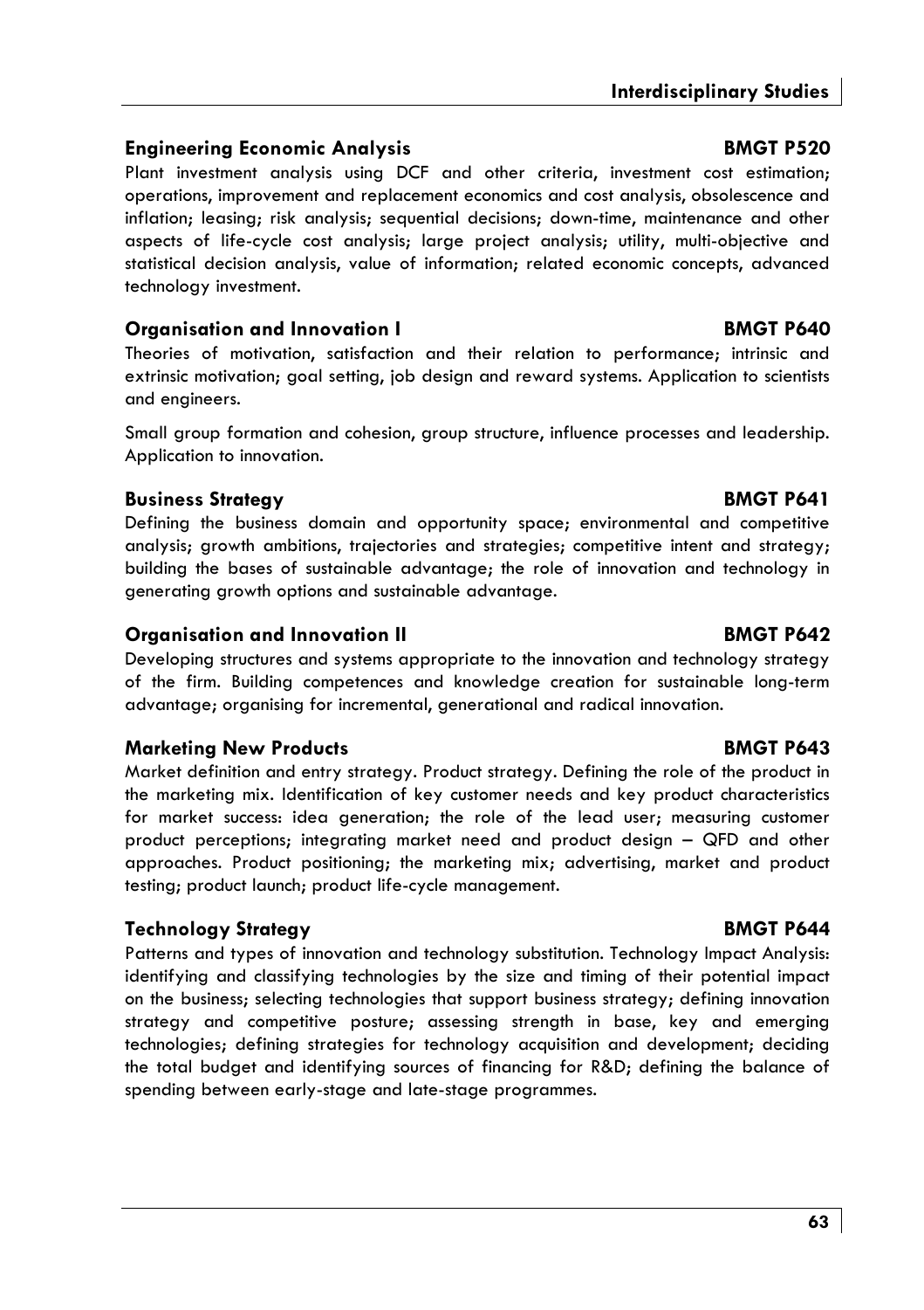### Engineering Economic Analysis — BMGT P520

Plant investment analysis using DCF and other criteria, investment cost estimation; operations, improvement and replacement economics and cost analysis, obsolescence and inflation; leasing; risk analysis; sequential decisions; down-time, maintenance and other aspects of life-cycle cost analysis; large project analysis; utility, multi-objective and statistical decision analysis, value of information; related economic concepts, advanced technology investment.

### Organisation and Innovation I — BMGT P640

Theories of motivation, satisfaction and their relation to performance; intrinsic and extrinsic motivation; goal setting, job design and reward systems. Application to scientists and engineers.

Small group formation and cohesion, group structure, influence processes and leadership. Application to innovation.

### Business Strategy — BMGT P641

Defining the business domain and opportunity space; environmental and competitive analysis; growth ambitions, trajectories and strategies; competitive intent and strategy; building the bases of sustainable advantage; the role of innovation and technology in generating growth options and sustainable advantage.

### Organisation and Innovation II — BMGT P642

Developing structures and systems appropriate to the innovation and technology strategy of the firm. Building competences and knowledge creation for sustainable long-term advantage; organising for incremental, generational and radical innovation.

### Marketing New Products — BMGT P643

Market definition and entry strategy. Product strategy. Defining the role of the product in the marketing mix. Identification of key customer needs and key product characteristics for market success: idea generation; the role of the lead user; measuring customer product perceptions; integrating market need and product design – QFD and other approaches. Product positioning; the marketing mix; advertising, market and product testing; product launch; product life-cycle management.

### Technology Strategy — BMGT P644

Patterns and types of innovation and technology substitution. Technology Impact Analysis: identifying and classifying technologies by the size and timing of their potential impact on the business; selecting technologies that support business strategy; defining innovation strategy and competitive posture; assessing strength in base, key and emerging technologies; defining strategies for technology acquisition and development; deciding the total budget and identifying sources of financing for R&D; defining the balance of spending between early-stage and late-stage programmes.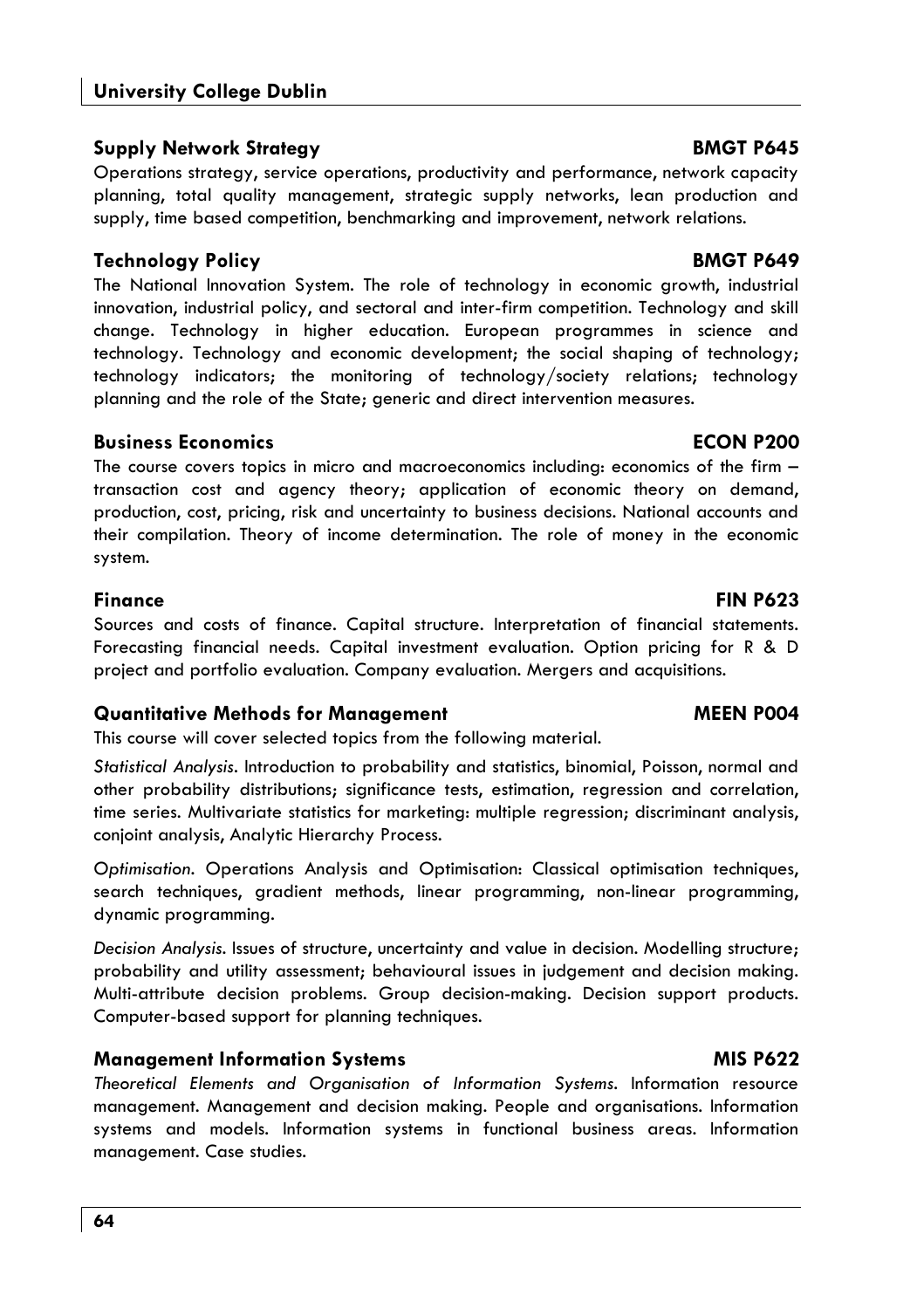### Supply Network Strategy BMGT P645

Operations strategy, service operations, productivity and performance, network capacity planning, total quality management, strategic supply networks, lean production and supply, time based competition, benchmarking and improvement, network relations.

### Technology Policy BMGT P649

The National Innovation System. The role of technology in economic growth, industrial innovation, industrial policy, and sectoral and inter-firm competition. Technology and skill change. Technology in higher education. European programmes in science and technology. Technology and economic development; the social shaping of technology; technology indicators; the monitoring of technology/society relations; technology planning and the role of the State; generic and direct intervention measures.

### Business Economics ECON P200

The course covers topics in micro and macroeconomics including: economics of the firm – transaction cost and agency theory; application of economic theory on demand, production, cost, pricing, risk and uncertainty to business decisions. National accounts and their compilation. Theory of income determination. The role of money in the economic system.

### Finance FIN P623

Sources and costs of finance. Capital structure. Interpretation of financial statements. Forecasting financial needs. Capital investment evaluation. Option pricing for R & D project and portfolio evaluation. Company evaluation. Mergers and acquisitions.

### Quantitative Methods for Management MEEN P004

This course will cover selected topics from the following material.

*Statistical Analysis*. Introduction to probability and statistics, binomial, Poisson, normal and other probability distributions; significance tests, estimation, regression and correlation, time series. Multivariate statistics for marketing: multiple regression; discriminant analysis, conjoint analysis, Analytic Hierarchy Process.

*Optimisation*. Operations Analysis and Optimisation: Classical optimisation techniques, search techniques, gradient methods, linear programming, non-linear programming, dynamic programming.

*Decision Analysis*. Issues of structure, uncertainty and value in decision. Modelling structure; probability and utility assessment; behavioural issues in judgement and decision making. Multi-attribute decision problems. Group decision-making. Decision support products. Computer-based support for planning techniques.

### Management Information Systems MIS P622

*Theoretical Elements and Organisation of Information Systems*. Information resource management. Management and decision making. People and organisations. Information systems and models. Information systems in functional business areas. Information management. Case studies.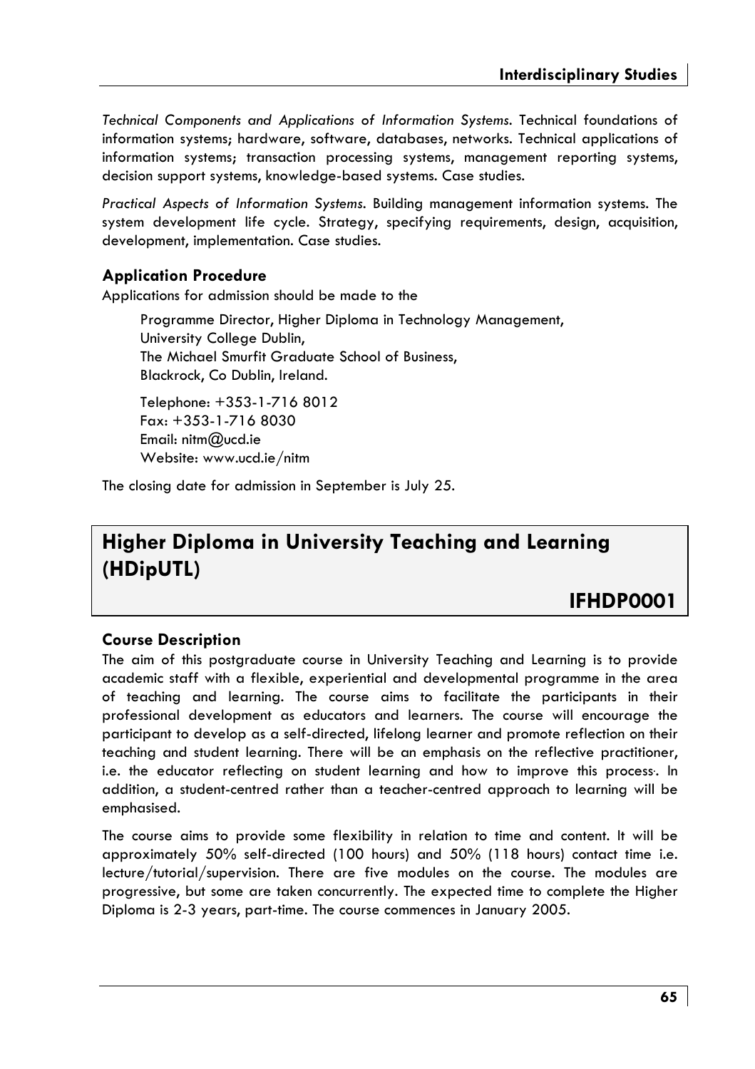*Technical Components and Applications of Information Systems*. Technical foundations of information systems; hardware, software, databases, networks. Technical applications of information systems; transaction processing systems, management reporting systems, decision support systems, knowledge-based systems. Case studies.

*Practical Aspects of Information Systems*. Building management information systems. The system development life cycle. Strategy, specifying requirements, design, acquisition, development, implementation. Case studies.

### Application Procedure

Applications for admission should be made to the

> Programme Director, Higher Diploma in Technology Management,
> University College Dublin,
> The Michael Smurfit Graduate School of Business,
> Blackrock, Co Dublin, Ireland.
>
> Telephone: +353-1-716 8012
> Fax: +353-1-716 8030
> Email: nitm@ucd.ie
> Website: www.ucd.ie/nitm

The closing date for admission in September is July 25.

## Higher Diploma in University Teaching and Learning (HDipUTL)

## IFHDP0001

### Course Description

The aim of this postgraduate course in University Teaching and Learning is to provide academic staff with a flexible, experiential and developmental programme in the area of teaching and learning. The course aims to facilitate the participants in their professional development as educators and learners. The course will encourage the participant to develop as a self-directed, lifelong learner and promote reflection on their teaching and student learning. There will be an emphasis on the reflective practitioner, i.e. the educator reflecting on student learning and how to improve this process·. In addition, a student-centred rather than a teacher-centred approach to learning will be emphasised.

The course aims to provide some flexibility in relation to time and content. It will be approximately 50% self-directed (100 hours) and 50% (118 hours) contact time i.e. lecture/tutorial/supervision. There are five modules on the course. The modules are progressive, but some are taken concurrently. The expected time to complete the Higher Diploma is 2-3 years, part-time. The course commences in January 2005.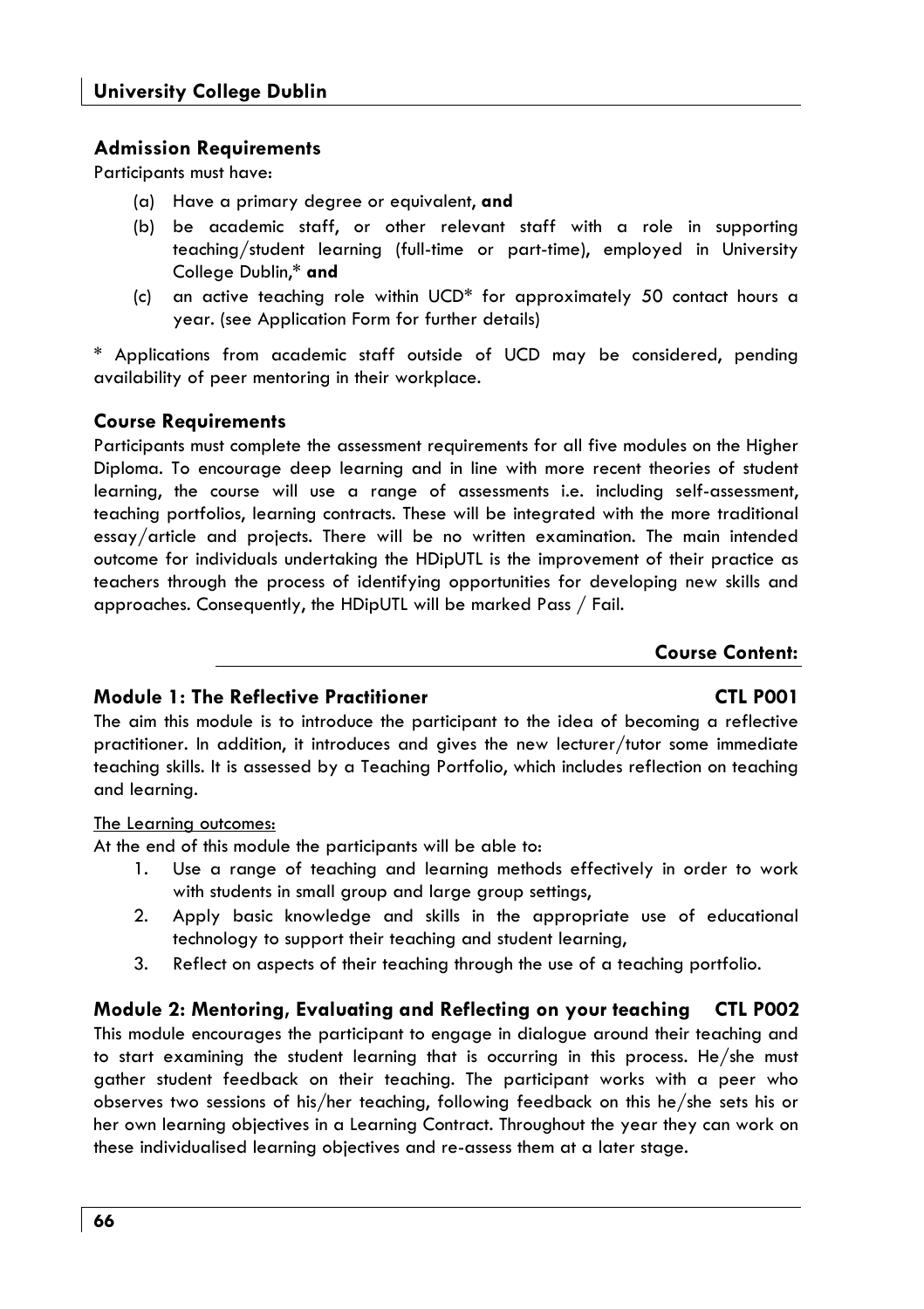## Admission Requirements

Participants must have:

- (a) Have a primary degree or equivalent, **and**
- (b) be academic staff, or other relevant staff with a role in supporting teaching/student learning (full-time or part-time), employed in University College Dublin,* **and**
- (c) an active teaching role within UCD* for approximately 50 contact hours a year. (see Application Form for further details)

* Applications from academic staff outside of UCD may be considered, pending availability of peer mentoring in their workplace.

## Course Requirements

Participants must complete the assessment requirements for all five modules on the Higher Diploma. To encourage deep learning and in line with more recent theories of student learning, the course will use a range of assessments i.e. including self-assessment, teaching portfolios, learning contracts. These will be integrated with the more traditional essay/article and projects. There will be no written examination. The main intended outcome for individuals undertaking the HDipUTL is the improvement of their practice as teachers through the process of identifying opportunities for developing new skills and approaches. Consequently, the HDipUTL will be marked Pass / Fail.

## Course Content:

### Module 1: The Reflective Practitioner — CTL P001

The aim this module is to introduce the participant to the idea of becoming a reflective practitioner. In addition, it introduces and gives the new lecturer/tutor some immediate teaching skills. It is assessed by a Teaching Portfolio, which includes reflection on teaching and learning.

The Learning outcomes:

At the end of this module the participants will be able to:

1. Use a range of teaching and learning methods effectively in order to work with students in small group and large group settings,
2. Apply basic knowledge and skills in the appropriate use of educational technology to support their teaching and student learning,
3. Reflect on aspects of their teaching through the use of a teaching portfolio.

### Module 2: Mentoring, Evaluating and Reflecting on your teaching — CTL P002

This module encourages the participant to engage in dialogue around their teaching and to start examining the student learning that is occurring in this process. He/she must gather student feedback on their teaching. The participant works with a peer who observes two sessions of his/her teaching, following feedback on this he/she sets his or her own learning objectives in a Learning Contract. Throughout the year they can work on these individualised learning objectives and re-assess them at a later stage.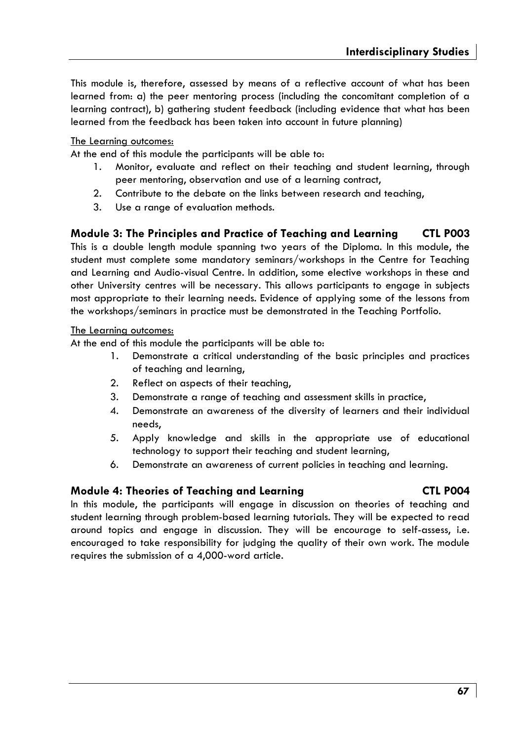This module is, therefore, assessed by means of a reflective account of what has been learned from: a) the peer mentoring process (including the concomitant completion of a learning contract), b) gathering student feedback (including evidence that what has been learned from the feedback has been taken into account in future planning)

<u>The Learning outcomes:</u>

At the end of this module the participants will be able to:

1. Monitor, evaluate and reflect on their teaching and student learning, through peer mentoring, observation and use of a learning contract,
2. Contribute to the debate on the links between research and teaching,
3. Use a range of evaluation methods.

### Module 3: The Principles and Practice of Teaching and Learning — CTL P003

This is a double length module spanning two years of the Diploma. In this module, the student must complete some mandatory seminars/workshops in the Centre for Teaching and Learning and Audio-visual Centre. In addition, some elective workshops in these and other University centres will be necessary. This allows participants to engage in subjects most appropriate to their learning needs. Evidence of applying some of the lessons from the workshops/seminars in practice must be demonstrated in the Teaching Portfolio.

<u>The Learning outcomes:</u>

At the end of this module the participants will be able to:

1. Demonstrate a critical understanding of the basic principles and practices of teaching and learning,
2. Reflect on aspects of their teaching,
3. Demonstrate a range of teaching and assessment skills in practice,
4. Demonstrate an awareness of the diversity of learners and their individual needs,
5. Apply knowledge and skills in the appropriate use of educational technology to support their teaching and student learning,
6. Demonstrate an awareness of current policies in teaching and learning.

### Module 4: Theories of Teaching and Learning — CTL P004

In this module, the participants will engage in discussion on theories of teaching and student learning through problem-based learning tutorials. They will be expected to read around topics and engage in discussion. They will be encourage to self-assess, i.e. encouraged to take responsibility for judging the quality of their own work. The module requires the submission of a 4,000-word article.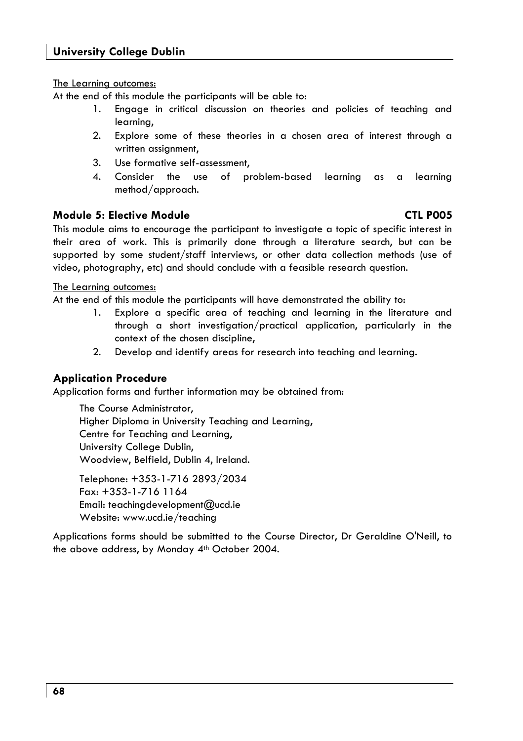The Learning outcomes:

At the end of this module the participants will be able to:

1. Engage in critical discussion on theories and policies of teaching and learning,
2. Explore some of these theories in a chosen area of interest through a written assignment,
3. Use formative self-assessment,
4. Consider the use of problem-based learning as a learning method/approach.

### Module 5: Elective Module — CTL P005

This module aims to encourage the participant to investigate a topic of specific interest in their area of work. This is primarily done through a literature search, but can be supported by some student/staff interviews, or other data collection methods (use of video, photography, etc) and should conclude with a feasible research question.

The Learning outcomes:

At the end of this module the participants will have demonstrated the ability to:

1. Explore a specific area of teaching and learning in the literature and through a short investigation/practical application, particularly in the context of the chosen discipline,
2. Develop and identify areas for research into teaching and learning.

### Application Procedure

Application forms and further information may be obtained from:

The Course Administrator,
Higher Diploma in University Teaching and Learning,
Centre for Teaching and Learning,
University College Dublin,
Woodview, Belfield, Dublin 4, Ireland.

Telephone: +353-1-716 2893/2034
Fax: +353-1-716 1164
Email: teachingdevelopment@ucd.ie
Website: www.ucd.ie/teaching

Applications forms should be submitted to the Course Director, Dr Geraldine O'Neill, to the above address, by Monday 4th October 2004.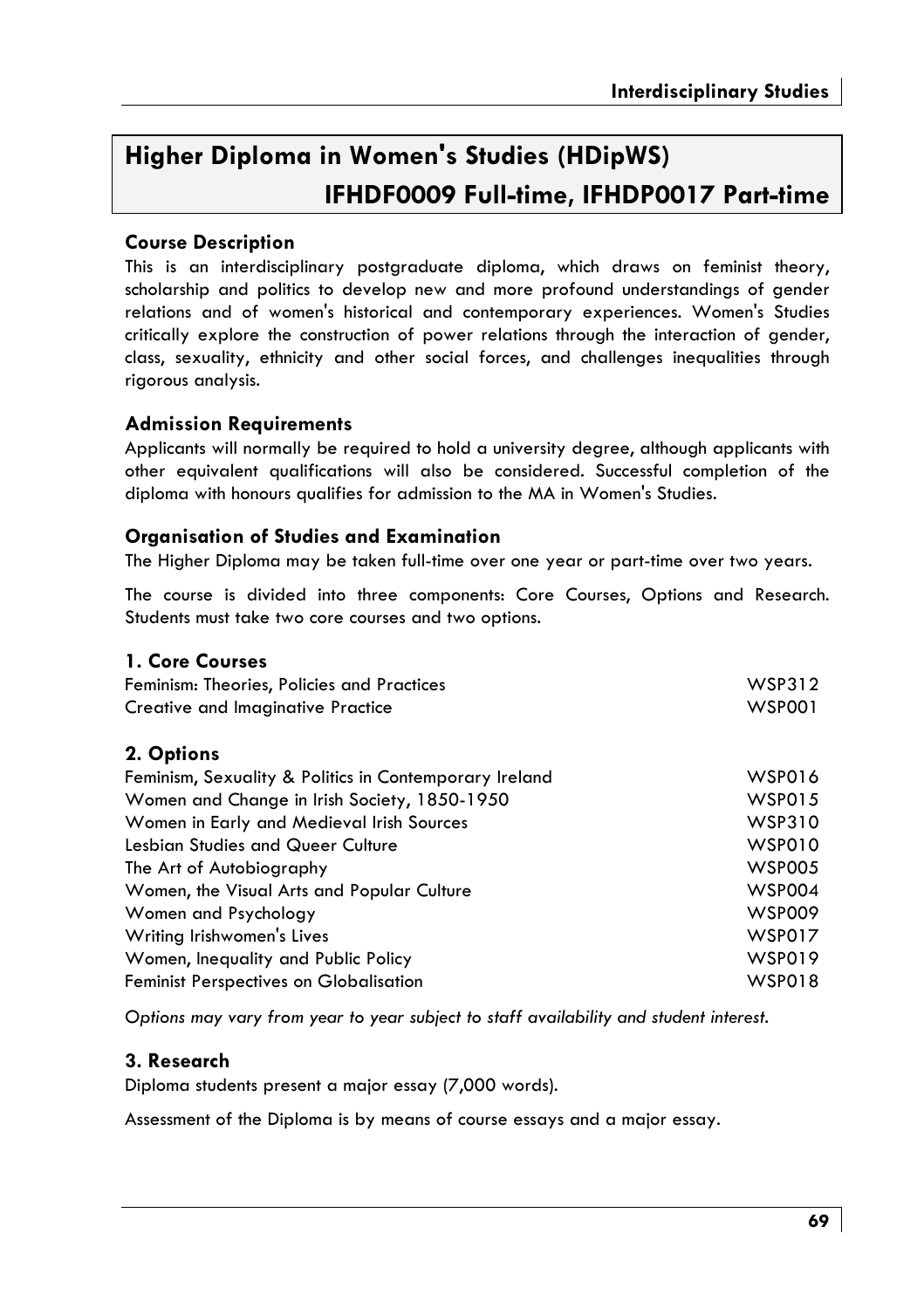# Higher Diploma in Women's Studies (HDipWS)

## IFHDF0009 Full-time, IFHDP0017 Part-time

### Course Description

This is an interdisciplinary postgraduate diploma, which draws on feminist theory, scholarship and politics to develop new and more profound understandings of gender relations and of women's historical and contemporary experiences. Women's Studies critically explore the construction of power relations through the interaction of gender, class, sexuality, ethnicity and other social forces, and challenges inequalities through rigorous analysis.

### Admission Requirements

Applicants will normally be required to hold a university degree, although applicants with other equivalent qualifications will also be considered. Successful completion of the diploma with honours qualifies for admission to the MA in Women's Studies.

### Organisation of Studies and Examination

The Higher Diploma may be taken full-time over one year or part-time over two years.

The course is divided into three components: Core Courses, Options and Research. Students must take two core courses and two options.

### 1. Core Courses

| | |
|---|---|
| Feminism: Theories, Policies and Practices | WSP312 |
| Creative and Imaginative Practice | WSP001 |

### 2. Options

| | |
|---|---|
| Feminism, Sexuality & Politics in Contemporary Ireland | WSP016 |
| Women and Change in Irish Society, 1850-1950 | WSP015 |
| Women in Early and Medieval Irish Sources | WSP310 |
| Lesbian Studies and Queer Culture | WSP010 |
| The Art of Autobiography | WSP005 |
| Women, the Visual Arts and Popular Culture | WSP004 |
| Women and Psychology | WSP009 |
| Writing Irishwomen's Lives | WSP017 |
| Women, Inequality and Public Policy | WSP019 |
| Feminist Perspectives on Globalisation | WSP018 |

*Options may vary from year to year subject to staff availability and student interest.*

### 3. Research

Diploma students present a major essay (7,000 words).

Assessment of the Diploma is by means of course essays and a major essay.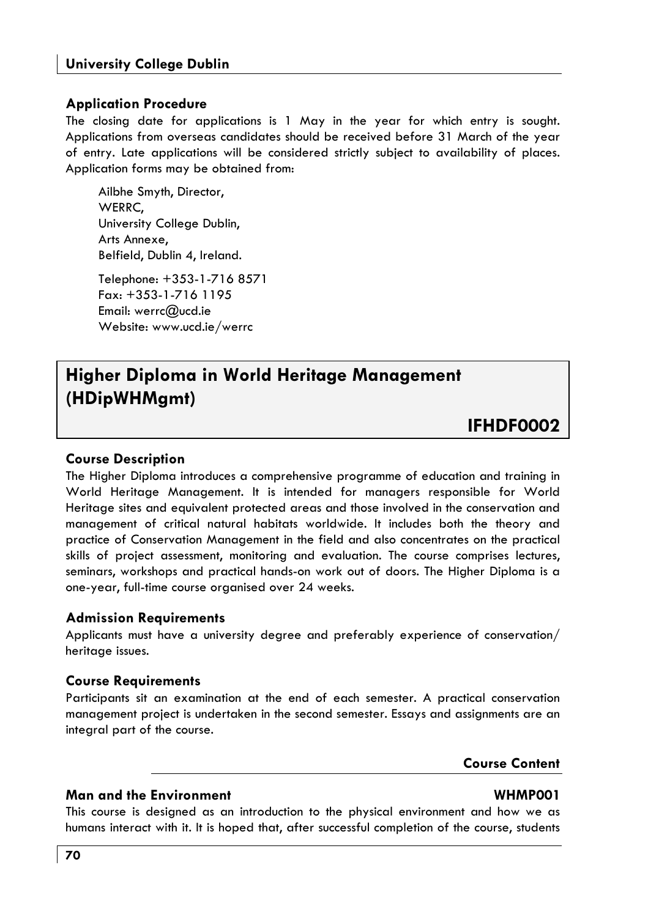### Application Procedure

The closing date for applications is 1 May in the year for which entry is sought. Applications from overseas candidates should be received before 31 March of the year of entry. Late applications will be considered strictly subject to availability of places. Application forms may be obtained from:

Ailbhe Smyth, Director,
WERRC,
University College Dublin,
Arts Annexe,
Belfield, Dublin 4, Ireland.

Telephone: +353-1-716 8571
Fax: +353-1-716 1195
Email: werrc@ucd.ie
Website: www.ucd.ie/werrc

## Higher Diploma in World Heritage Management (HDipWHMgmt)

**IFHDF0002**

### Course Description

The Higher Diploma introduces a comprehensive programme of education and training in World Heritage Management. It is intended for managers responsible for World Heritage sites and equivalent protected areas and those involved in the conservation and management of critical natural habitats worldwide. It includes both the theory and practice of Conservation Management in the field and also concentrates on the practical skills of project assessment, monitoring and evaluation. The course comprises lectures, seminars, workshops and practical hands-on work out of doors. The Higher Diploma is a one-year, full-time course organised over 24 weeks.

### Admission Requirements

Applicants must have a university degree and preferably experience of conservation/ heritage issues.

### Course Requirements

Participants sit an examination at the end of each semester. A practical conservation management project is undertaken in the second semester. Essays and assignments are an integral part of the course.

### Course Content

#### Man and the Environment — WHMP001

This course is designed as an introduction to the physical environment and how we as humans interact with it. It is hoped that, after successful completion of the course, students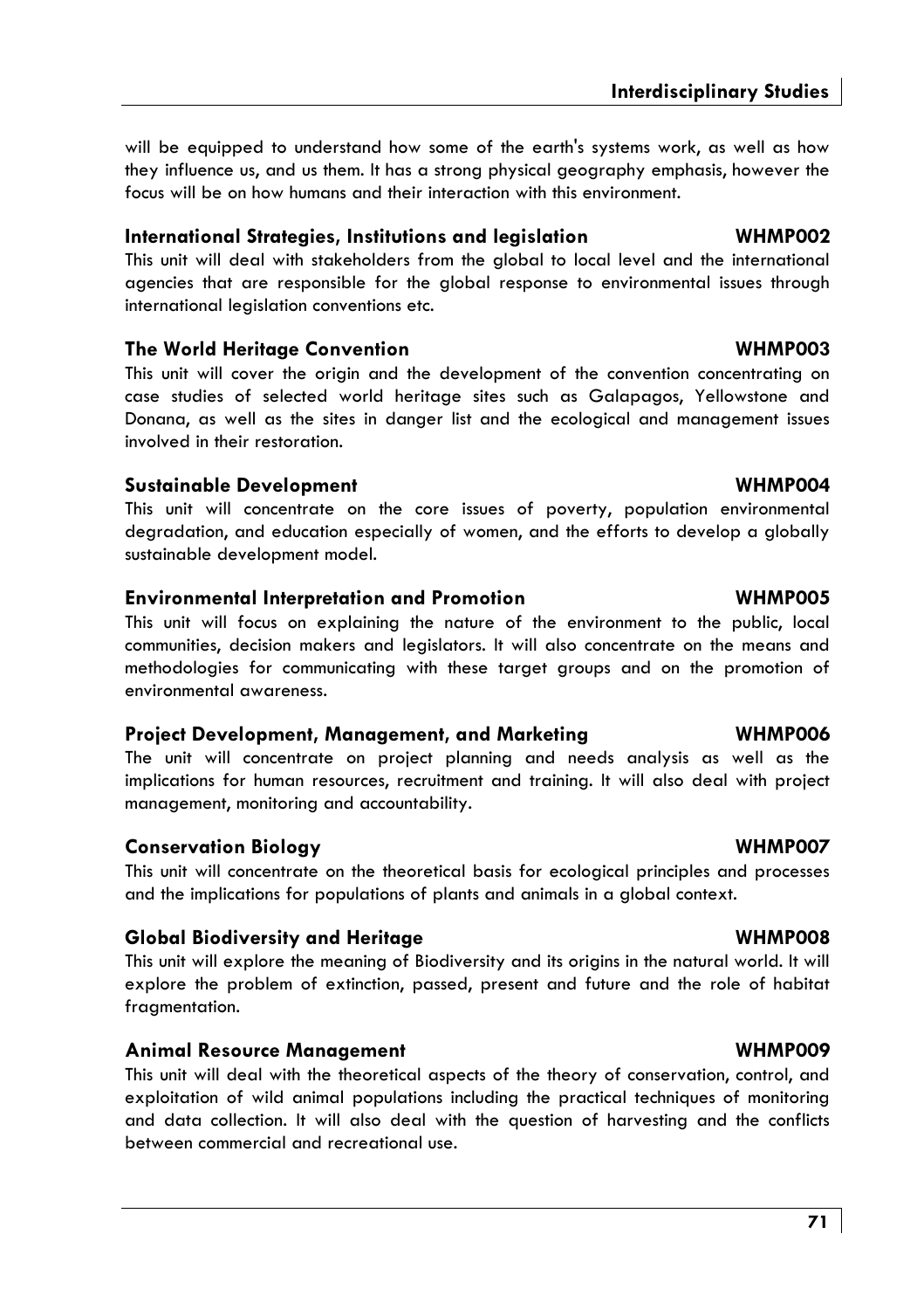will be equipped to understand how some of the earth's systems work, as well as how they influence us, and us them. It has a strong physical geography emphasis, however the focus will be on how humans and their interaction with this environment.

### International Strategies, Institutions and legislation — WHMP002

This unit will deal with stakeholders from the global to local level and the international agencies that are responsible for the global response to environmental issues through international legislation conventions etc.

### The World Heritage Convention — WHMP003

This unit will cover the origin and the development of the convention concentrating on case studies of selected world heritage sites such as Galapagos, Yellowstone and Donana, as well as the sites in danger list and the ecological and management issues involved in their restoration.

### Sustainable Development — WHMP004

This unit will concentrate on the core issues of poverty, population environmental degradation, and education especially of women, and the efforts to develop a globally sustainable development model.

### Environmental Interpretation and Promotion — WHMP005

This unit will focus on explaining the nature of the environment to the public, local communities, decision makers and legislators. It will also concentrate on the means and methodologies for communicating with these target groups and on the promotion of environmental awareness.

### Project Development, Management, and Marketing — WHMP006

The unit will concentrate on project planning and needs analysis as well as the implications for human resources, recruitment and training. It will also deal with project management, monitoring and accountability.

### Conservation Biology — WHMP007

This unit will concentrate on the theoretical basis for ecological principles and processes and the implications for populations of plants and animals in a global context.

### Global Biodiversity and Heritage — WHMP008

This unit will explore the meaning of Biodiversity and its origins in the natural world. It will explore the problem of extinction, passed, present and future and the role of habitat fragmentation.

### Animal Resource Management — WHMP009

This unit will deal with the theoretical aspects of the theory of conservation, control, and exploitation of wild animal populations including the practical techniques of monitoring and data collection. It will also deal with the question of harvesting and the conflicts between commercial and recreational use.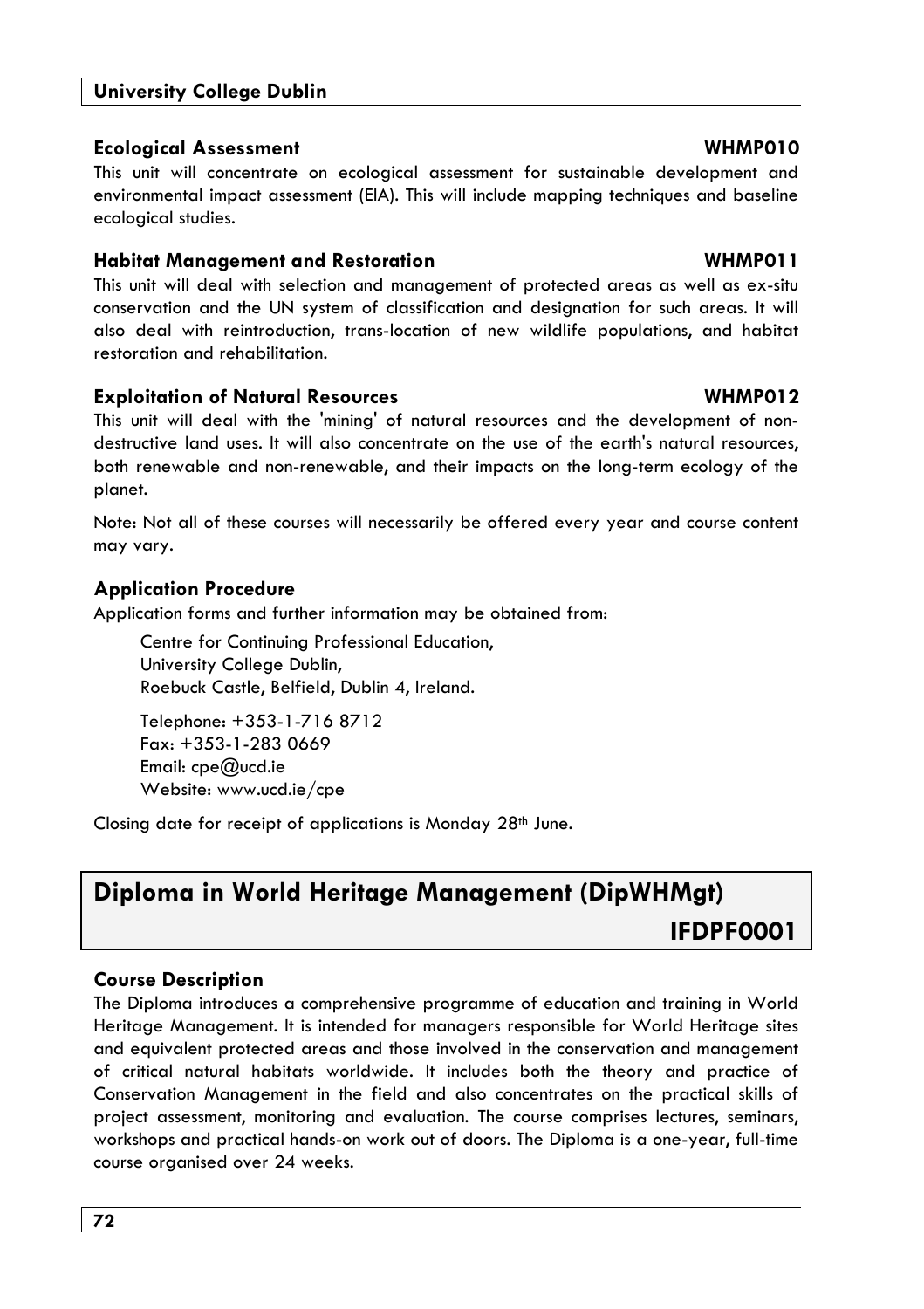### Ecological Assessment WHMP010

This unit will concentrate on ecological assessment for sustainable development and environmental impact assessment (EIA). This will include mapping techniques and baseline ecological studies.

### Habitat Management and Restoration WHMP011

This unit will deal with selection and management of protected areas as well as ex-situ conservation and the UN system of classification and designation for such areas. It will also deal with reintroduction, trans-location of new wildlife populations, and habitat restoration and rehabilitation.

### Exploitation of Natural Resources WHMP012

This unit will deal with the 'mining' of natural resources and the development of non-destructive land uses. It will also concentrate on the use of the earth's natural resources, both renewable and non-renewable, and their impacts on the long-term ecology of the planet.

Note: Not all of these courses will necessarily be offered every year and course content may vary.

### Application Procedure

Application forms and further information may be obtained from:

Centre for Continuing Professional Education,
University College Dublin,
Roebuck Castle, Belfield, Dublin 4, Ireland.

Telephone: +353-1-716 8712
Fax: +353-1-283 0669
Email: cpe@ucd.ie
Website: www.ucd.ie/cpe

Closing date for receipt of applications is Monday 28th June.

## Diploma in World Heritage Management (DipWHMgt) IFDPF0001

### Course Description

The Diploma introduces a comprehensive programme of education and training in World Heritage Management. It is intended for managers responsible for World Heritage sites and equivalent protected areas and those involved in the conservation and management of critical natural habitats worldwide. It includes both the theory and practice of Conservation Management in the field and also concentrates on the practical skills of project assessment, monitoring and evaluation. The course comprises lectures, seminars, workshops and practical hands-on work out of doors. The Diploma is a one-year, full-time course organised over 24 weeks.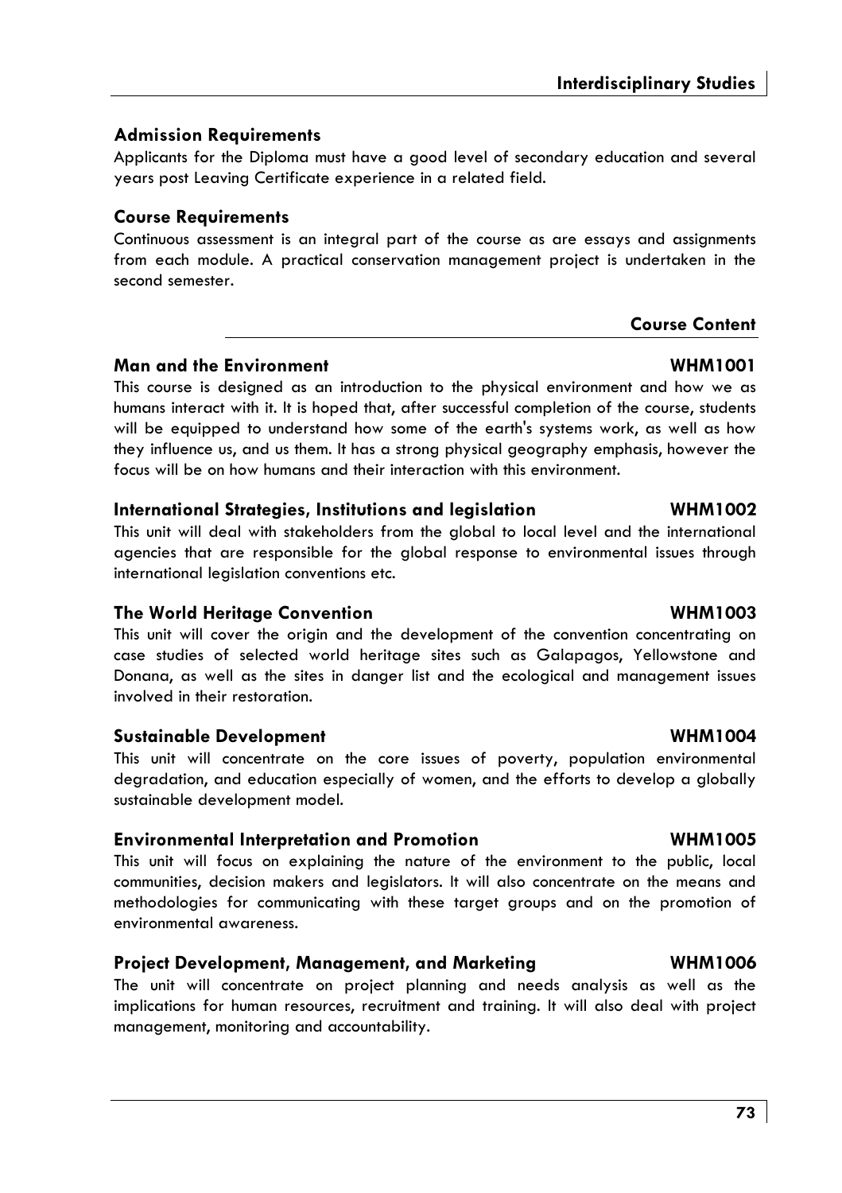## Admission Requirements

Applicants for the Diploma must have a good level of secondary education and several years post Leaving Certificate experience in a related field.

## Course Requirements

Continuous assessment is an integral part of the course as are essays and assignments from each module. A practical conservation management project is undertaken in the second semester.

## Course Content

### Man and the Environment — WHM1001

This course is designed as an introduction to the physical environment and how we as humans interact with it. It is hoped that, after successful completion of the course, students will be equipped to understand how some of the earth's systems work, as well as how they influence us, and us them. It has a strong physical geography emphasis, however the focus will be on how humans and their interaction with this environment.

### International Strategies, Institutions and legislation — WHM1002

This unit will deal with stakeholders from the global to local level and the international agencies that are responsible for the global response to environmental issues through international legislation conventions etc.

### The World Heritage Convention — WHM1003

This unit will cover the origin and the development of the convention concentrating on case studies of selected world heritage sites such as Galapagos, Yellowstone and Donana, as well as the sites in danger list and the ecological and management issues involved in their restoration.

### Sustainable Development — WHM1004

This unit will concentrate on the core issues of poverty, population environmental degradation, and education especially of women, and the efforts to develop a globally sustainable development model.

### Environmental Interpretation and Promotion — WHM1005

This unit will focus on explaining the nature of the environment to the public, local communities, decision makers and legislators. It will also concentrate on the means and methodologies for communicating with these target groups and on the promotion of environmental awareness.

### Project Development, Management, and Marketing — WHM1006

The unit will concentrate on project planning and needs analysis as well as the implications for human resources, recruitment and training. It will also deal with project management, monitoring and accountability.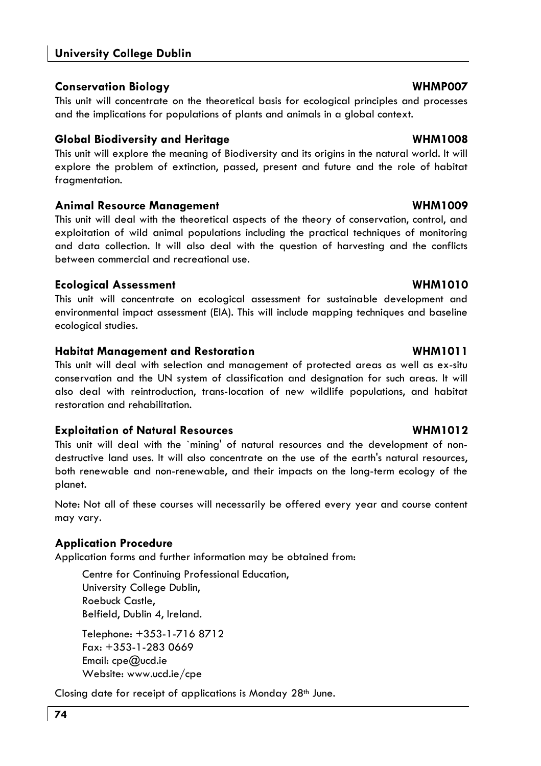### Conservation Biology WHMP007

This unit will concentrate on the theoretical basis for ecological principles and processes and the implications for populations of plants and animals in a global context.

### Global Biodiversity and Heritage WHM1008

This unit will explore the meaning of Biodiversity and its origins in the natural world. It will explore the problem of extinction, passed, present and future and the role of habitat fragmentation.

### Animal Resource Management WHM1009

This unit will deal with the theoretical aspects of the theory of conservation, control, and exploitation of wild animal populations including the practical techniques of monitoring and data collection. It will also deal with the question of harvesting and the conflicts between commercial and recreational use.

### Ecological Assessment WHM1010

This unit will concentrate on ecological assessment for sustainable development and environmental impact assessment (EIA). This will include mapping techniques and baseline ecological studies.

### Habitat Management and Restoration WHM1011

This unit will deal with selection and management of protected areas as well as ex-situ conservation and the UN system of classification and designation for such areas. It will also deal with reintroduction, trans-location of new wildlife populations, and habitat restoration and rehabilitation.

### Exploitation of Natural Resources WHM1012

This unit will deal with the `mining' of natural resources and the development of non-destructive land uses. It will also concentrate on the use of the earth's natural resources, both renewable and non-renewable, and their impacts on the long-term ecology of the planet.

Note: Not all of these courses will necessarily be offered every year and course content may vary.

### Application Procedure

Application forms and further information may be obtained from:

Centre for Continuing Professional Education,
University College Dublin,
Roebuck Castle,
Belfield, Dublin 4, Ireland.

Telephone: +353-1-716 8712
Fax: +353-1-283 0669
Email: cpe@ucd.ie
Website: www.ucd.ie/cpe

Closing date for receipt of applications is Monday 28th June.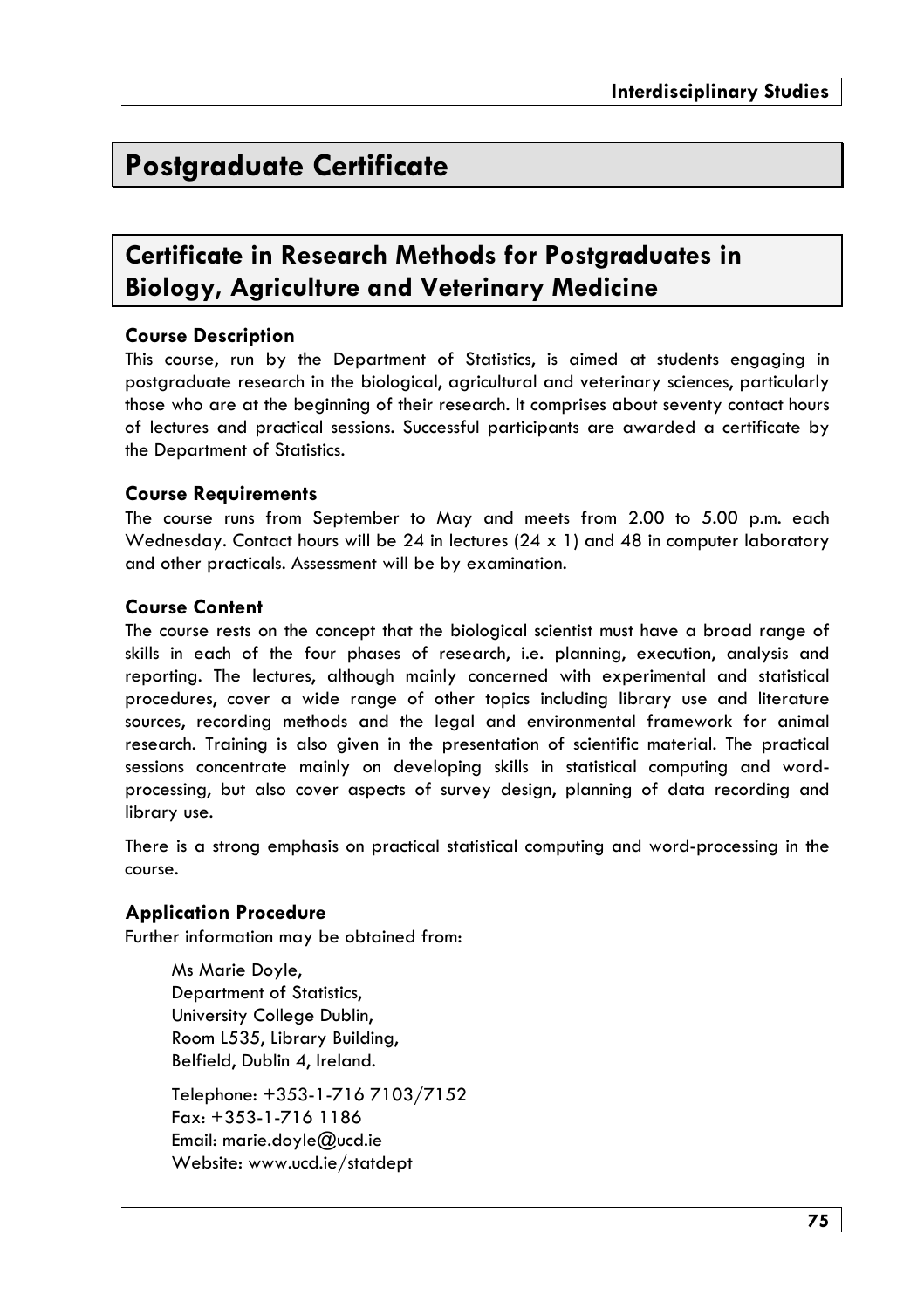# Postgraduate Certificate

## Certificate in Research Methods for Postgraduates in Biology, Agriculture and Veterinary Medicine

### Course Description

This course, run by the Department of Statistics, is aimed at students engaging in postgraduate research in the biological, agricultural and veterinary sciences, particularly those who are at the beginning of their research. It comprises about seventy contact hours of lectures and practical sessions. Successful participants are awarded a certificate by the Department of Statistics.

### Course Requirements

The course runs from September to May and meets from 2.00 to 5.00 p.m. each Wednesday. Contact hours will be 24 in lectures (24 x 1) and 48 in computer laboratory and other practicals. Assessment will be by examination.

### Course Content

The course rests on the concept that the biological scientist must have a broad range of skills in each of the four phases of research, i.e. planning, execution, analysis and reporting. The lectures, although mainly concerned with experimental and statistical procedures, cover a wide range of other topics including library use and literature sources, recording methods and the legal and environmental framework for animal research. Training is also given in the presentation of scientific material. The practical sessions concentrate mainly on developing skills in statistical computing and word-processing, but also cover aspects of survey design, planning of data recording and library use.

There is a strong emphasis on practical statistical computing and word-processing in the course.

### Application Procedure

Further information may be obtained from:

Ms Marie Doyle,
Department of Statistics,
University College Dublin,
Room L535, Library Building,
Belfield, Dublin 4, Ireland.

Telephone: +353-1-716 7103/7152
Fax: +353-1-716 1186
Email: marie.doyle@ucd.ie
Website: www.ucd.ie/statdept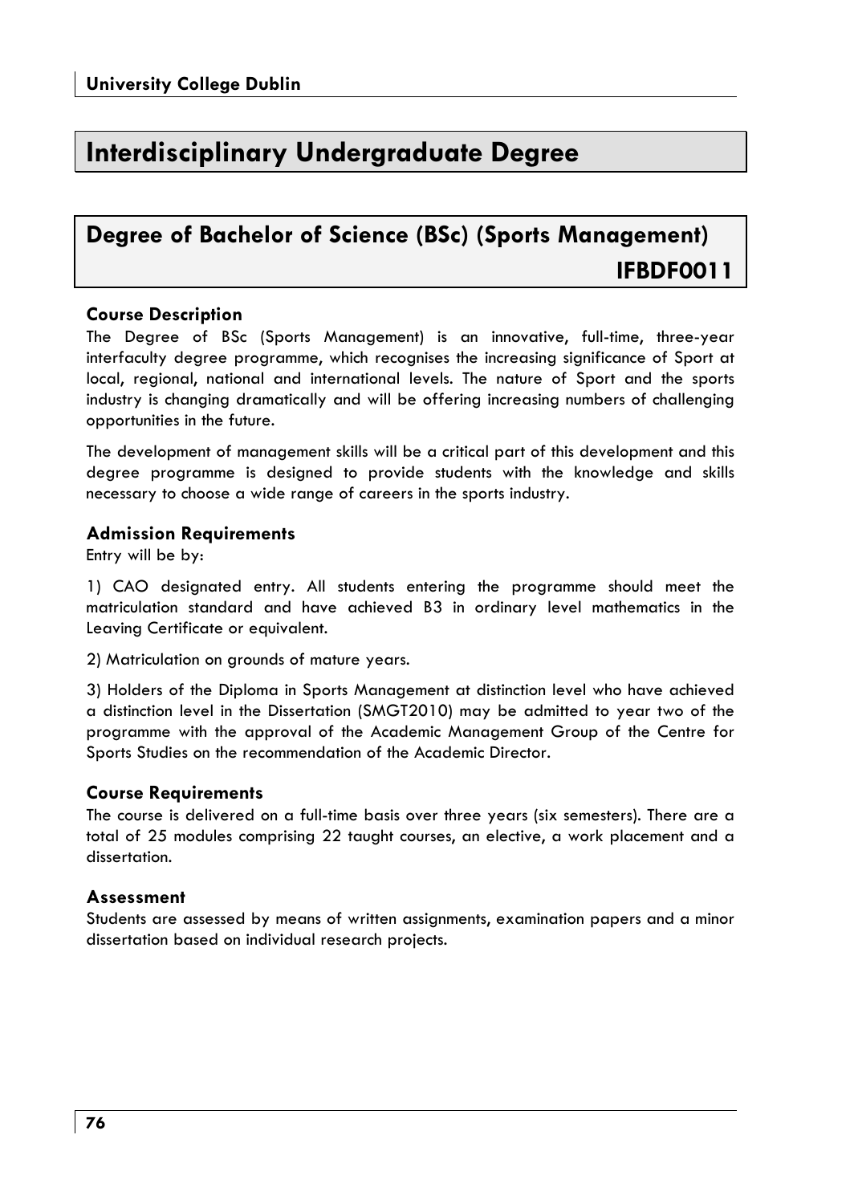# Interdisciplinary Undergraduate Degree

## Degree of Bachelor of Science (BSc) (Sports Management) IFBDF0011

### Course Description

The Degree of BSc (Sports Management) is an innovative, full-time, three-year interfaculty degree programme, which recognises the increasing significance of Sport at local, regional, national and international levels. The nature of Sport and the sports industry is changing dramatically and will be offering increasing numbers of challenging opportunities in the future.

The development of management skills will be a critical part of this development and this degree programme is designed to provide students with the knowledge and skills necessary to choose a wide range of careers in the sports industry.

### Admission Requirements

Entry will be by:

1) CAO designated entry. All students entering the programme should meet the matriculation standard and have achieved B3 in ordinary level mathematics in the Leaving Certificate or equivalent.

2) Matriculation on grounds of mature years.

3) Holders of the Diploma in Sports Management at distinction level who have achieved a distinction level in the Dissertation (SMGT2010) may be admitted to year two of the programme with the approval of the Academic Management Group of the Centre for Sports Studies on the recommendation of the Academic Director.

### Course Requirements

The course is delivered on a full-time basis over three years (six semesters). There are a total of 25 modules comprising 22 taught courses, an elective, a work placement and a dissertation.

### Assessment

Students are assessed by means of written assignments, examination papers and a minor dissertation based on individual research projects.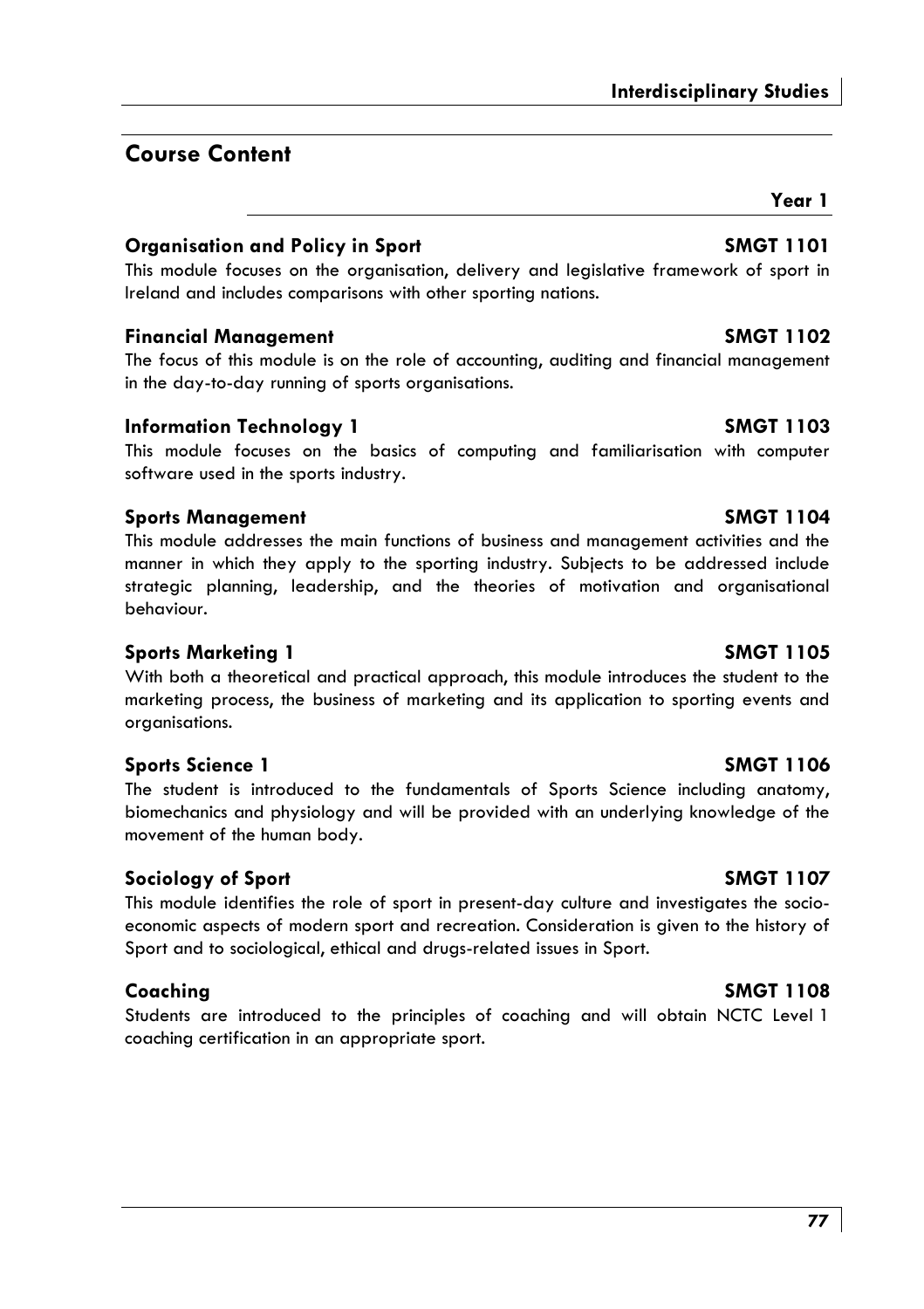## Course Content

### Year 1

**Organisation and Policy in Sport** **SMGT 1101**

This module focuses on the organisation, delivery and legislative framework of sport in Ireland and includes comparisons with other sporting nations.

**Financial Management** **SMGT 1102**

The focus of this module is on the role of accounting, auditing and financial management in the day-to-day running of sports organisations.

**Information Technology 1** **SMGT 1103**

This module focuses on the basics of computing and familiarisation with computer software used in the sports industry.

**Sports Management** **SMGT 1104**

This module addresses the main functions of business and management activities and the manner in which they apply to the sporting industry. Subjects to be addressed include strategic planning, leadership, and the theories of motivation and organisational behaviour.

**Sports Marketing 1** **SMGT 1105**

With both a theoretical and practical approach, this module introduces the student to the marketing process, the business of marketing and its application to sporting events and organisations.

**Sports Science 1** **SMGT 1106**

The student is introduced to the fundamentals of Sports Science including anatomy, biomechanics and physiology and will be provided with an underlying knowledge of the movement of the human body.

**Sociology of Sport** **SMGT 1107**

This module identifies the role of sport in present-day culture and investigates the socio-economic aspects of modern sport and recreation. Consideration is given to the history of Sport and to sociological, ethical and drugs-related issues in Sport.

**Coaching** **SMGT 1108**

Students are introduced to the principles of coaching and will obtain NCTC Level 1 coaching certification in an appropriate sport.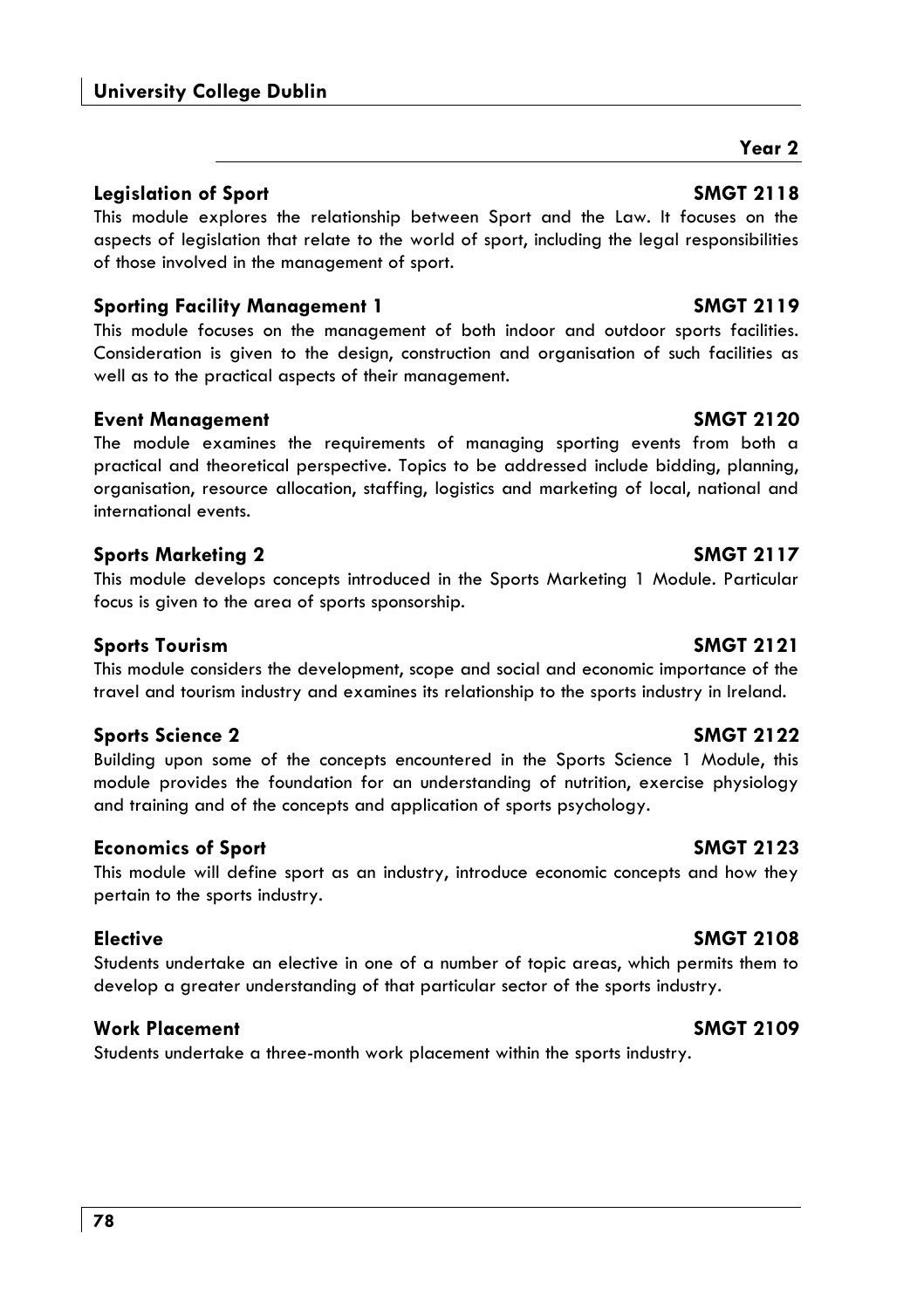## Year 2

### Legislation of Sport SMGT 2118

This module explores the relationship between Sport and the Law. It focuses on the aspects of legislation that relate to the world of sport, including the legal responsibilities of those involved in the management of sport.

### Sporting Facility Management 1 SMGT 2119

This module focuses on the management of both indoor and outdoor sports facilities. Consideration is given to the design, construction and organisation of such facilities as well as to the practical aspects of their management.

### Event Management SMGT 2120

The module examines the requirements of managing sporting events from both a practical and theoretical perspective. Topics to be addressed include bidding, planning, organisation, resource allocation, staffing, logistics and marketing of local, national and international events.

### Sports Marketing 2 SMGT 2117

This module develops concepts introduced in the Sports Marketing 1 Module. Particular focus is given to the area of sports sponsorship.

### Sports Tourism SMGT 2121

This module considers the development, scope and social and economic importance of the travel and tourism industry and examines its relationship to the sports industry in Ireland.

### Sports Science 2 SMGT 2122

Building upon some of the concepts encountered in the Sports Science 1 Module, this module provides the foundation for an understanding of nutrition, exercise physiology and training and of the concepts and application of sports psychology.

### Economics of Sport SMGT 2123

This module will define sport as an industry, introduce economic concepts and how they pertain to the sports industry.

### Elective SMGT 2108

Students undertake an elective in one of a number of topic areas, which permits them to develop a greater understanding of that particular sector of the sports industry.

### Work Placement SMGT 2109

Students undertake a three-month work placement within the sports industry.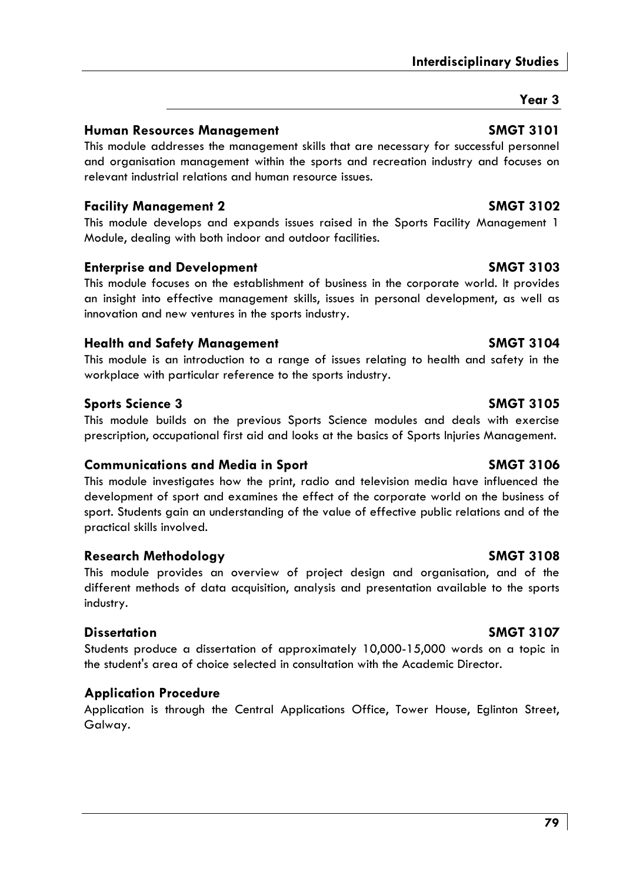## Year 3

### Human Resources Management SMGT 3101

This module addresses the management skills that are necessary for successful personnel and organisation management within the sports and recreation industry and focuses on relevant industrial relations and human resource issues.

### Facility Management 2 SMGT 3102

This module develops and expands issues raised in the Sports Facility Management 1 Module, dealing with both indoor and outdoor facilities.

### Enterprise and Development SMGT 3103

This module focuses on the establishment of business in the corporate world. It provides an insight into effective management skills, issues in personal development, as well as innovation and new ventures in the sports industry.

### Health and Safety Management SMGT 3104

This module is an introduction to a range of issues relating to health and safety in the workplace with particular reference to the sports industry.

### Sports Science 3 SMGT 3105

This module builds on the previous Sports Science modules and deals with exercise prescription, occupational first aid and looks at the basics of Sports Injuries Management.

### Communications and Media in Sport SMGT 3106

This module investigates how the print, radio and television media have influenced the development of sport and examines the effect of the corporate world on the business of sport. Students gain an understanding of the value of effective public relations and of the practical skills involved.

### Research Methodology SMGT 3108

This module provides an overview of project design and organisation, and of the different methods of data acquisition, analysis and presentation available to the sports industry.

### Dissertation SMGT 3107

Students produce a dissertation of approximately 10,000-15,000 words on a topic in the student's area of choice selected in consultation with the Academic Director.

### Application Procedure

Application is through the Central Applications Office, Tower House, Eglinton Street, Galway.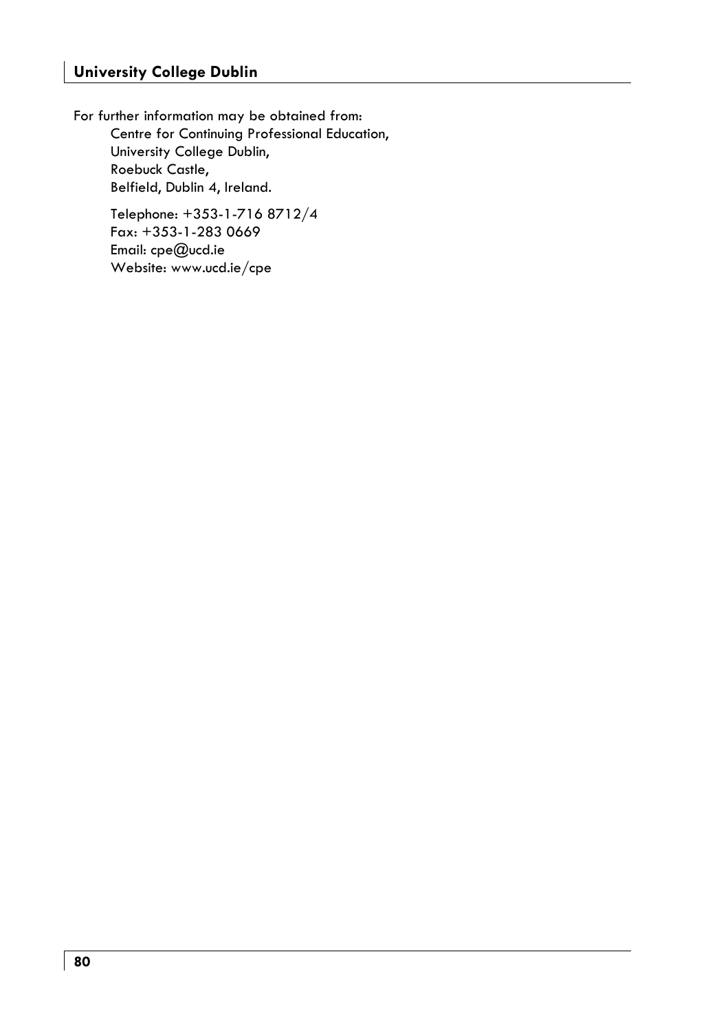For further information may be obtained from:

Centre for Continuing Professional Education,
University College Dublin,
Roebuck Castle,
Belfield, Dublin 4, Ireland.

Telephone: +353-1-716 8712/4
Fax: +353-1-283 0669
Email: cpe@ucd.ie
Website: www.ucd.ie/cpe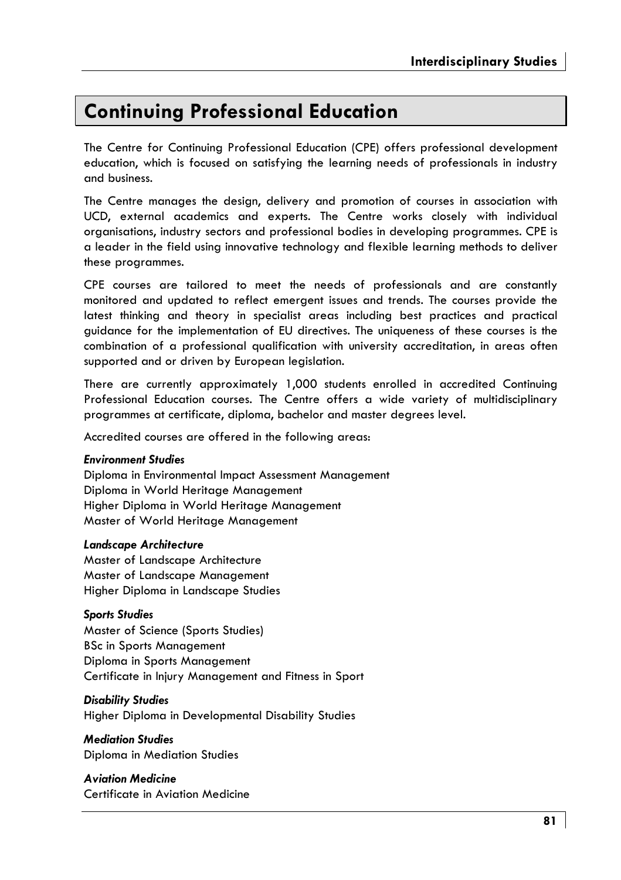# Continuing Professional Education

The Centre for Continuing Professional Education (CPE) offers professional development education, which is focused on satisfying the learning needs of professionals in industry and business.

The Centre manages the design, delivery and promotion of courses in association with UCD, external academics and experts. The Centre works closely with individual organisations, industry sectors and professional bodies in developing programmes. CPE is a leader in the field using innovative technology and flexible learning methods to deliver these programmes.

CPE courses are tailored to meet the needs of professionals and are constantly monitored and updated to reflect emergent issues and trends. The courses provide the latest thinking and theory in specialist areas including best practices and practical guidance for the implementation of EU directives. The uniqueness of these courses is the combination of a professional qualification with university accreditation, in areas often supported and or driven by European legislation.

There are currently approximately 1,000 students enrolled in accredited Continuing Professional Education courses. The Centre offers a wide variety of multidisciplinary programmes at certificate, diploma, bachelor and master degrees level.

Accredited courses are offered in the following areas:

***Environment Studies***
Diploma in Environmental Impact Assessment Management
Diploma in World Heritage Management
Higher Diploma in World Heritage Management
Master of World Heritage Management

***Landscape Architecture***
Master of Landscape Architecture
Master of Landscape Management
Higher Diploma in Landscape Studies

***Sports Studies***
Master of Science (Sports Studies)
BSc in Sports Management
Diploma in Sports Management
Certificate in Injury Management and Fitness in Sport

***Disability Studies***
Higher Diploma in Developmental Disability Studies

***Mediation Studies***
Diploma in Mediation Studies

***Aviation Medicine***
Certificate in Aviation Medicine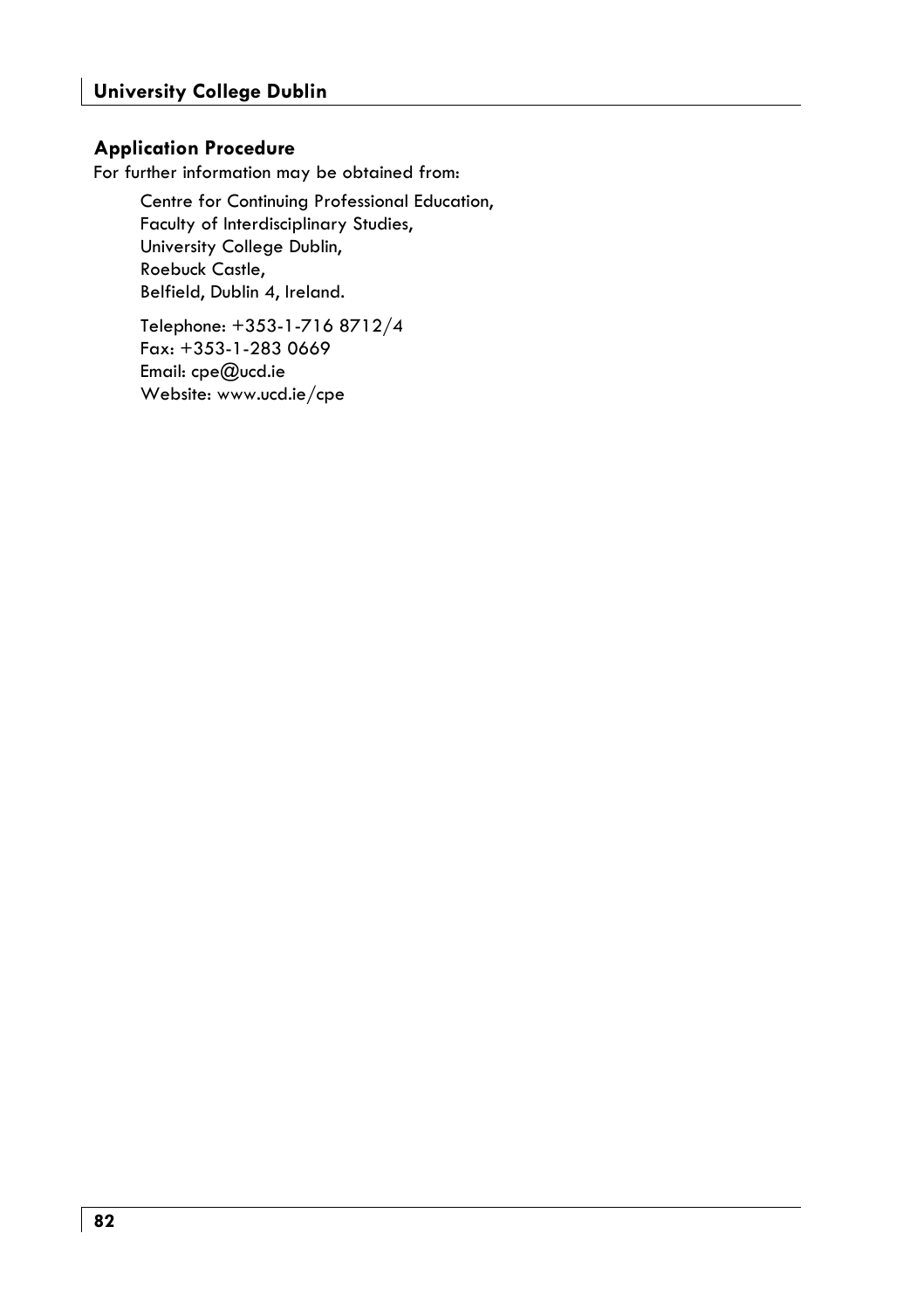## Application Procedure

For further information may be obtained from:

> Centre for Continuing Professional Education,
> Faculty of Interdisciplinary Studies,
> University College Dublin,
> Roebuck Castle,
> Belfield, Dublin 4, Ireland.
>
> Telephone: +353-1-716 8712/4
> Fax: +353-1-283 0669
> Email: cpe@ucd.ie
> Website: www.ucd.ie/cpe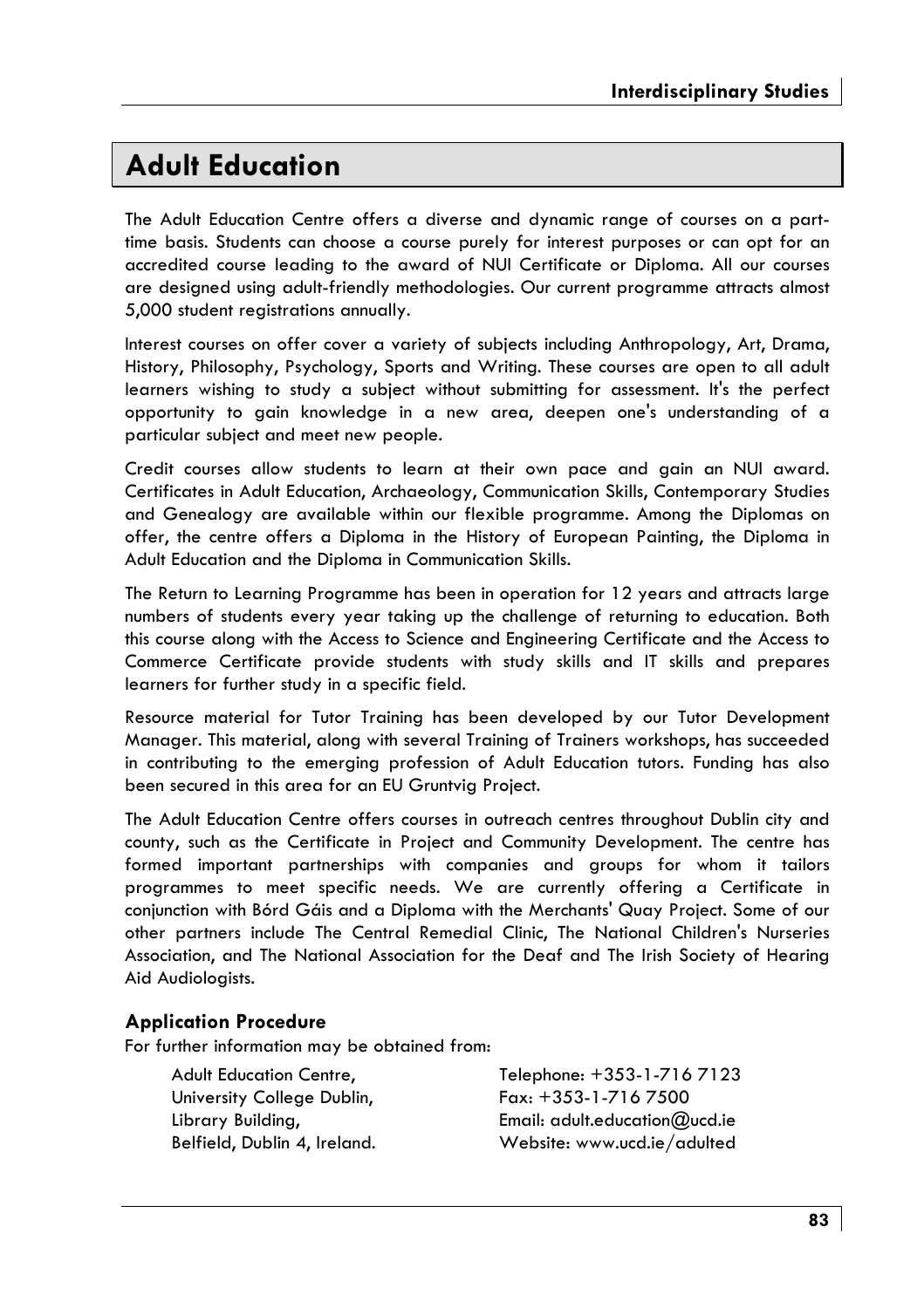# Adult Education

The Adult Education Centre offers a diverse and dynamic range of courses on a part-time basis. Students can choose a course purely for interest purposes or can opt for an accredited course leading to the award of NUI Certificate or Diploma. All our courses are designed using adult-friendly methodologies. Our current programme attracts almost 5,000 student registrations annually.

Interest courses on offer cover a variety of subjects including Anthropology, Art, Drama, History, Philosophy, Psychology, Sports and Writing. These courses are open to all adult learners wishing to study a subject without submitting for assessment. It's the perfect opportunity to gain knowledge in a new area, deepen one's understanding of a particular subject and meet new people.

Credit courses allow students to learn at their own pace and gain an NUI award. Certificates in Adult Education, Archaeology, Communication Skills, Contemporary Studies and Genealogy are available within our flexible programme. Among the Diplomas on offer, the centre offers a Diploma in the History of European Painting, the Diploma in Adult Education and the Diploma in Communication Skills.

The Return to Learning Programme has been in operation for 12 years and attracts large numbers of students every year taking up the challenge of returning to education. Both this course along with the Access to Science and Engineering Certificate and the Access to Commerce Certificate provide students with study skills and IT skills and prepares learners for further study in a specific field.

Resource material for Tutor Training has been developed by our Tutor Development Manager. This material, along with several Training of Trainers workshops, has succeeded in contributing to the emerging profession of Adult Education tutors. Funding has also been secured in this area for an EU Gruntvig Project.

The Adult Education Centre offers courses in outreach centres throughout Dublin city and county, such as the Certificate in Project and Community Development. The centre has formed important partnerships with companies and groups for whom it tailors programmes to meet specific needs. We are currently offering a Certificate in conjunction with Bórd Gáis and a Diploma with the Merchants' Quay Project. Some of our other partners include The Central Remedial Clinic, The National Children's Nurseries Association, and The National Association for the Deaf and The Irish Society of Hearing Aid Audiologists.

### Application Procedure

For further information may be obtained from:

Adult Education Centre,
University College Dublin,
Library Building,
Belfield, Dublin 4, Ireland.

Telephone: +353-1-716 7123
Fax: +353-1-716 7500
Email: adult.education@ucd.ie
Website: www.ucd.ie/adulted